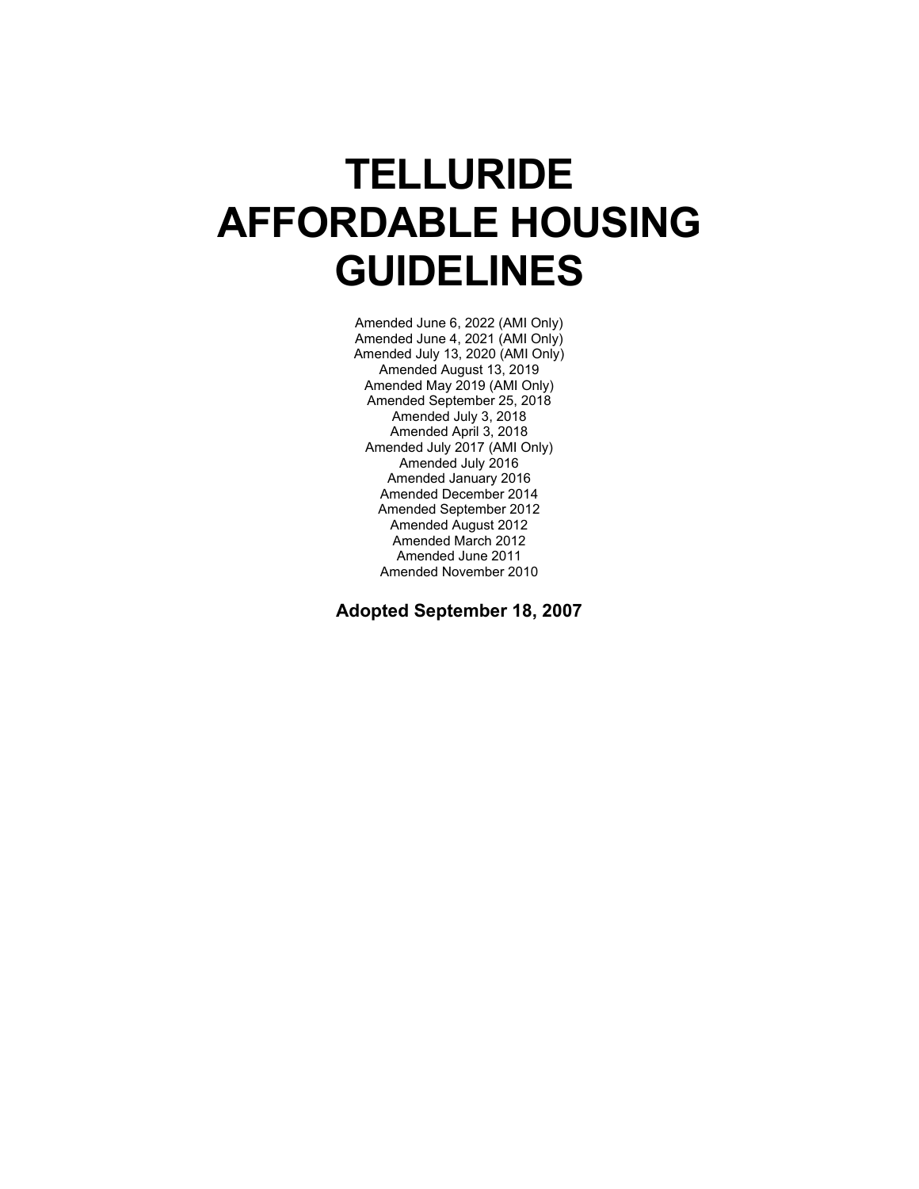# TELLURIDE AFFORDABLE HOUSING GUIDELINES

Amended June 6, 2022 (AMI Only)
Amended June 4, 2021 (AMI Only)
Amended July 13, 2020 (AMI Only)
Amended August 13, 2019
Amended May 2019 (AMI Only)
Amended September 25, 2018
Amended July 3, 2018
Amended April 3, 2018
Amended July 2017 (AMI Only)
Amended July 2016
Amended January 2016
Amended December 2014
Amended September 2012
Amended August 2012
Amended March 2012
Amended June 2011
Amended November 2010

**Adopted September 18, 2007**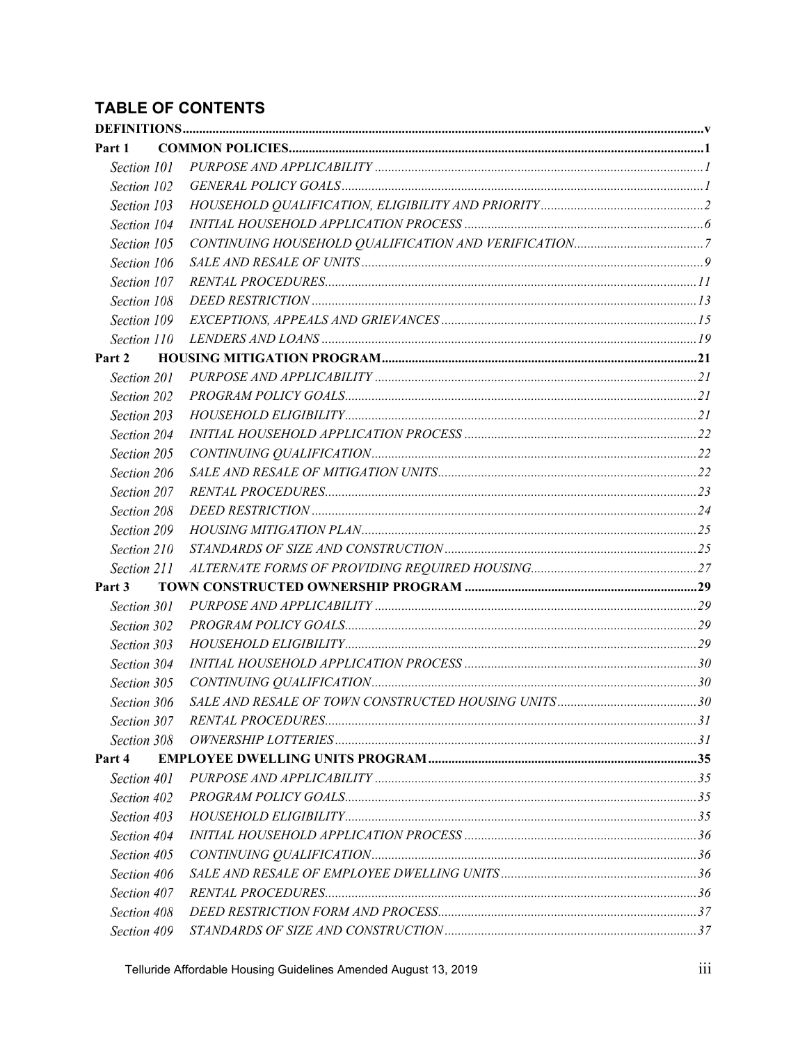## TABLE OF CONTENTS

**DEFINITIONS** .......... **v**

**Part 1 COMMON POLICIES** .......... **1**

- *Section 101 PURPOSE AND APPLICABILITY* .......... *1*
- *Section 102 GENERAL POLICY GOALS* .......... *1*
- *Section 103 HOUSEHOLD QUALIFICATION, ELIGIBILITY AND PRIORITY* .......... *2*
- *Section 104 INITIAL HOUSEHOLD APPLICATION PROCESS* .......... *6*
- *Section 105 CONTINUING HOUSEHOLD QUALIFICATION AND VERIFICATION* .......... *7*
- *Section 106 SALE AND RESALE OF UNITS* .......... *9*
- *Section 107 RENTAL PROCEDURES* .......... *11*
- *Section 108 DEED RESTRICTION* .......... *13*
- *Section 109 EXCEPTIONS, APPEALS AND GRIEVANCES* .......... *15*
- *Section 110 LENDERS AND LOANS* .......... *19*

**Part 2 HOUSING MITIGATION PROGRAM** .......... **21**

- *Section 201 PURPOSE AND APPLICABILITY* .......... *21*
- *Section 202 PROGRAM POLICY GOALS* .......... *21*
- *Section 203 HOUSEHOLD ELIGIBILITY* .......... *21*
- *Section 204 INITIAL HOUSEHOLD APPLICATION PROCESS* .......... *22*
- *Section 205 CONTINUING QUALIFICATION* .......... *22*
- *Section 206 SALE AND RESALE OF MITIGATION UNITS* .......... *22*
- *Section 207 RENTAL PROCEDURES* .......... *23*
- *Section 208 DEED RESTRICTION* .......... *24*
- *Section 209 HOUSING MITIGATION PLAN* .......... *25*
- *Section 210 STANDARDS OF SIZE AND CONSTRUCTION* .......... *25*
- *Section 211 ALTERNATE FORMS OF PROVIDING REQUIRED HOUSING* .......... *27*

**Part 3 TOWN CONSTRUCTED OWNERSHIP PROGRAM** .......... **29**

- *Section 301 PURPOSE AND APPLICABILITY* .......... *29*
- *Section 302 PROGRAM POLICY GOALS* .......... *29*
- *Section 303 HOUSEHOLD ELIGIBILITY* .......... *29*
- *Section 304 INITIAL HOUSEHOLD APPLICATION PROCESS* .......... *30*
- *Section 305 CONTINUING QUALIFICATION* .......... *30*
- *Section 306 SALE AND RESALE OF TOWN CONSTRUCTED HOUSING UNITS* .......... *30*
- *Section 307 RENTAL PROCEDURES* .......... *31*
- *Section 308 OWNERSHIP LOTTERIES* .......... *31*

**Part 4 EMPLOYEE DWELLING UNITS PROGRAM** .......... **35**

- *Section 401 PURPOSE AND APPLICABILITY* .......... *35*
- *Section 402 PROGRAM POLICY GOALS* .......... *35*
- *Section 403 HOUSEHOLD ELIGIBILITY* .......... *35*
- *Section 404 INITIAL HOUSEHOLD APPLICATION PROCESS* .......... *36*
- *Section 405 CONTINUING QUALIFICATION* .......... *36*
- *Section 406 SALE AND RESALE OF EMPLOYEE DWELLING UNITS* .......... *36*
- *Section 407 RENTAL PROCEDURES* .......... *36*
- *Section 408 DEED RESTRICTION FORM AND PROCESS* .......... *37*
- *Section 409 STANDARDS OF SIZE AND CONSTRUCTION* .......... *37*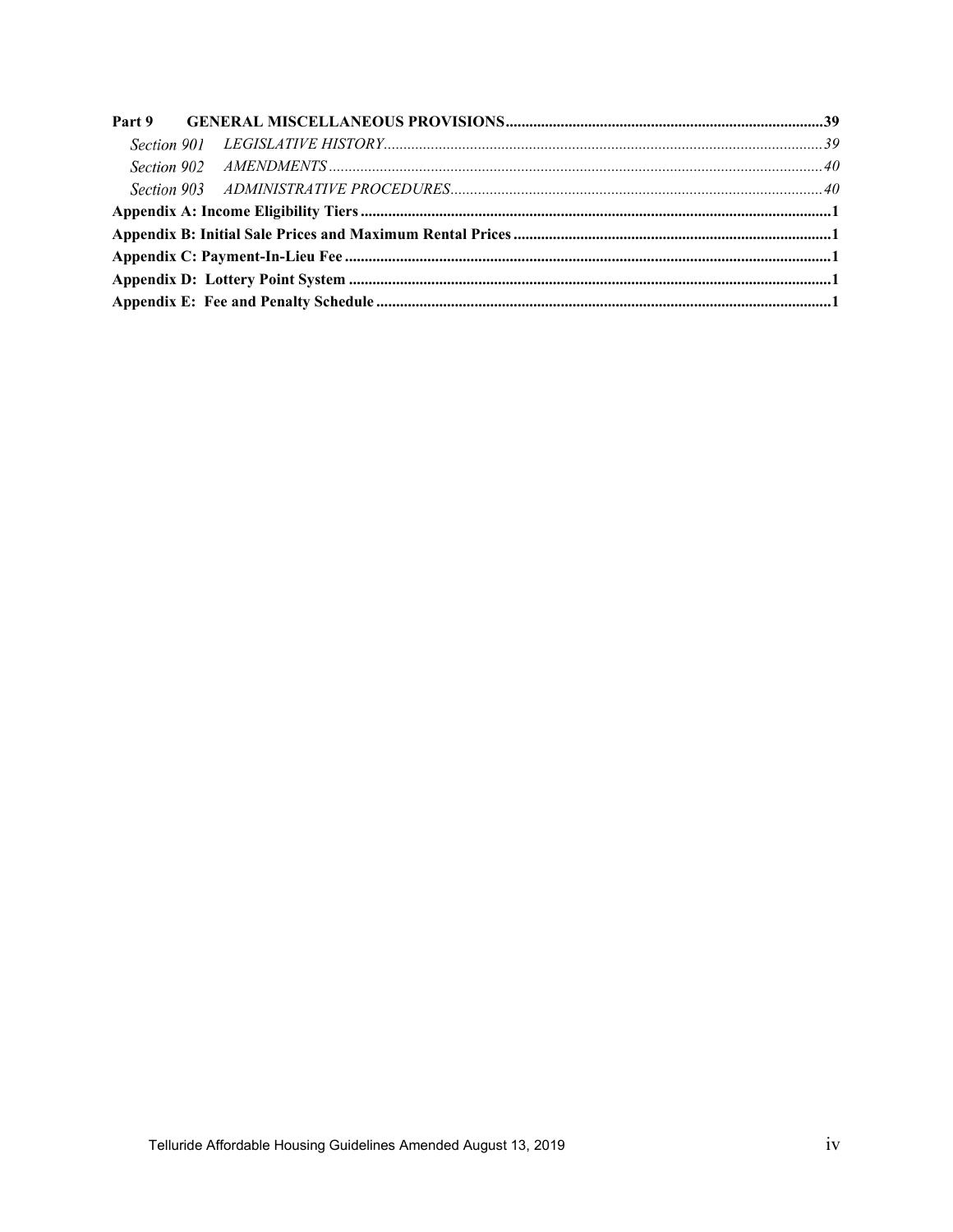**Part 9 GENERAL MISCELLANEOUS PROVISIONS** .....39

*Section 901 LEGISLATIVE HISTORY* .....39

*Section 902 AMENDMENTS* .....40

*Section 903 ADMINISTRATIVE PROCEDURES* .....40

**Appendix A: Income Eligibility Tiers** .....1

**Appendix B: Initial Sale Prices and Maximum Rental Prices** .....1

**Appendix C: Payment-In-Lieu Fee** .....1

**Appendix D: Lottery Point System** .....1

**Appendix E: Fee and Penalty Schedule** .....1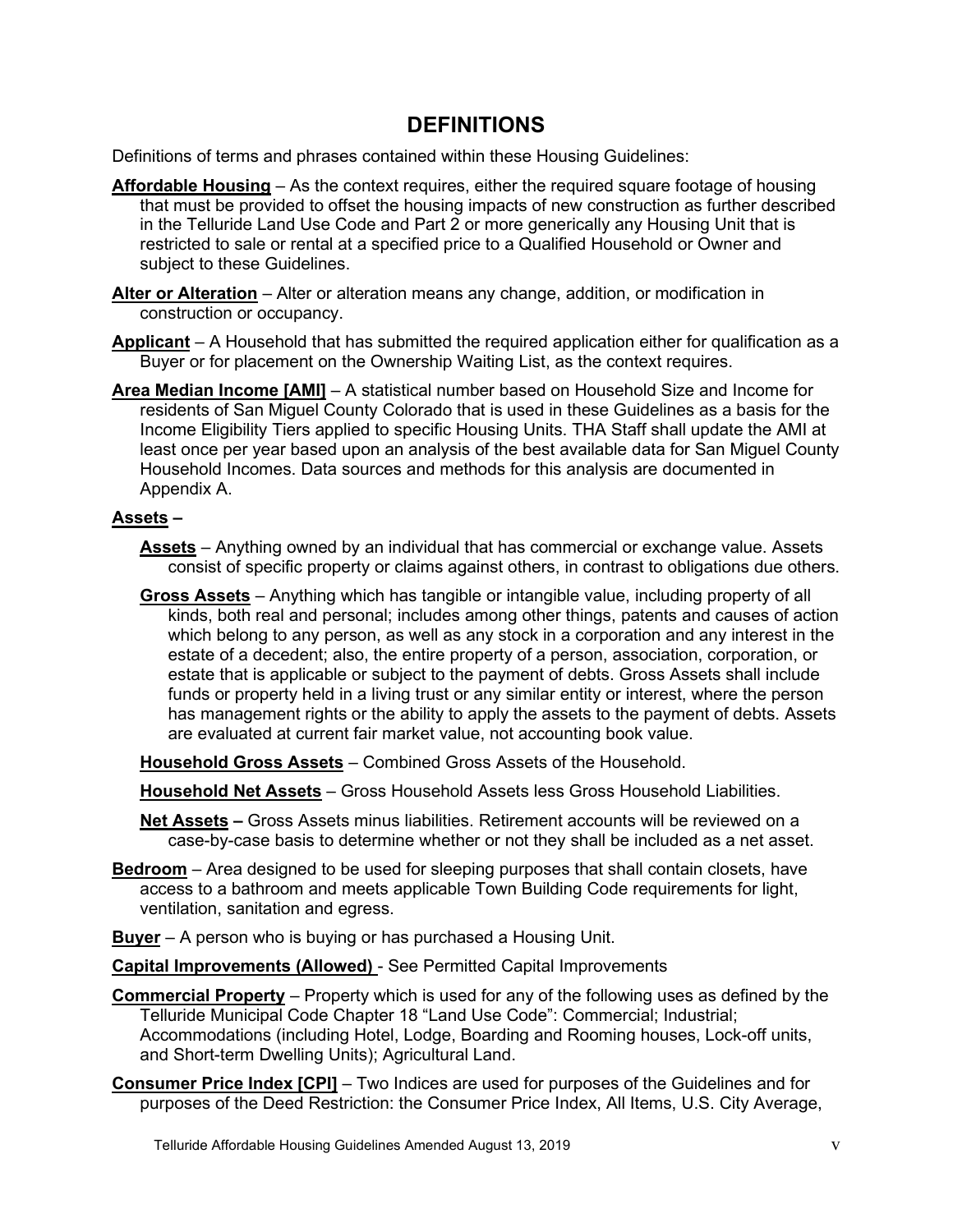# DEFINITIONS

Definitions of terms and phrases contained within these Housing Guidelines:

**Affordable Housing** – As the context requires, either the required square footage of housing that must be provided to offset the housing impacts of new construction as further described in the Telluride Land Use Code and Part 2 or more generically any Housing Unit that is restricted to sale or rental at a specified price to a Qualified Household or Owner and subject to these Guidelines.

**Alter or Alteration** – Alter or alteration means any change, addition, or modification in construction or occupancy.

**Applicant** – A Household that has submitted the required application either for qualification as a Buyer or for placement on the Ownership Waiting List, as the context requires.

**Area Median Income [AMI]** – A statistical number based on Household Size and Income for residents of San Miguel County Colorado that is used in these Guidelines as a basis for the Income Eligibility Tiers applied to specific Housing Units. THA Staff shall update the AMI at least once per year based upon an analysis of the best available data for San Miguel County Household Incomes. Data sources and methods for this analysis are documented in Appendix A.

**Assets –**

- **Assets** – Anything owned by an individual that has commercial or exchange value. Assets consist of specific property or claims against others, in contrast to obligations due others.
- **Gross Assets** – Anything which has tangible or intangible value, including property of all kinds, both real and personal; includes among other things, patents and causes of action which belong to any person, as well as any stock in a corporation and any interest in the estate of a decedent; also, the entire property of a person, association, corporation, or estate that is applicable or subject to the payment of debts. Gross Assets shall include funds or property held in a living trust or any similar entity or interest, where the person has management rights or the ability to apply the assets to the payment of debts. Assets are evaluated at current fair market value, not accounting book value.
- **Household Gross Assets** – Combined Gross Assets of the Household.
- **Household Net Assets** – Gross Household Assets less Gross Household Liabilities.
- **Net Assets –** Gross Assets minus liabilities. Retirement accounts will be reviewed on a case-by-case basis to determine whether or not they shall be included as a net asset.

**Bedroom** – Area designed to be used for sleeping purposes that shall contain closets, have access to a bathroom and meets applicable Town Building Code requirements for light, ventilation, sanitation and egress.

**Buyer** – A person who is buying or has purchased a Housing Unit.

**Capital Improvements (Allowed)** - See Permitted Capital Improvements

**Commercial Property** – Property which is used for any of the following uses as defined by the Telluride Municipal Code Chapter 18 "Land Use Code": Commercial; Industrial; Accommodations (including Hotel, Lodge, Boarding and Rooming houses, Lock-off units, and Short-term Dwelling Units); Agricultural Land.

**Consumer Price Index [CPI]** – Two Indices are used for purposes of the Guidelines and for purposes of the Deed Restriction: the Consumer Price Index, All Items, U.S. City Average,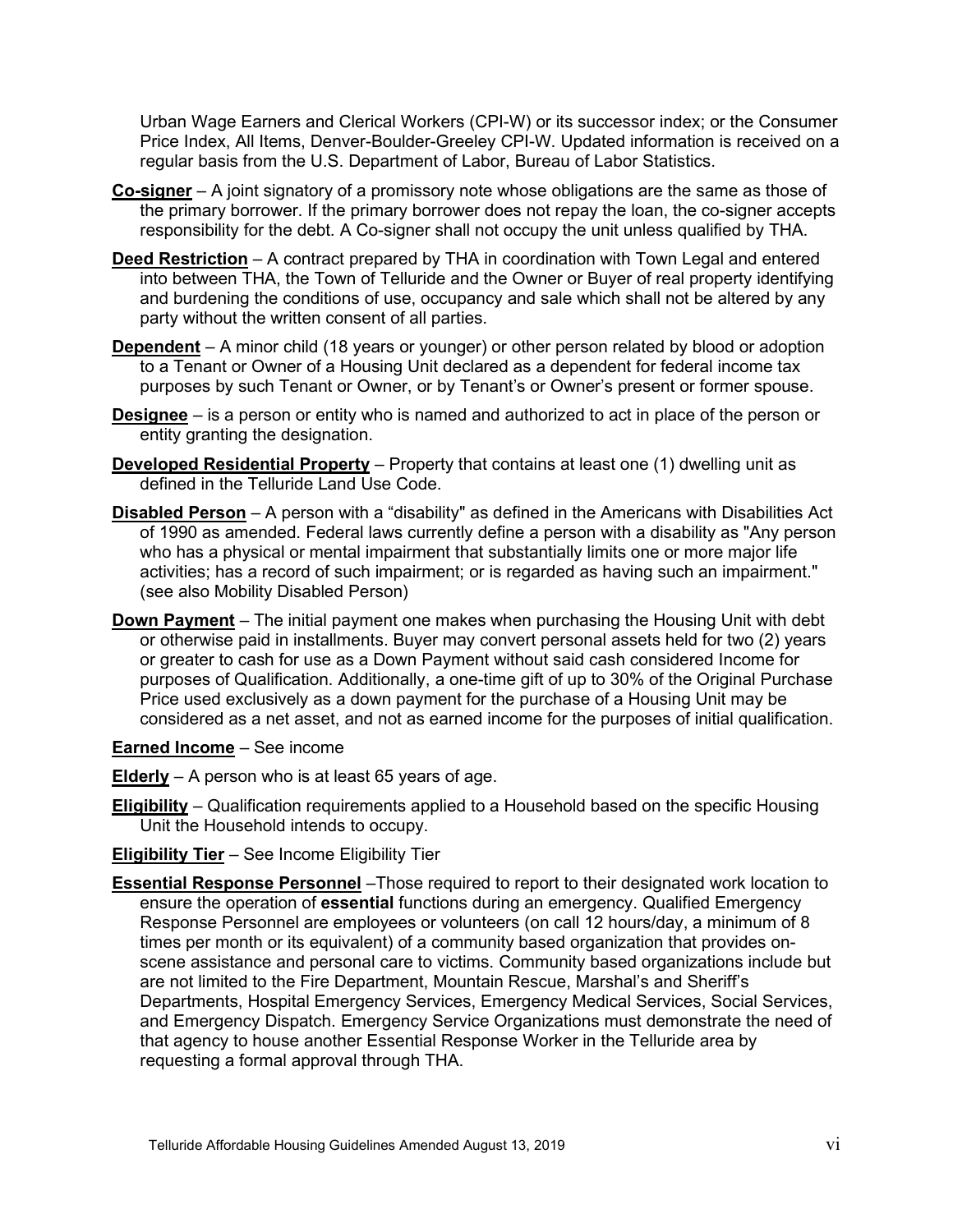Urban Wage Earners and Clerical Workers (CPI-W) or its successor index; or the Consumer Price Index, All Items, Denver-Boulder-Greeley CPI-W. Updated information is received on a regular basis from the U.S. Department of Labor, Bureau of Labor Statistics.

**Co-signer** – A joint signatory of a promissory note whose obligations are the same as those of the primary borrower. If the primary borrower does not repay the loan, the co-signer accepts responsibility for the debt. A Co-signer shall not occupy the unit unless qualified by THA.

**Deed Restriction** – A contract prepared by THA in coordination with Town Legal and entered into between THA, the Town of Telluride and the Owner or Buyer of real property identifying and burdening the conditions of use, occupancy and sale which shall not be altered by any party without the written consent of all parties.

**Dependent** – A minor child (18 years or younger) or other person related by blood or adoption to a Tenant or Owner of a Housing Unit declared as a dependent for federal income tax purposes by such Tenant or Owner, or by Tenant's or Owner's present or former spouse.

**Designee** – is a person or entity who is named and authorized to act in place of the person or entity granting the designation.

**Developed Residential Property** – Property that contains at least one (1) dwelling unit as defined in the Telluride Land Use Code.

**Disabled Person** – A person with a "disability" as defined in the Americans with Disabilities Act of 1990 as amended. Federal laws currently define a person with a disability as "Any person who has a physical or mental impairment that substantially limits one or more major life activities; has a record of such impairment; or is regarded as having such an impairment." (see also Mobility Disabled Person)

**Down Payment** – The initial payment one makes when purchasing the Housing Unit with debt or otherwise paid in installments. Buyer may convert personal assets held for two (2) years or greater to cash for use as a Down Payment without said cash considered Income for purposes of Qualification. Additionally, a one-time gift of up to 30% of the Original Purchase Price used exclusively as a down payment for the purchase of a Housing Unit may be considered as a net asset, and not as earned income for the purposes of initial qualification.

**Earned Income** – See income

**Elderly** – A person who is at least 65 years of age.

**Eligibility** – Qualification requirements applied to a Household based on the specific Housing Unit the Household intends to occupy.

**Eligibility Tier** – See Income Eligibility Tier

**Essential Response Personnel** –Those required to report to their designated work location to ensure the operation of **essential** functions during an emergency. Qualified Emergency Response Personnel are employees or volunteers (on call 12 hours/day, a minimum of 8 times per month or its equivalent) of a community based organization that provides on-scene assistance and personal care to victims. Community based organizations include but are not limited to the Fire Department, Mountain Rescue, Marshal's and Sheriff's Departments, Hospital Emergency Services, Emergency Medical Services, Social Services, and Emergency Dispatch. Emergency Service Organizations must demonstrate the need of that agency to house another Essential Response Worker in the Telluride area by requesting a formal approval through THA.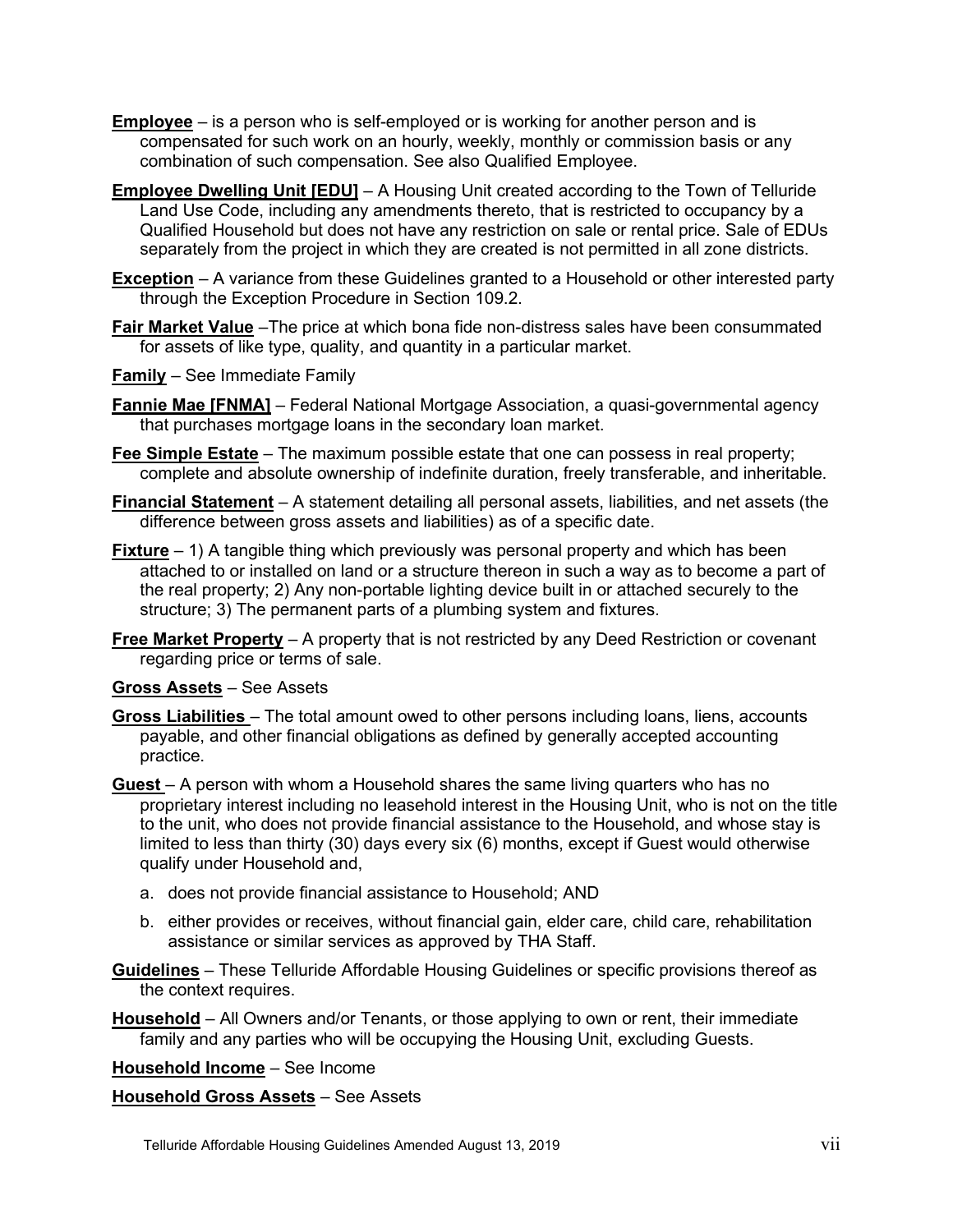**Employee** – is a person who is self-employed or is working for another person and is compensated for such work on an hourly, weekly, monthly or commission basis or any combination of such compensation. See also Qualified Employee.

**Employee Dwelling Unit [EDU]** – A Housing Unit created according to the Town of Telluride Land Use Code, including any amendments thereto, that is restricted to occupancy by a Qualified Household but does not have any restriction on sale or rental price. Sale of EDUs separately from the project in which they are created is not permitted in all zone districts.

**Exception** – A variance from these Guidelines granted to a Household or other interested party through the Exception Procedure in Section 109.2.

**Fair Market Value** –The price at which bona fide non-distress sales have been consummated for assets of like type, quality, and quantity in a particular market.

**Family** – See Immediate Family

**Fannie Mae [FNMA]** – Federal National Mortgage Association, a quasi-governmental agency that purchases mortgage loans in the secondary loan market.

**Fee Simple Estate** – The maximum possible estate that one can possess in real property; complete and absolute ownership of indefinite duration, freely transferable, and inheritable.

**Financial Statement** – A statement detailing all personal assets, liabilities, and net assets (the difference between gross assets and liabilities) as of a specific date.

**Fixture** – 1) A tangible thing which previously was personal property and which has been attached to or installed on land or a structure thereon in such a way as to become a part of the real property; 2) Any non-portable lighting device built in or attached securely to the structure; 3) The permanent parts of a plumbing system and fixtures.

**Free Market Property** – A property that is not restricted by any Deed Restriction or covenant regarding price or terms of sale.

**Gross Assets** – See Assets

**Gross Liabilities** – The total amount owed to other persons including loans, liens, accounts payable, and other financial obligations as defined by generally accepted accounting practice.

**Guest** – A person with whom a Household shares the same living quarters who has no proprietary interest including no leasehold interest in the Housing Unit, who is not on the title to the unit, who does not provide financial assistance to the Household, and whose stay is limited to less than thirty (30) days every six (6) months, except if Guest would otherwise qualify under Household and,

a. does not provide financial assistance to Household; AND

b. either provides or receives, without financial gain, elder care, child care, rehabilitation assistance or similar services as approved by THA Staff.

**Guidelines** – These Telluride Affordable Housing Guidelines or specific provisions thereof as the context requires.

**Household** – All Owners and/or Tenants, or those applying to own or rent, their immediate family and any parties who will be occupying the Housing Unit, excluding Guests.

**Household Income** – See Income

**Household Gross Assets** – See Assets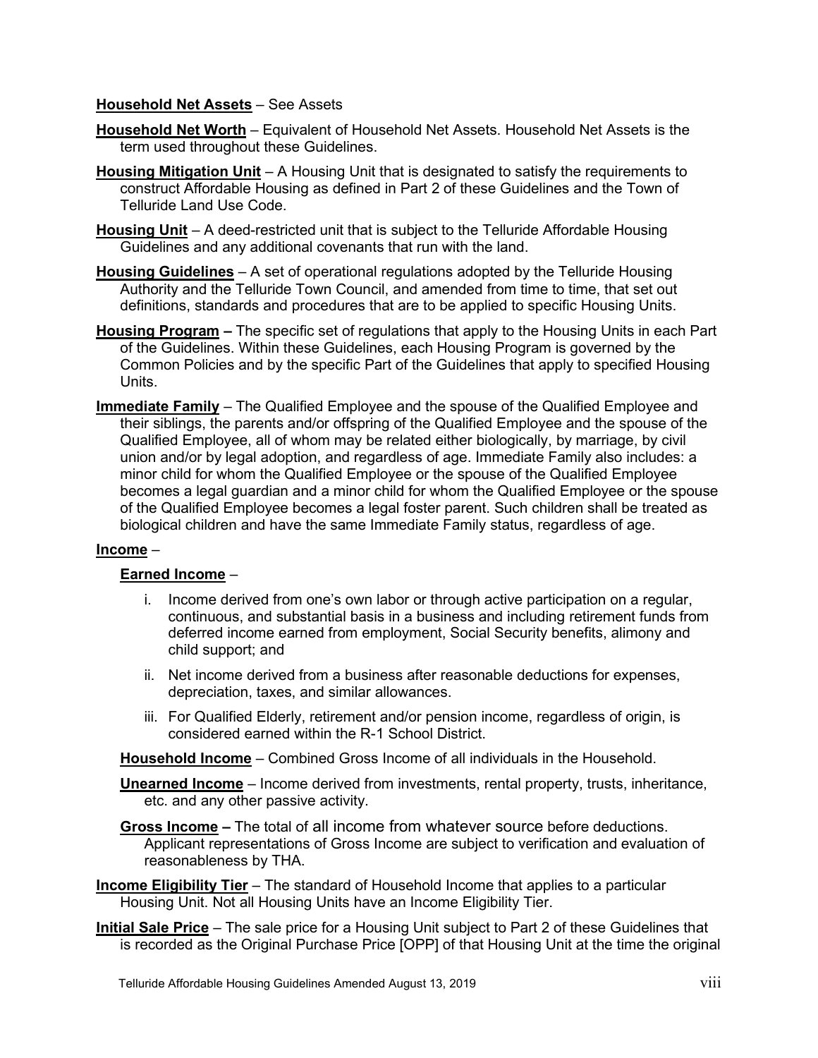**Household Net Assets** – See Assets

**Household Net Worth** – Equivalent of Household Net Assets. Household Net Assets is the term used throughout these Guidelines.

**Housing Mitigation Unit** – A Housing Unit that is designated to satisfy the requirements to construct Affordable Housing as defined in Part 2 of these Guidelines and the Town of Telluride Land Use Code.

**Housing Unit** – A deed-restricted unit that is subject to the Telluride Affordable Housing Guidelines and any additional covenants that run with the land.

**Housing Guidelines** – A set of operational regulations adopted by the Telluride Housing Authority and the Telluride Town Council, and amended from time to time, that set out definitions, standards and procedures that are to be applied to specific Housing Units.

**Housing Program –** The specific set of regulations that apply to the Housing Units in each Part of the Guidelines. Within these Guidelines, each Housing Program is governed by the Common Policies and by the specific Part of the Guidelines that apply to specified Housing Units.

**Immediate Family** – The Qualified Employee and the spouse of the Qualified Employee and their siblings, the parents and/or offspring of the Qualified Employee and the spouse of the Qualified Employee, all of whom may be related either biologically, by marriage, by civil union and/or by legal adoption, and regardless of age. Immediate Family also includes: a minor child for whom the Qualified Employee or the spouse of the Qualified Employee becomes a legal guardian and a minor child for whom the Qualified Employee or the spouse of the Qualified Employee becomes a legal foster parent. Such children shall be treated as biological children and have the same Immediate Family status, regardless of age.

**Income** –

**Earned Income** –

i. Income derived from one's own labor or through active participation on a regular, continuous, and substantial basis in a business and including retirement funds from deferred income earned from employment, Social Security benefits, alimony and child support; and

ii. Net income derived from a business after reasonable deductions for expenses, depreciation, taxes, and similar allowances.

iii. For Qualified Elderly, retirement and/or pension income, regardless of origin, is considered earned within the R-1 School District.

**Household Income** – Combined Gross Income of all individuals in the Household.

**Unearned Income** – Income derived from investments, rental property, trusts, inheritance, etc. and any other passive activity.

**Gross Income –** The total of all income from whatever source before deductions. Applicant representations of Gross Income are subject to verification and evaluation of reasonableness by THA.

**Income Eligibility Tier** – The standard of Household Income that applies to a particular Housing Unit. Not all Housing Units have an Income Eligibility Tier.

**Initial Sale Price** – The sale price for a Housing Unit subject to Part 2 of these Guidelines that is recorded as the Original Purchase Price [OPP] of that Housing Unit at the time the original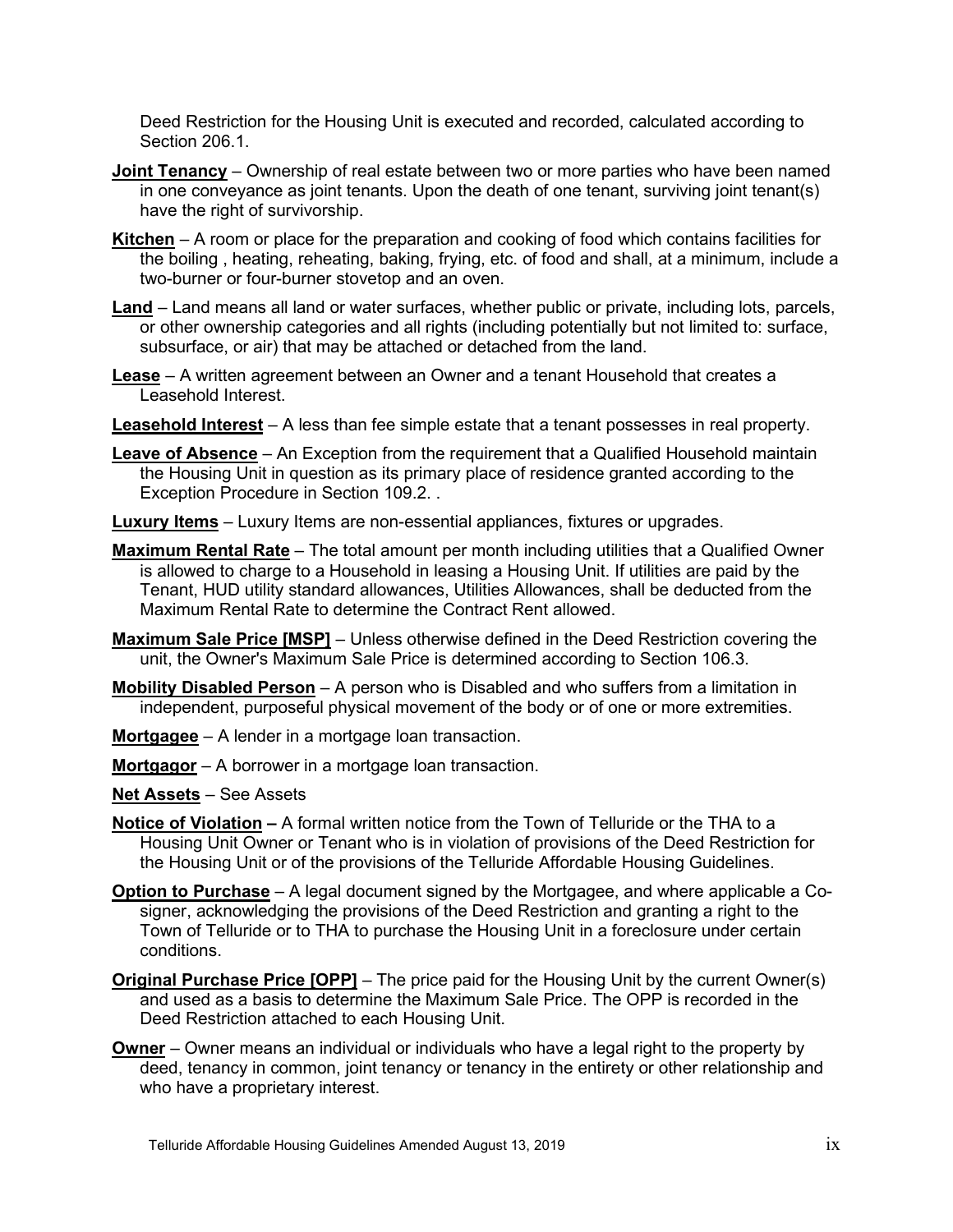Deed Restriction for the Housing Unit is executed and recorded, calculated according to Section 206.1.

**Joint Tenancy** – Ownership of real estate between two or more parties who have been named in one conveyance as joint tenants. Upon the death of one tenant, surviving joint tenant(s) have the right of survivorship.

**Kitchen** – A room or place for the preparation and cooking of food which contains facilities for the boiling , heating, reheating, baking, frying, etc. of food and shall, at a minimum, include a two-burner or four-burner stovetop and an oven.

**Land** – Land means all land or water surfaces, whether public or private, including lots, parcels, or other ownership categories and all rights (including potentially but not limited to: surface, subsurface, or air) that may be attached or detached from the land.

**Lease** – A written agreement between an Owner and a tenant Household that creates a Leasehold Interest.

**Leasehold Interest** – A less than fee simple estate that a tenant possesses in real property.

**Leave of Absence** – An Exception from the requirement that a Qualified Household maintain the Housing Unit in question as its primary place of residence granted according to the Exception Procedure in Section 109.2. .

**Luxury Items** – Luxury Items are non-essential appliances, fixtures or upgrades.

**Maximum Rental Rate** – The total amount per month including utilities that a Qualified Owner is allowed to charge to a Household in leasing a Housing Unit. If utilities are paid by the Tenant, HUD utility standard allowances, Utilities Allowances, shall be deducted from the Maximum Rental Rate to determine the Contract Rent allowed.

**Maximum Sale Price [MSP]** – Unless otherwise defined in the Deed Restriction covering the unit, the Owner's Maximum Sale Price is determined according to Section 106.3.

**Mobility Disabled Person** – A person who is Disabled and who suffers from a limitation in independent, purposeful physical movement of the body or of one or more extremities.

**Mortgagee** – A lender in a mortgage loan transaction.

**Mortgagor** – A borrower in a mortgage loan transaction.

**Net Assets** – See Assets

**Notice of Violation –** A formal written notice from the Town of Telluride or the THA to a Housing Unit Owner or Tenant who is in violation of provisions of the Deed Restriction for the Housing Unit or of the provisions of the Telluride Affordable Housing Guidelines.

**Option to Purchase** – A legal document signed by the Mortgagee, and where applicable a Co-signer, acknowledging the provisions of the Deed Restriction and granting a right to the Town of Telluride or to THA to purchase the Housing Unit in a foreclosure under certain conditions.

**Original Purchase Price [OPP]** – The price paid for the Housing Unit by the current Owner(s) and used as a basis to determine the Maximum Sale Price. The OPP is recorded in the Deed Restriction attached to each Housing Unit.

**Owner** – Owner means an individual or individuals who have a legal right to the property by deed, tenancy in common, joint tenancy or tenancy in the entirety or other relationship and who have a proprietary interest.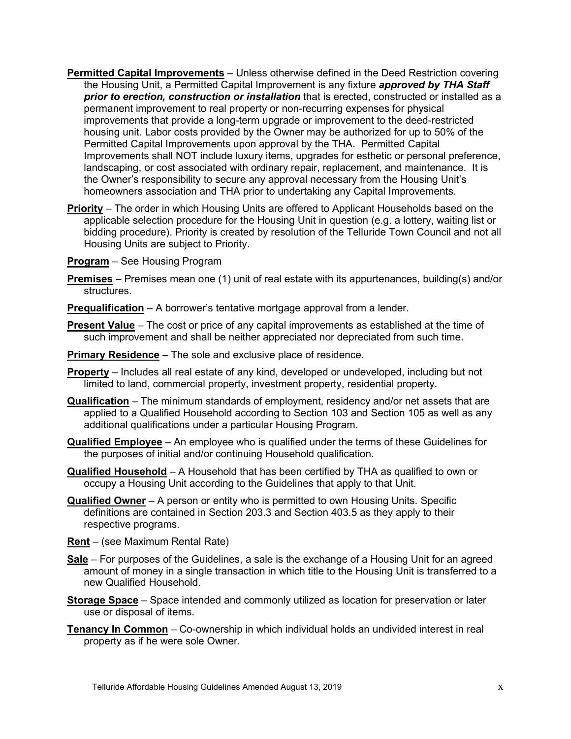**Permitted Capital Improvements** – Unless otherwise defined in the Deed Restriction covering the Housing Unit, a Permitted Capital Improvement is any fixture ***approved by THA Staff prior to erection, construction or installation*** that is erected, constructed or installed as a permanent improvement to real property or non-recurring expenses for physical improvements that provide a long-term upgrade or improvement to the deed-restricted housing unit. Labor costs provided by the Owner may be authorized for up to 50% of the Permitted Capital Improvements upon approval by the THA. Permitted Capital Improvements shall NOT include luxury items, upgrades for esthetic or personal preference, landscaping, or cost associated with ordinary repair, replacement, and maintenance. It is the Owner's responsibility to secure any approval necessary from the Housing Unit's homeowners association and THA prior to undertaking any Capital Improvements.

**Priority** – The order in which Housing Units are offered to Applicant Households based on the applicable selection procedure for the Housing Unit in question (e.g. a lottery, waiting list or bidding procedure). Priority is created by resolution of the Telluride Town Council and not all Housing Units are subject to Priority.

**Program** – See Housing Program

**Premises** – Premises mean one (1) unit of real estate with its appurtenances, building(s) and/or structures.

**Prequalification** – A borrower's tentative mortgage approval from a lender.

**Present Value** – The cost or price of any capital improvements as established at the time of such improvement and shall be neither appreciated nor depreciated from such time.

**Primary Residence** – The sole and exclusive place of residence.

**Property** – Includes all real estate of any kind, developed or undeveloped, including but not limited to land, commercial property, investment property, residential property.

**Qualification** – The minimum standards of employment, residency and/or net assets that are applied to a Qualified Household according to Section 103 and Section 105 as well as any additional qualifications under a particular Housing Program.

**Qualified Employee** – An employee who is qualified under the terms of these Guidelines for the purposes of initial and/or continuing Household qualification.

**Qualified Household** – A Household that has been certified by THA as qualified to own or occupy a Housing Unit according to the Guidelines that apply to that Unit.

**Qualified Owner** – A person or entity who is permitted to own Housing Units. Specific definitions are contained in Section 203.3 and Section 403.5 as they apply to their respective programs.

**Rent** – (see Maximum Rental Rate)

**Sale** – For purposes of the Guidelines, a sale is the exchange of a Housing Unit for an agreed amount of money in a single transaction in which title to the Housing Unit is transferred to a new Qualified Household.

**Storage Space** – Space intended and commonly utilized as location for preservation or later use or disposal of items.

**Tenancy In Common** – Co-ownership in which individual holds an undivided interest in real property as if he were sole Owner.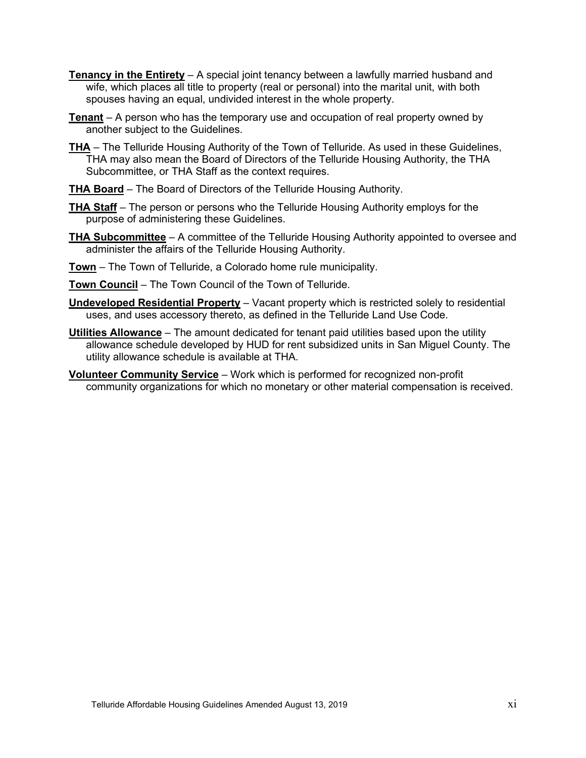**Tenancy in the Entirety** – A special joint tenancy between a lawfully married husband and wife, which places all title to property (real or personal) into the marital unit, with both spouses having an equal, undivided interest in the whole property.

**Tenant** – A person who has the temporary use and occupation of real property owned by another subject to the Guidelines.

**THA** – The Telluride Housing Authority of the Town of Telluride. As used in these Guidelines, THA may also mean the Board of Directors of the Telluride Housing Authority, the THA Subcommittee, or THA Staff as the context requires.

**THA Board** – The Board of Directors of the Telluride Housing Authority.

**THA Staff** – The person or persons who the Telluride Housing Authority employs for the purpose of administering these Guidelines.

**THA Subcommittee** – A committee of the Telluride Housing Authority appointed to oversee and administer the affairs of the Telluride Housing Authority.

**Town** – The Town of Telluride, a Colorado home rule municipality.

**Town Council** – The Town Council of the Town of Telluride.

**Undeveloped Residential Property** – Vacant property which is restricted solely to residential uses, and uses accessory thereto, as defined in the Telluride Land Use Code.

**Utilities Allowance** – The amount dedicated for tenant paid utilities based upon the utility allowance schedule developed by HUD for rent subsidized units in San Miguel County. The utility allowance schedule is available at THA.

**Volunteer Community Service** – Work which is performed for recognized non-profit community organizations for which no monetary or other material compensation is received.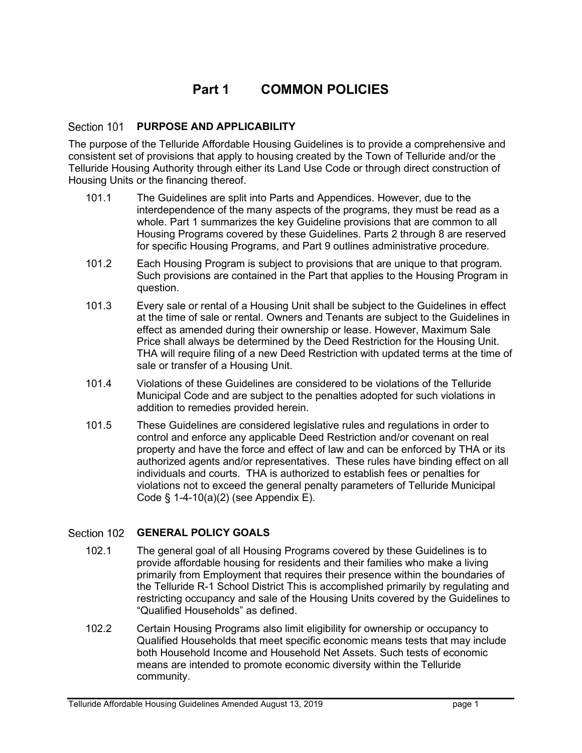# Part 1 COMMON POLICIES

## Section 101 PURPOSE AND APPLICABILITY

The purpose of the Telluride Affordable Housing Guidelines is to provide a comprehensive and consistent set of provisions that apply to housing created by the Town of Telluride and/or the Telluride Housing Authority through either its Land Use Code or through direct construction of Housing Units or the financing thereof.

101.1 The Guidelines are split into Parts and Appendices. However, due to the interdependence of the many aspects of the programs, they must be read as a whole. Part 1 summarizes the key Guideline provisions that are common to all Housing Programs covered by these Guidelines. Parts 2 through 8 are reserved for specific Housing Programs, and Part 9 outlines administrative procedure.

101.2 Each Housing Program is subject to provisions that are unique to that program. Such provisions are contained in the Part that applies to the Housing Program in question.

101.3 Every sale or rental of a Housing Unit shall be subject to the Guidelines in effect at the time of sale or rental. Owners and Tenants are subject to the Guidelines in effect as amended during their ownership or lease. However, Maximum Sale Price shall always be determined by the Deed Restriction for the Housing Unit. THA will require filing of a new Deed Restriction with updated terms at the time of sale or transfer of a Housing Unit.

101.4 Violations of these Guidelines are considered to be violations of the Telluride Municipal Code and are subject to the penalties adopted for such violations in addition to remedies provided herein.

101.5 These Guidelines are considered legislative rules and regulations in order to control and enforce any applicable Deed Restriction and/or covenant on real property and have the force and effect of law and can be enforced by THA or its authorized agents and/or representatives. These rules have binding effect on all individuals and courts. THA is authorized to establish fees or penalties for violations not to exceed the general penalty parameters of Telluride Municipal Code § 1-4-10(a)(2) (see Appendix E).

## Section 102 GENERAL POLICY GOALS

102.1 The general goal of all Housing Programs covered by these Guidelines is to provide affordable housing for residents and their families who make a living primarily from Employment that requires their presence within the boundaries of the Telluride R-1 School District This is accomplished primarily by regulating and restricting occupancy and sale of the Housing Units covered by the Guidelines to "Qualified Households" as defined.

102.2 Certain Housing Programs also limit eligibility for ownership or occupancy to Qualified Households that meet specific economic means tests that may include both Household Income and Household Net Assets. Such tests of economic means are intended to promote economic diversity within the Telluride community.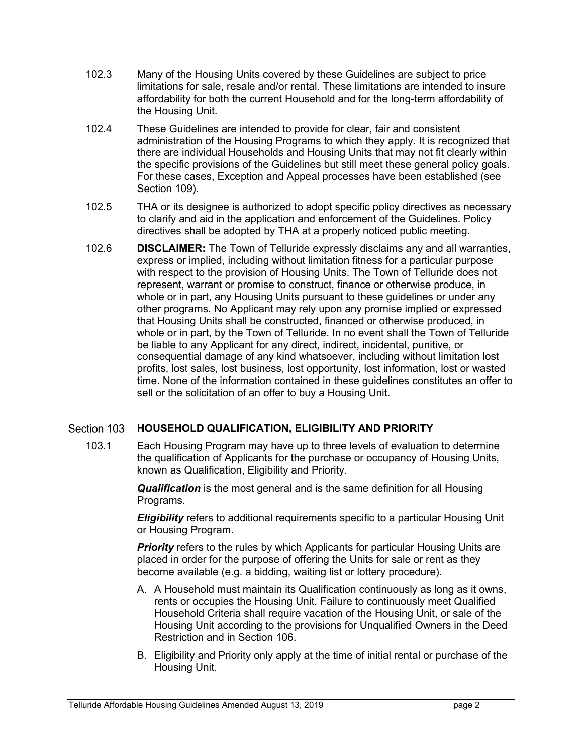102.3 Many of the Housing Units covered by these Guidelines are subject to price limitations for sale, resale and/or rental. These limitations are intended to insure affordability for both the current Household and for the long-term affordability of the Housing Unit.

102.4 These Guidelines are intended to provide for clear, fair and consistent administration of the Housing Programs to which they apply. It is recognized that there are individual Households and Housing Units that may not fit clearly within the specific provisions of the Guidelines but still meet these general policy goals. For these cases, Exception and Appeal processes have been established (see Section 109).

102.5 THA or its designee is authorized to adopt specific policy directives as necessary to clarify and aid in the application and enforcement of the Guidelines. Policy directives shall be adopted by THA at a properly noticed public meeting.

102.6 **DISCLAIMER:** The Town of Telluride expressly disclaims any and all warranties, express or implied, including without limitation fitness for a particular purpose with respect to the provision of Housing Units. The Town of Telluride does not represent, warrant or promise to construct, finance or otherwise produce, in whole or in part, any Housing Units pursuant to these guidelines or under any other programs. No Applicant may rely upon any promise implied or expressed that Housing Units shall be constructed, financed or otherwise produced, in whole or in part, by the Town of Telluride. In no event shall the Town of Telluride be liable to any Applicant for any direct, indirect, incidental, punitive, or consequential damage of any kind whatsoever, including without limitation lost profits, lost sales, lost business, lost opportunity, lost information, lost or wasted time. None of the information contained in these guidelines constitutes an offer to sell or the solicitation of an offer to buy a Housing Unit.

## Section 103 HOUSEHOLD QUALIFICATION, ELIGIBILITY AND PRIORITY

103.1 Each Housing Program may have up to three levels of evaluation to determine the qualification of Applicants for the purchase or occupancy of Housing Units, known as Qualification, Eligibility and Priority.

***Qualification*** is the most general and is the same definition for all Housing Programs.

***Eligibility*** refers to additional requirements specific to a particular Housing Unit or Housing Program.

***Priority*** refers to the rules by which Applicants for particular Housing Units are placed in order for the purpose of offering the Units for sale or rent as they become available (e.g. a bidding, waiting list or lottery procedure).

A. A Household must maintain its Qualification continuously as long as it owns, rents or occupies the Housing Unit. Failure to continuously meet Qualified Household Criteria shall require vacation of the Housing Unit, or sale of the Housing Unit according to the provisions for Unqualified Owners in the Deed Restriction and in Section 106.

B. Eligibility and Priority only apply at the time of initial rental or purchase of the Housing Unit.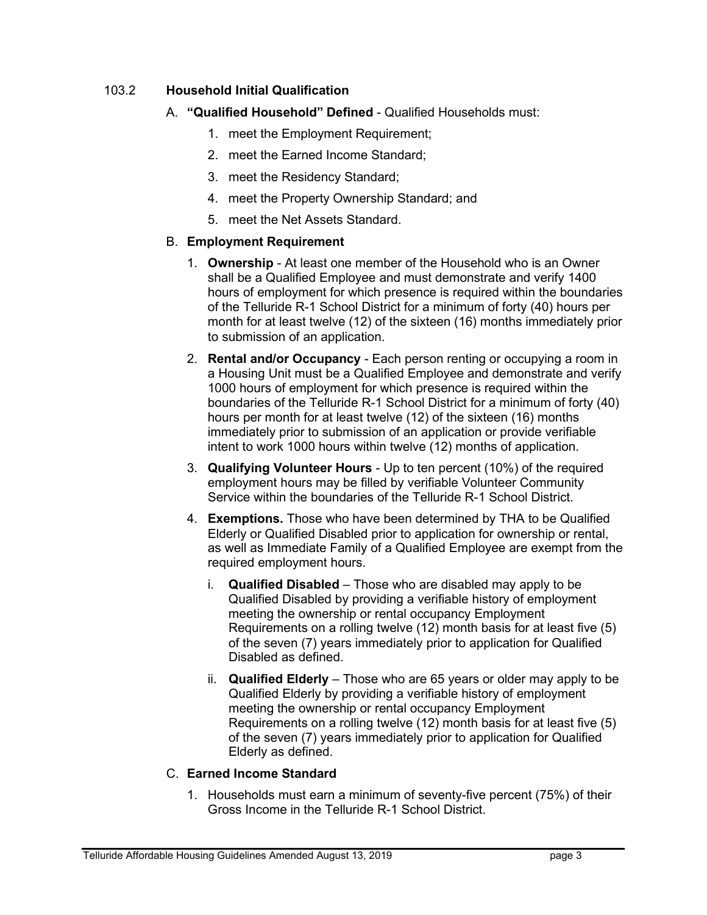### 103.2 Household Initial Qualification

A. **"Qualified Household" Defined** - Qualified Households must:

1. meet the Employment Requirement;
2. meet the Earned Income Standard;
3. meet the Residency Standard;
4. meet the Property Ownership Standard; and
5. meet the Net Assets Standard.

B. **Employment Requirement**

1. **Ownership** - At least one member of the Household who is an Owner shall be a Qualified Employee and must demonstrate and verify 1400 hours of employment for which presence is required within the boundaries of the Telluride R-1 School District for a minimum of forty (40) hours per month for at least twelve (12) of the sixteen (16) months immediately prior to submission of an application.
2. **Rental and/or Occupancy** - Each person renting or occupying a room in a Housing Unit must be a Qualified Employee and demonstrate and verify 1000 hours of employment for which presence is required within the boundaries of the Telluride R-1 School District for a minimum of forty (40) hours per month for at least twelve (12) of the sixteen (16) months immediately prior to submission of an application or provide verifiable intent to work 1000 hours within twelve (12) months of application.
3. **Qualifying Volunteer Hours** - Up to ten percent (10%) of the required employment hours may be filled by verifiable Volunteer Community Service within the boundaries of the Telluride R-1 School District.
4. **Exemptions.** Those who have been determined by THA to be Qualified Elderly or Qualified Disabled prior to application for ownership or rental, as well as Immediate Family of a Qualified Employee are exempt from the required employment hours.
   i. **Qualified Disabled** – Those who are disabled may apply to be Qualified Disabled by providing a verifiable history of employment meeting the ownership or rental occupancy Employment Requirements on a rolling twelve (12) month basis for at least five (5) of the seven (7) years immediately prior to application for Qualified Disabled as defined.
   ii. **Qualified Elderly** – Those who are 65 years or older may apply to be Qualified Elderly by providing a verifiable history of employment meeting the ownership or rental occupancy Employment Requirements on a rolling twelve (12) month basis for at least five (5) of the seven (7) years immediately prior to application for Qualified Elderly as defined.

C. **Earned Income Standard**

1. Households must earn a minimum of seventy-five percent (75%) of their Gross Income in the Telluride R-1 School District.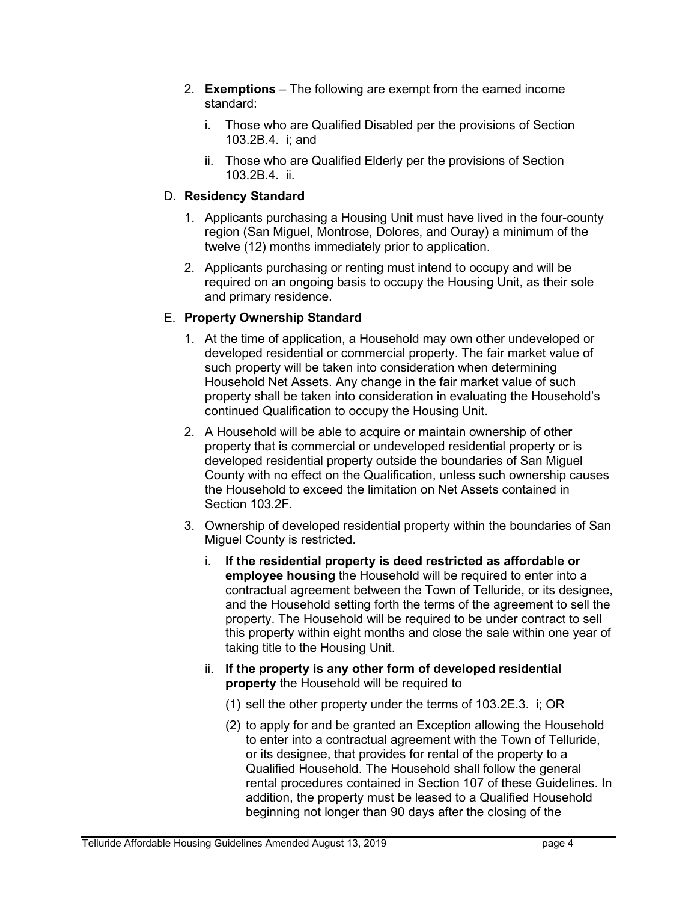2. **Exemptions** – The following are exempt from the earned income standard:

   i. Those who are Qualified Disabled per the provisions of Section 103.2B.4. i; and

   ii. Those who are Qualified Elderly per the provisions of Section 103.2B.4. ii.

D. **Residency Standard**

1. Applicants purchasing a Housing Unit must have lived in the four-county region (San Miguel, Montrose, Dolores, and Ouray) a minimum of the twelve (12) months immediately prior to application.

2. Applicants purchasing or renting must intend to occupy and will be required on an ongoing basis to occupy the Housing Unit, as their sole and primary residence.

E. **Property Ownership Standard**

1. At the time of application, a Household may own other undeveloped or developed residential or commercial property. The fair market value of such property will be taken into consideration when determining Household Net Assets. Any change in the fair market value of such property shall be taken into consideration in evaluating the Household's continued Qualification to occupy the Housing Unit.

2. A Household will be able to acquire or maintain ownership of other property that is commercial or undeveloped residential property or is developed residential property outside the boundaries of San Miguel County with no effect on the Qualification, unless such ownership causes the Household to exceed the limitation on Net Assets contained in Section 103.2F.

3. Ownership of developed residential property within the boundaries of San Miguel County is restricted.

   i. **If the residential property is deed restricted as affordable or employee housing** the Household will be required to enter into a contractual agreement between the Town of Telluride, or its designee, and the Household setting forth the terms of the agreement to sell the property. The Household will be required to be under contract to sell this property within eight months and close the sale within one year of taking title to the Housing Unit.

   ii. **If the property is any other form of developed residential property** the Household will be required to

      (1) sell the other property under the terms of 103.2E.3. i; OR

      (2) to apply for and be granted an Exception allowing the Household to enter into a contractual agreement with the Town of Telluride, or its designee, that provides for rental of the property to a Qualified Household. The Household shall follow the general rental procedures contained in Section 107 of these Guidelines. In addition, the property must be leased to a Qualified Household beginning not longer than 90 days after the closing of the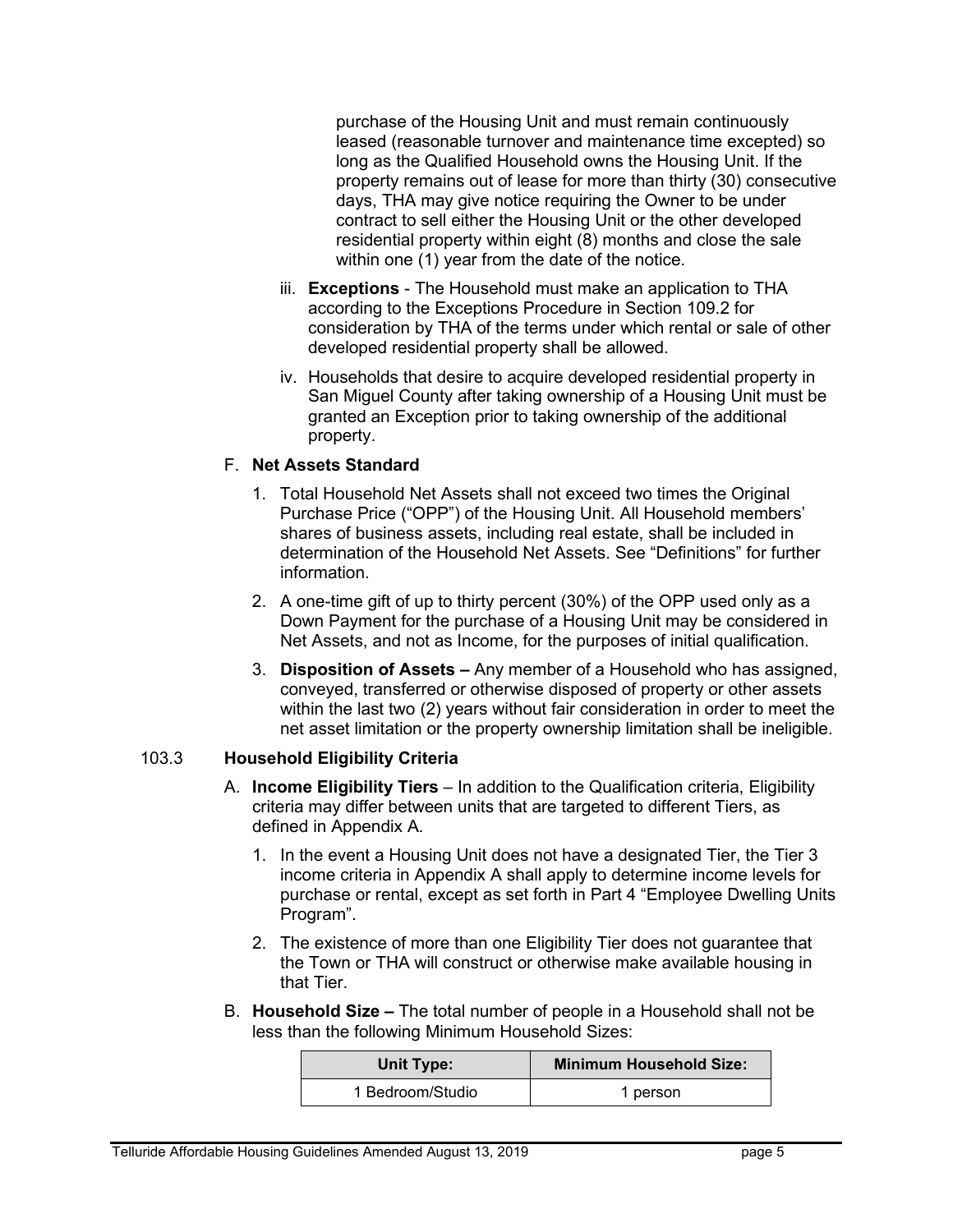purchase of the Housing Unit and must remain continuously leased (reasonable turnover and maintenance time excepted) so long as the Qualified Household owns the Housing Unit. If the property remains out of lease for more than thirty (30) consecutive days, THA may give notice requiring the Owner to be under contract to sell either the Housing Unit or the other developed residential property within eight (8) months and close the sale within one (1) year from the date of the notice.

iii. **Exceptions** - The Household must make an application to THA according to the Exceptions Procedure in Section 109.2 for consideration by THA of the terms under which rental or sale of other developed residential property shall be allowed.

iv. Households that desire to acquire developed residential property in San Miguel County after taking ownership of a Housing Unit must be granted an Exception prior to taking ownership of the additional property.

F. **Net Assets Standard**

1. Total Household Net Assets shall not exceed two times the Original Purchase Price ("OPP") of the Housing Unit. All Household members' shares of business assets, including real estate, shall be included in determination of the Household Net Assets. See "Definitions" for further information.

2. A one-time gift of up to thirty percent (30%) of the OPP used only as a Down Payment for the purchase of a Housing Unit may be considered in Net Assets, and not as Income, for the purposes of initial qualification.

3. **Disposition of Assets –** Any member of a Household who has assigned, conveyed, transferred or otherwise disposed of property or other assets within the last two (2) years without fair consideration in order to meet the net asset limitation or the property ownership limitation shall be ineligible.

## 103.3 Household Eligibility Criteria

A. **Income Eligibility Tiers** – In addition to the Qualification criteria, Eligibility criteria may differ between units that are targeted to different Tiers, as defined in Appendix A.

1. In the event a Housing Unit does not have a designated Tier, the Tier 3 income criteria in Appendix A shall apply to determine income levels for purchase or rental, except as set forth in Part 4 "Employee Dwelling Units Program".

2. The existence of more than one Eligibility Tier does not guarantee that the Town or THA will construct or otherwise make available housing in that Tier.

B. **Household Size –** The total number of people in a Household shall not be less than the following Minimum Household Sizes:

| Unit Type: | Minimum Household Size: |
|---|---|
| 1 Bedroom/Studio | 1 person |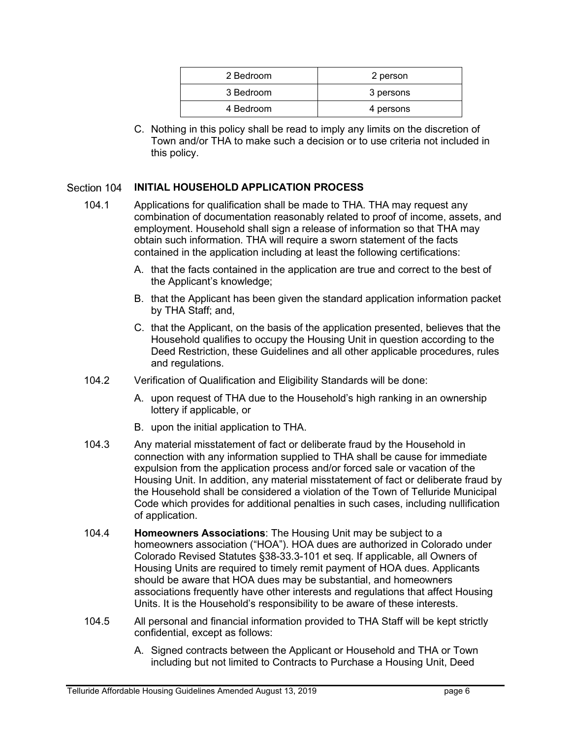| 2 Bedroom | 2 person |
|---|---|
| 3 Bedroom | 3 persons |
| 4 Bedroom | 4 persons |

C. Nothing in this policy shall be read to imply any limits on the discretion of Town and/or THA to make such a decision or to use criteria not included in this policy.

## Section 104 INITIAL HOUSEHOLD APPLICATION PROCESS

104.1 Applications for qualification shall be made to THA. THA may request any combination of documentation reasonably related to proof of income, assets, and employment. Household shall sign a release of information so that THA may obtain such information. THA will require a sworn statement of the facts contained in the application including at least the following certifications:

A. that the facts contained in the application are true and correct to the best of the Applicant's knowledge;

B. that the Applicant has been given the standard application information packet by THA Staff; and,

C. that the Applicant, on the basis of the application presented, believes that the Household qualifies to occupy the Housing Unit in question according to the Deed Restriction, these Guidelines and all other applicable procedures, rules and regulations.

104.2 Verification of Qualification and Eligibility Standards will be done:

A. upon request of THA due to the Household's high ranking in an ownership lottery if applicable, or

B. upon the initial application to THA.

104.3 Any material misstatement of fact or deliberate fraud by the Household in connection with any information supplied to THA shall be cause for immediate expulsion from the application process and/or forced sale or vacation of the Housing Unit. In addition, any material misstatement of fact or deliberate fraud by the Household shall be considered a violation of the Town of Telluride Municipal Code which provides for additional penalties in such cases, including nullification of application.

104.4 **Homeowners Associations**: The Housing Unit may be subject to a homeowners association ("HOA"). HOA dues are authorized in Colorado under Colorado Revised Statutes §38-33.3-101 et seq. If applicable, all Owners of Housing Units are required to timely remit payment of HOA dues. Applicants should be aware that HOA dues may be substantial, and homeowners associations frequently have other interests and regulations that affect Housing Units. It is the Household's responsibility to be aware of these interests.

104.5 All personal and financial information provided to THA Staff will be kept strictly confidential, except as follows:

A. Signed contracts between the Applicant or Household and THA or Town including but not limited to Contracts to Purchase a Housing Unit, Deed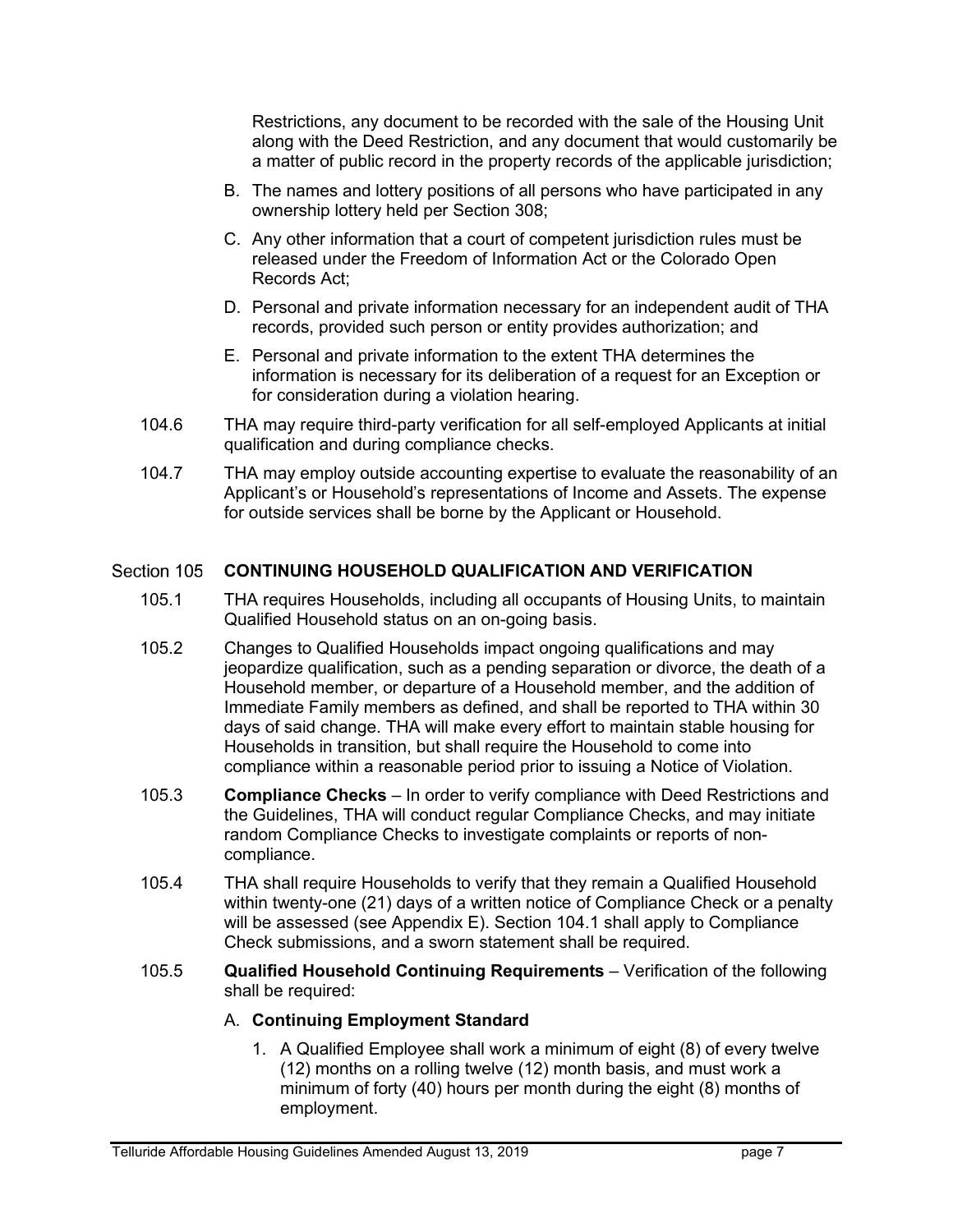Restrictions, any document to be recorded with the sale of the Housing Unit along with the Deed Restriction, and any document that would customarily be a matter of public record in the property records of the applicable jurisdiction;

B. The names and lottery positions of all persons who have participated in any ownership lottery held per Section 308;

C. Any other information that a court of competent jurisdiction rules must be released under the Freedom of Information Act or the Colorado Open Records Act;

D. Personal and private information necessary for an independent audit of THA records, provided such person or entity provides authorization; and

E. Personal and private information to the extent THA determines the information is necessary for its deliberation of a request for an Exception or for consideration during a violation hearing.

104.6 THA may require third-party verification for all self-employed Applicants at initial qualification and during compliance checks.

104.7 THA may employ outside accounting expertise to evaluate the reasonability of an Applicant's or Household's representations of Income and Assets. The expense for outside services shall be borne by the Applicant or Household.

## Section 105 CONTINUING HOUSEHOLD QUALIFICATION AND VERIFICATION

105.1 THA requires Households, including all occupants of Housing Units, to maintain Qualified Household status on an on-going basis.

105.2 Changes to Qualified Households impact ongoing qualifications and may jeopardize qualification, such as a pending separation or divorce, the death of a Household member, or departure of a Household member, and the addition of Immediate Family members as defined, and shall be reported to THA within 30 days of said change. THA will make every effort to maintain stable housing for Households in transition, but shall require the Household to come into compliance within a reasonable period prior to issuing a Notice of Violation.

105.3 **Compliance Checks** – In order to verify compliance with Deed Restrictions and the Guidelines, THA will conduct regular Compliance Checks, and may initiate random Compliance Checks to investigate complaints or reports of non-compliance.

105.4 THA shall require Households to verify that they remain a Qualified Household within twenty-one (21) days of a written notice of Compliance Check or a penalty will be assessed (see Appendix E). Section 104.1 shall apply to Compliance Check submissions, and a sworn statement shall be required.

105.5 **Qualified Household Continuing Requirements** – Verification of the following shall be required:

A. **Continuing Employment Standard**

1. A Qualified Employee shall work a minimum of eight (8) of every twelve (12) months on a rolling twelve (12) month basis, and must work a minimum of forty (40) hours per month during the eight (8) months of employment.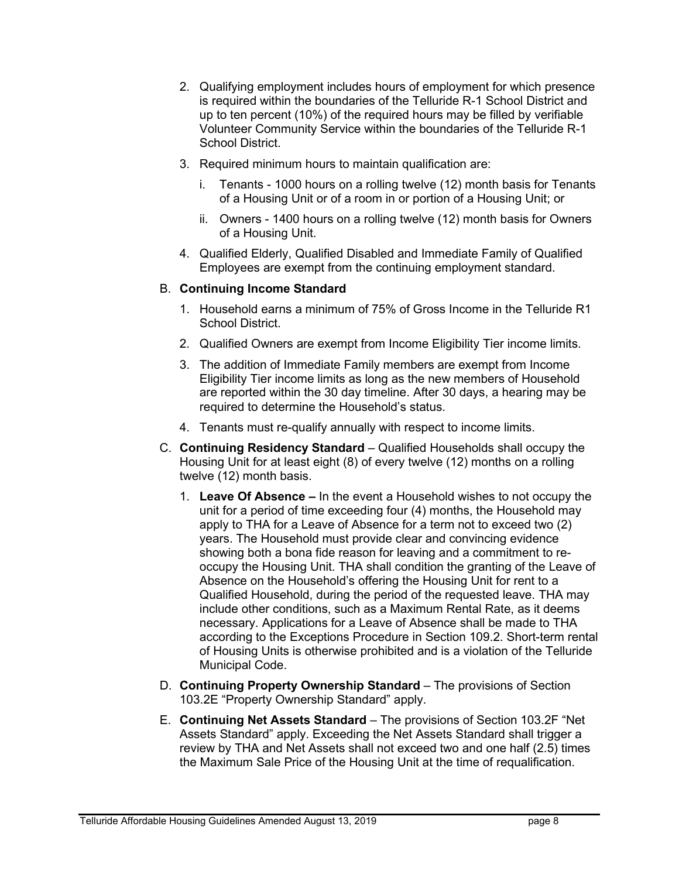2. Qualifying employment includes hours of employment for which presence is required within the boundaries of the Telluride R-1 School District and up to ten percent (10%) of the required hours may be filled by verifiable Volunteer Community Service within the boundaries of the Telluride R-1 School District.
3. Required minimum hours to maintain qualification are:
   - i. Tenants - 1000 hours on a rolling twelve (12) month basis for Tenants of a Housing Unit or of a room in or portion of a Housing Unit; or
   - ii. Owners - 1400 hours on a rolling twelve (12) month basis for Owners of a Housing Unit.
4. Qualified Elderly, Qualified Disabled and Immediate Family of Qualified Employees are exempt from the continuing employment standard.

B. **Continuing Income Standard**

1. Household earns a minimum of 75% of Gross Income in the Telluride R1 School District.
2. Qualified Owners are exempt from Income Eligibility Tier income limits.
3. The addition of Immediate Family members are exempt from Income Eligibility Tier income limits as long as the new members of Household are reported within the 30 day timeline. After 30 days, a hearing may be required to determine the Household's status.
4. Tenants must re-qualify annually with respect to income limits.

C. **Continuing Residency Standard** – Qualified Households shall occupy the Housing Unit for at least eight (8) of every twelve (12) months on a rolling twelve (12) month basis.

1. **Leave Of Absence –** In the event a Household wishes to not occupy the unit for a period of time exceeding four (4) months, the Household may apply to THA for a Leave of Absence for a term not to exceed two (2) years. The Household must provide clear and convincing evidence showing both a bona fide reason for leaving and a commitment to re-occupy the Housing Unit. THA shall condition the granting of the Leave of Absence on the Household's offering the Housing Unit for rent to a Qualified Household, during the period of the requested leave. THA may include other conditions, such as a Maximum Rental Rate, as it deems necessary. Applications for a Leave of Absence shall be made to THA according to the Exceptions Procedure in Section 109.2. Short-term rental of Housing Units is otherwise prohibited and is a violation of the Telluride Municipal Code.

D. **Continuing Property Ownership Standard** – The provisions of Section 103.2E "Property Ownership Standard" apply.

E. **Continuing Net Assets Standard** – The provisions of Section 103.2F "Net Assets Standard" apply. Exceeding the Net Assets Standard shall trigger a review by THA and Net Assets shall not exceed two and one half (2.5) times the Maximum Sale Price of the Housing Unit at the time of requalification.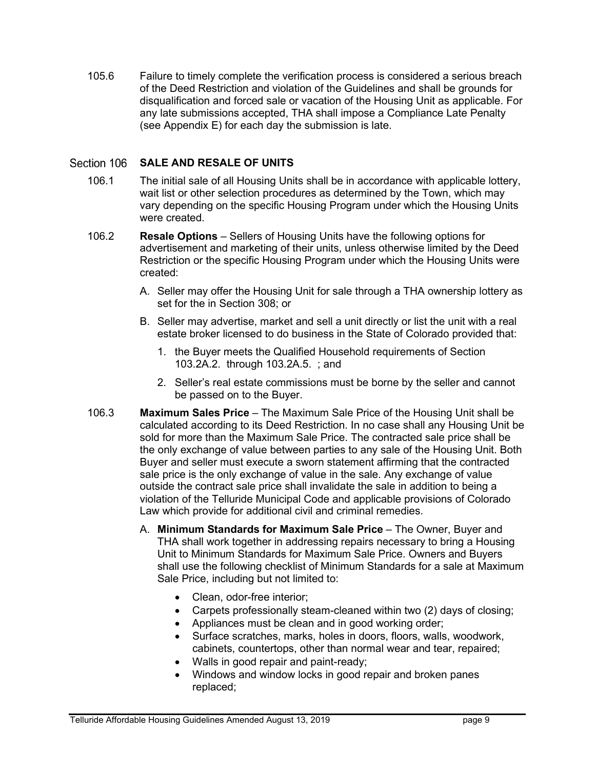105.6 Failure to timely complete the verification process is considered a serious breach of the Deed Restriction and violation of the Guidelines and shall be grounds for disqualification and forced sale or vacation of the Housing Unit as applicable. For any late submissions accepted, THA shall impose a Compliance Late Penalty (see Appendix E) for each day the submission is late.

## Section 106 SALE AND RESALE OF UNITS

106.1 The initial sale of all Housing Units shall be in accordance with applicable lottery, wait list or other selection procedures as determined by the Town, which may vary depending on the specific Housing Program under which the Housing Units were created.

106.2 **Resale Options** – Sellers of Housing Units have the following options for advertisement and marketing of their units, unless otherwise limited by the Deed Restriction or the specific Housing Program under which the Housing Units were created:

A. Seller may offer the Housing Unit for sale through a THA ownership lottery as set for the in Section 308; or

B. Seller may advertise, market and sell a unit directly or list the unit with a real estate broker licensed to do business in the State of Colorado provided that:

1. the Buyer meets the Qualified Household requirements of Section 103.2A.2. through 103.2A.5. ; and
2. Seller's real estate commissions must be borne by the seller and cannot be passed on to the Buyer.

106.3 **Maximum Sales Price** – The Maximum Sale Price of the Housing Unit shall be calculated according to its Deed Restriction. In no case shall any Housing Unit be sold for more than the Maximum Sale Price. The contracted sale price shall be the only exchange of value between parties to any sale of the Housing Unit. Both Buyer and seller must execute a sworn statement affirming that the contracted sale price is the only exchange of value in the sale. Any exchange of value outside the contract sale price shall invalidate the sale in addition to being a violation of the Telluride Municipal Code and applicable provisions of Colorado Law which provide for additional civil and criminal remedies.

A. **Minimum Standards for Maximum Sale Price** – The Owner, Buyer and THA shall work together in addressing repairs necessary to bring a Housing Unit to Minimum Standards for Maximum Sale Price. Owners and Buyers shall use the following checklist of Minimum Standards for a sale at Maximum Sale Price, including but not limited to:

- Clean, odor-free interior;
- Carpets professionally steam-cleaned within two (2) days of closing;
- Appliances must be clean and in good working order;
- Surface scratches, marks, holes in doors, floors, walls, woodwork, cabinets, countertops, other than normal wear and tear, repaired;
- Walls in good repair and paint-ready;
- Windows and window locks in good repair and broken panes replaced;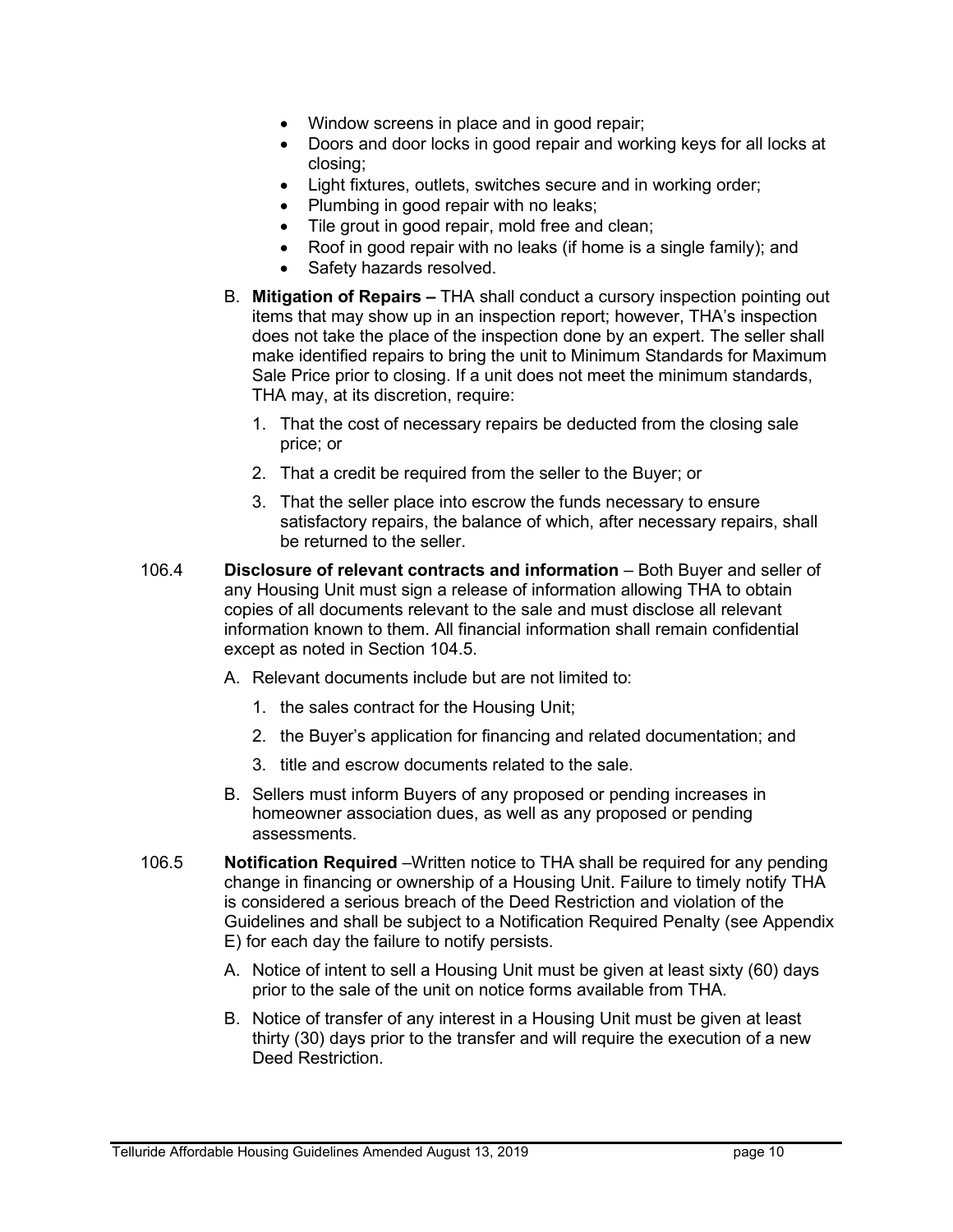- Window screens in place and in good repair;
- Doors and door locks in good repair and working keys for all locks at closing;
- Light fixtures, outlets, switches secure and in working order;
- Plumbing in good repair with no leaks;
- Tile grout in good repair, mold free and clean;
- Roof in good repair with no leaks (if home is a single family); and
- Safety hazards resolved.

B. **Mitigation of Repairs –** THA shall conduct a cursory inspection pointing out items that may show up in an inspection report; however, THA's inspection does not take the place of the inspection done by an expert. The seller shall make identified repairs to bring the unit to Minimum Standards for Maximum Sale Price prior to closing. If a unit does not meet the minimum standards, THA may, at its discretion, require:

1. That the cost of necessary repairs be deducted from the closing sale price; or
2. That a credit be required from the seller to the Buyer; or
3. That the seller place into escrow the funds necessary to ensure satisfactory repairs, the balance of which, after necessary repairs, shall be returned to the seller.

106.4 **Disclosure of relevant contracts and information** – Both Buyer and seller of any Housing Unit must sign a release of information allowing THA to obtain copies of all documents relevant to the sale and must disclose all relevant information known to them. All financial information shall remain confidential except as noted in Section 104.5.

A. Relevant documents include but are not limited to:

1. the sales contract for the Housing Unit;
2. the Buyer's application for financing and related documentation; and
3. title and escrow documents related to the sale.

B. Sellers must inform Buyers of any proposed or pending increases in homeowner association dues, as well as any proposed or pending assessments.

106.5 **Notification Required** –Written notice to THA shall be required for any pending change in financing or ownership of a Housing Unit. Failure to timely notify THA is considered a serious breach of the Deed Restriction and violation of the Guidelines and shall be subject to a Notification Required Penalty (see Appendix E) for each day the failure to notify persists.

A. Notice of intent to sell a Housing Unit must be given at least sixty (60) days prior to the sale of the unit on notice forms available from THA.

B. Notice of transfer of any interest in a Housing Unit must be given at least thirty (30) days prior to the transfer and will require the execution of a new Deed Restriction.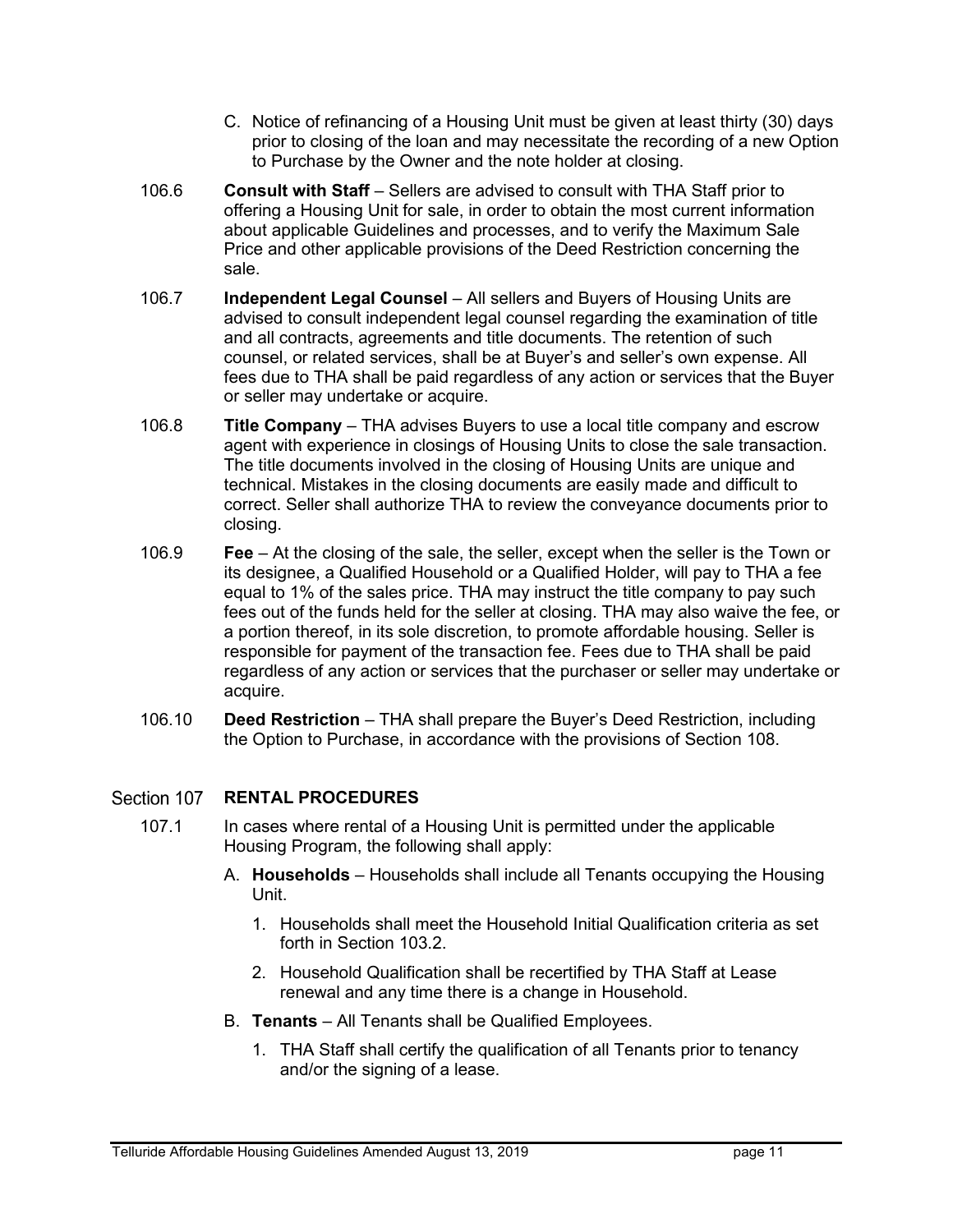C. Notice of refinancing of a Housing Unit must be given at least thirty (30) days prior to closing of the loan and may necessitate the recording of a new Option to Purchase by the Owner and the note holder at closing.

106.6 **Consult with Staff** – Sellers are advised to consult with THA Staff prior to offering a Housing Unit for sale, in order to obtain the most current information about applicable Guidelines and processes, and to verify the Maximum Sale Price and other applicable provisions of the Deed Restriction concerning the sale.

106.7 **Independent Legal Counsel** – All sellers and Buyers of Housing Units are advised to consult independent legal counsel regarding the examination of title and all contracts, agreements and title documents. The retention of such counsel, or related services, shall be at Buyer's and seller's own expense. All fees due to THA shall be paid regardless of any action or services that the Buyer or seller may undertake or acquire.

106.8 **Title Company** – THA advises Buyers to use a local title company and escrow agent with experience in closings of Housing Units to close the sale transaction. The title documents involved in the closing of Housing Units are unique and technical. Mistakes in the closing documents are easily made and difficult to correct. Seller shall authorize THA to review the conveyance documents prior to closing.

106.9 **Fee** – At the closing of the sale, the seller, except when the seller is the Town or its designee, a Qualified Household or a Qualified Holder, will pay to THA a fee equal to 1% of the sales price. THA may instruct the title company to pay such fees out of the funds held for the seller at closing. THA may also waive the fee, or a portion thereof, in its sole discretion, to promote affordable housing. Seller is responsible for payment of the transaction fee. Fees due to THA shall be paid regardless of any action or services that the purchaser or seller may undertake or acquire.

106.10 **Deed Restriction** – THA shall prepare the Buyer's Deed Restriction, including the Option to Purchase, in accordance with the provisions of Section 108.

## Section 107 RENTAL PROCEDURES

107.1 In cases where rental of a Housing Unit is permitted under the applicable Housing Program, the following shall apply:

A. **Households** – Households shall include all Tenants occupying the Housing Unit.

1. Households shall meet the Household Initial Qualification criteria as set forth in Section 103.2.
2. Household Qualification shall be recertified by THA Staff at Lease renewal and any time there is a change in Household.

B. **Tenants** – All Tenants shall be Qualified Employees.

1. THA Staff shall certify the qualification of all Tenants prior to tenancy and/or the signing of a lease.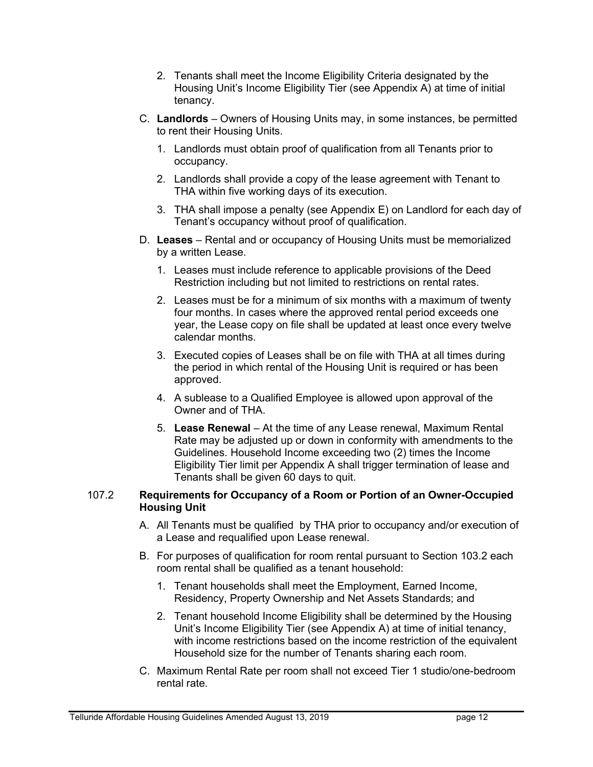2. Tenants shall meet the Income Eligibility Criteria designated by the Housing Unit's Income Eligibility Tier (see Appendix A) at time of initial tenancy.

C. **Landlords** – Owners of Housing Units may, in some instances, be permitted to rent their Housing Units.

   1. Landlords must obtain proof of qualification from all Tenants prior to occupancy.
   2. Landlords shall provide a copy of the lease agreement with Tenant to THA within five working days of its execution.
   3. THA shall impose a penalty (see Appendix E) on Landlord for each day of Tenant's occupancy without proof of qualification.

D. **Leases** – Rental and or occupancy of Housing Units must be memorialized by a written Lease.

   1. Leases must include reference to applicable provisions of the Deed Restriction including but not limited to restrictions on rental rates.
   2. Leases must be for a minimum of six months with a maximum of twenty four months. In cases where the approved rental period exceeds one year, the Lease copy on file shall be updated at least once every twelve calendar months.
   3. Executed copies of Leases shall be on file with THA at all times during the period in which rental of the Housing Unit is required or has been approved.
   4. A sublease to a Qualified Employee is allowed upon approval of the Owner and of THA.
   5. **Lease Renewal** – At the time of any Lease renewal, Maximum Rental Rate may be adjusted up or down in conformity with amendments to the Guidelines. Household Income exceeding two (2) times the Income Eligibility Tier limit per Appendix A shall trigger termination of lease and Tenants shall be given 60 days to quit.

### 107.2 Requirements for Occupancy of a Room or Portion of an Owner-Occupied Housing Unit

A. All Tenants must be qualified by THA prior to occupancy and/or execution of a Lease and requalified upon Lease renewal.

B. For purposes of qualification for room rental pursuant to Section 103.2 each room rental shall be qualified as a tenant household:

   1. Tenant households shall meet the Employment, Earned Income, Residency, Property Ownership and Net Assets Standards; and
   2. Tenant household Income Eligibility shall be determined by the Housing Unit's Income Eligibility Tier (see Appendix A) at time of initial tenancy, with income restrictions based on the income restriction of the equivalent Household size for the number of Tenants sharing each room.

C. Maximum Rental Rate per room shall not exceed Tier 1 studio/one-bedroom rental rate.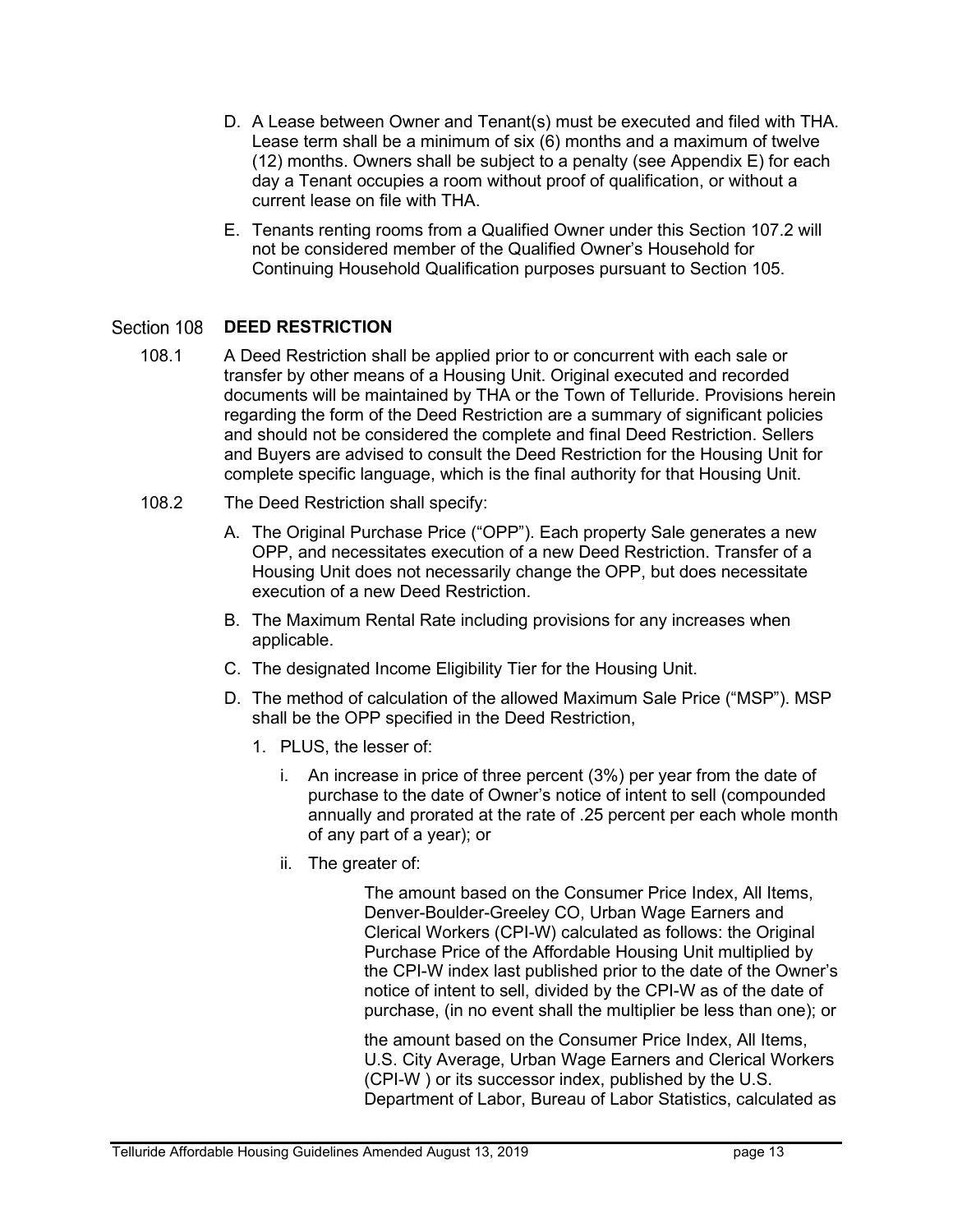D. A Lease between Owner and Tenant(s) must be executed and filed with THA. Lease term shall be a minimum of six (6) months and a maximum of twelve (12) months. Owners shall be subject to a penalty (see Appendix E) for each day a Tenant occupies a room without proof of qualification, or without a current lease on file with THA.

E. Tenants renting rooms from a Qualified Owner under this Section 107.2 will not be considered member of the Qualified Owner's Household for Continuing Household Qualification purposes pursuant to Section 105.

## Section 108 DEED RESTRICTION

108.1 A Deed Restriction shall be applied prior to or concurrent with each sale or transfer by other means of a Housing Unit. Original executed and recorded documents will be maintained by THA or the Town of Telluride. Provisions herein regarding the form of the Deed Restriction are a summary of significant policies and should not be considered the complete and final Deed Restriction. Sellers and Buyers are advised to consult the Deed Restriction for the Housing Unit for complete specific language, which is the final authority for that Housing Unit.

108.2 The Deed Restriction shall specify:

A. The Original Purchase Price ("OPP"). Each property Sale generates a new OPP, and necessitates execution of a new Deed Restriction. Transfer of a Housing Unit does not necessarily change the OPP, but does necessitate execution of a new Deed Restriction.

B. The Maximum Rental Rate including provisions for any increases when applicable.

C. The designated Income Eligibility Tier for the Housing Unit.

D. The method of calculation of the allowed Maximum Sale Price ("MSP"). MSP shall be the OPP specified in the Deed Restriction,

1. PLUS, the lesser of:

   i. An increase in price of three percent (3%) per year from the date of purchase to the date of Owner's notice of intent to sell (compounded annually and prorated at the rate of .25 percent per each whole month of any part of a year); or

   ii. The greater of:

   The amount based on the Consumer Price Index, All Items, Denver-Boulder-Greeley CO, Urban Wage Earners and Clerical Workers (CPI-W) calculated as follows: the Original Purchase Price of the Affordable Housing Unit multiplied by the CPI-W index last published prior to the date of the Owner's notice of intent to sell, divided by the CPI-W as of the date of purchase, (in no event shall the multiplier be less than one); or

   the amount based on the Consumer Price Index, All Items, U.S. City Average, Urban Wage Earners and Clerical Workers (CPI-W ) or its successor index, published by the U.S. Department of Labor, Bureau of Labor Statistics, calculated as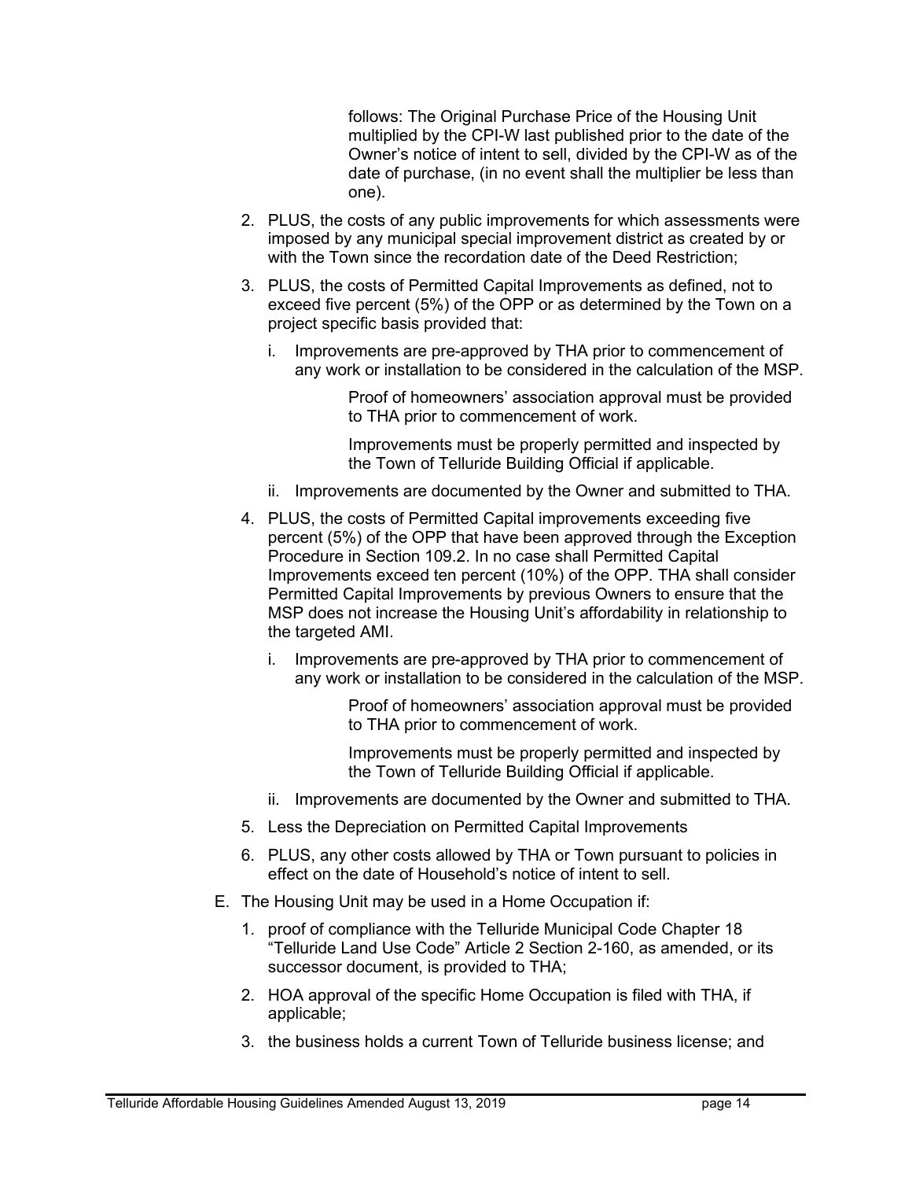follows: The Original Purchase Price of the Housing Unit multiplied by the CPI-W last published prior to the date of the Owner's notice of intent to sell, divided by the CPI-W as of the date of purchase, (in no event shall the multiplier be less than one).

2. PLUS, the costs of any public improvements for which assessments were imposed by any municipal special improvement district as created by or with the Town since the recordation date of the Deed Restriction;

3. PLUS, the costs of Permitted Capital Improvements as defined, not to exceed five percent (5%) of the OPP or as determined by the Town on a project specific basis provided that:

   i. Improvements are pre-approved by THA prior to commencement of any work or installation to be considered in the calculation of the MSP.

      Proof of homeowners' association approval must be provided to THA prior to commencement of work.

      Improvements must be properly permitted and inspected by the Town of Telluride Building Official if applicable.

   ii. Improvements are documented by the Owner and submitted to THA.

4. PLUS, the costs of Permitted Capital improvements exceeding five percent (5%) of the OPP that have been approved through the Exception Procedure in Section 109.2. In no case shall Permitted Capital Improvements exceed ten percent (10%) of the OPP. THA shall consider Permitted Capital Improvements by previous Owners to ensure that the MSP does not increase the Housing Unit's affordability in relationship to the targeted AMI.

   i. Improvements are pre-approved by THA prior to commencement of any work or installation to be considered in the calculation of the MSP.

      Proof of homeowners' association approval must be provided to THA prior to commencement of work.

      Improvements must be properly permitted and inspected by the Town of Telluride Building Official if applicable.

   ii. Improvements are documented by the Owner and submitted to THA.

5. Less the Depreciation on Permitted Capital Improvements

6. PLUS, any other costs allowed by THA or Town pursuant to policies in effect on the date of Household's notice of intent to sell.

E. The Housing Unit may be used in a Home Occupation if:

   1. proof of compliance with the Telluride Municipal Code Chapter 18 "Telluride Land Use Code" Article 2 Section 2-160, as amended, or its successor document, is provided to THA;

   2. HOA approval of the specific Home Occupation is filed with THA, if applicable;

   3. the business holds a current Town of Telluride business license; and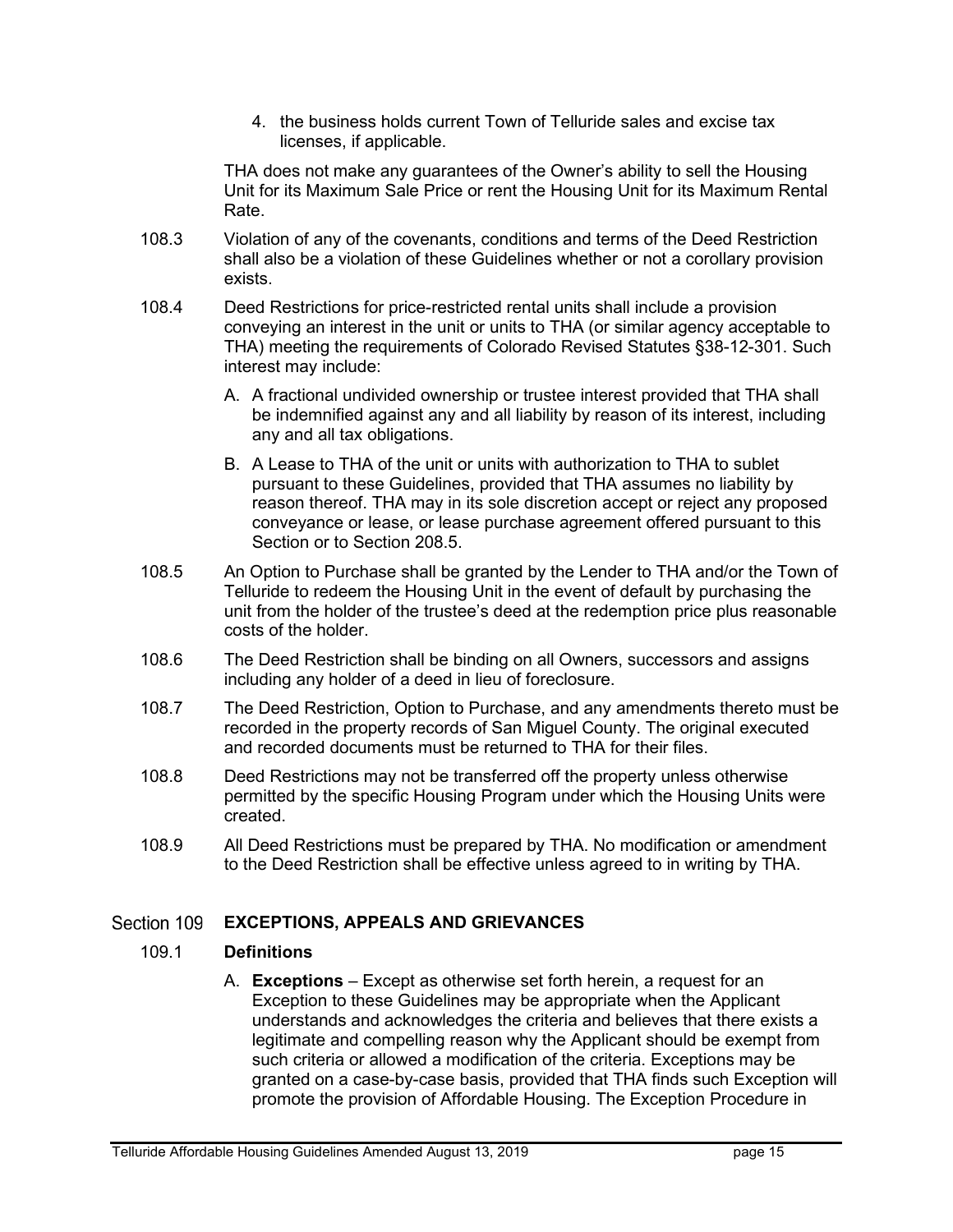4. the business holds current Town of Telluride sales and excise tax licenses, if applicable.

THA does not make any guarantees of the Owner's ability to sell the Housing Unit for its Maximum Sale Price or rent the Housing Unit for its Maximum Rental Rate.

108.3 Violation of any of the covenants, conditions and terms of the Deed Restriction shall also be a violation of these Guidelines whether or not a corollary provision exists.

108.4 Deed Restrictions for price-restricted rental units shall include a provision conveying an interest in the unit or units to THA (or similar agency acceptable to THA) meeting the requirements of Colorado Revised Statutes §38-12-301. Such interest may include:

A. A fractional undivided ownership or trustee interest provided that THA shall be indemnified against any and all liability by reason of its interest, including any and all tax obligations.

B. A Lease to THA of the unit or units with authorization to THA to sublet pursuant to these Guidelines, provided that THA assumes no liability by reason thereof. THA may in its sole discretion accept or reject any proposed conveyance or lease, or lease purchase agreement offered pursuant to this Section or to Section 208.5.

108.5 An Option to Purchase shall be granted by the Lender to THA and/or the Town of Telluride to redeem the Housing Unit in the event of default by purchasing the unit from the holder of the trustee's deed at the redemption price plus reasonable costs of the holder.

108.6 The Deed Restriction shall be binding on all Owners, successors and assigns including any holder of a deed in lieu of foreclosure.

108.7 The Deed Restriction, Option to Purchase, and any amendments thereto must be recorded in the property records of San Miguel County. The original executed and recorded documents must be returned to THA for their files.

108.8 Deed Restrictions may not be transferred off the property unless otherwise permitted by the specific Housing Program under which the Housing Units were created.

108.9 All Deed Restrictions must be prepared by THA. No modification or amendment to the Deed Restriction shall be effective unless agreed to in writing by THA.

## Section 109 EXCEPTIONS, APPEALS AND GRIEVANCES

### 109.1 Definitions

A. **Exceptions** – Except as otherwise set forth herein, a request for an Exception to these Guidelines may be appropriate when the Applicant understands and acknowledges the criteria and believes that there exists a legitimate and compelling reason why the Applicant should be exempt from such criteria or allowed a modification of the criteria. Exceptions may be granted on a case-by-case basis, provided that THA finds such Exception will promote the provision of Affordable Housing. The Exception Procedure in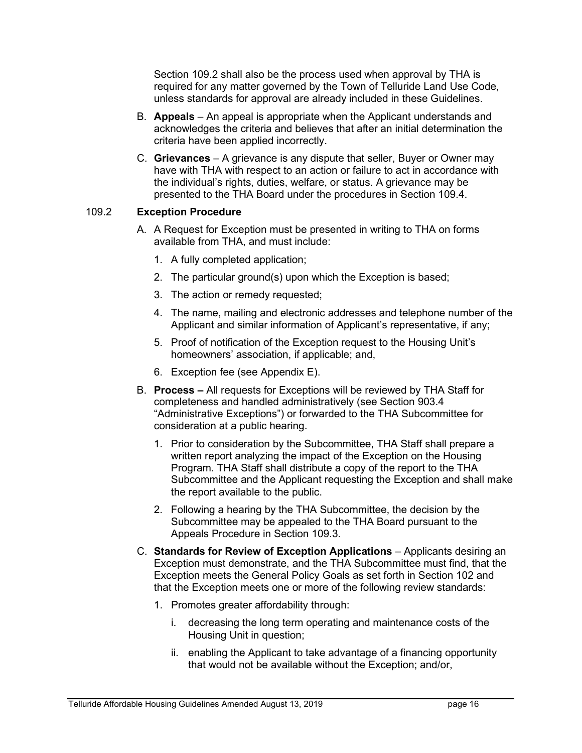Section 109.2 shall also be the process used when approval by THA is required for any matter governed by the Town of Telluride Land Use Code, unless standards for approval are already included in these Guidelines.

B. **Appeals** – An appeal is appropriate when the Applicant understands and acknowledges the criteria and believes that after an initial determination the criteria have been applied incorrectly.

C. **Grievances** – A grievance is any dispute that seller, Buyer or Owner may have with THA with respect to an action or failure to act in accordance with the individual's rights, duties, welfare, or status. A grievance may be presented to the THA Board under the procedures in Section 109.4.

### 109.2 Exception Procedure

A. A Request for Exception must be presented in writing to THA on forms available from THA, and must include:

1. A fully completed application;
2. The particular ground(s) upon which the Exception is based;
3. The action or remedy requested;
4. The name, mailing and electronic addresses and telephone number of the Applicant and similar information of Applicant's representative, if any;
5. Proof of notification of the Exception request to the Housing Unit's homeowners' association, if applicable; and,
6. Exception fee (see Appendix E).

B. **Process –** All requests for Exceptions will be reviewed by THA Staff for completeness and handled administratively (see Section 903.4 "Administrative Exceptions") or forwarded to the THA Subcommittee for consideration at a public hearing.

1. Prior to consideration by the Subcommittee, THA Staff shall prepare a written report analyzing the impact of the Exception on the Housing Program. THA Staff shall distribute a copy of the report to the THA Subcommittee and the Applicant requesting the Exception and shall make the report available to the public.
2. Following a hearing by the THA Subcommittee, the decision by the Subcommittee may be appealed to the THA Board pursuant to the Appeals Procedure in Section 109.3.

C. **Standards for Review of Exception Applications** – Applicants desiring an Exception must demonstrate, and the THA Subcommittee must find, that the Exception meets the General Policy Goals as set forth in Section 102 and that the Exception meets one or more of the following review standards:

1. Promotes greater affordability through:
   i. decreasing the long term operating and maintenance costs of the Housing Unit in question;
   ii. enabling the Applicant to take advantage of a financing opportunity that would not be available without the Exception; and/or,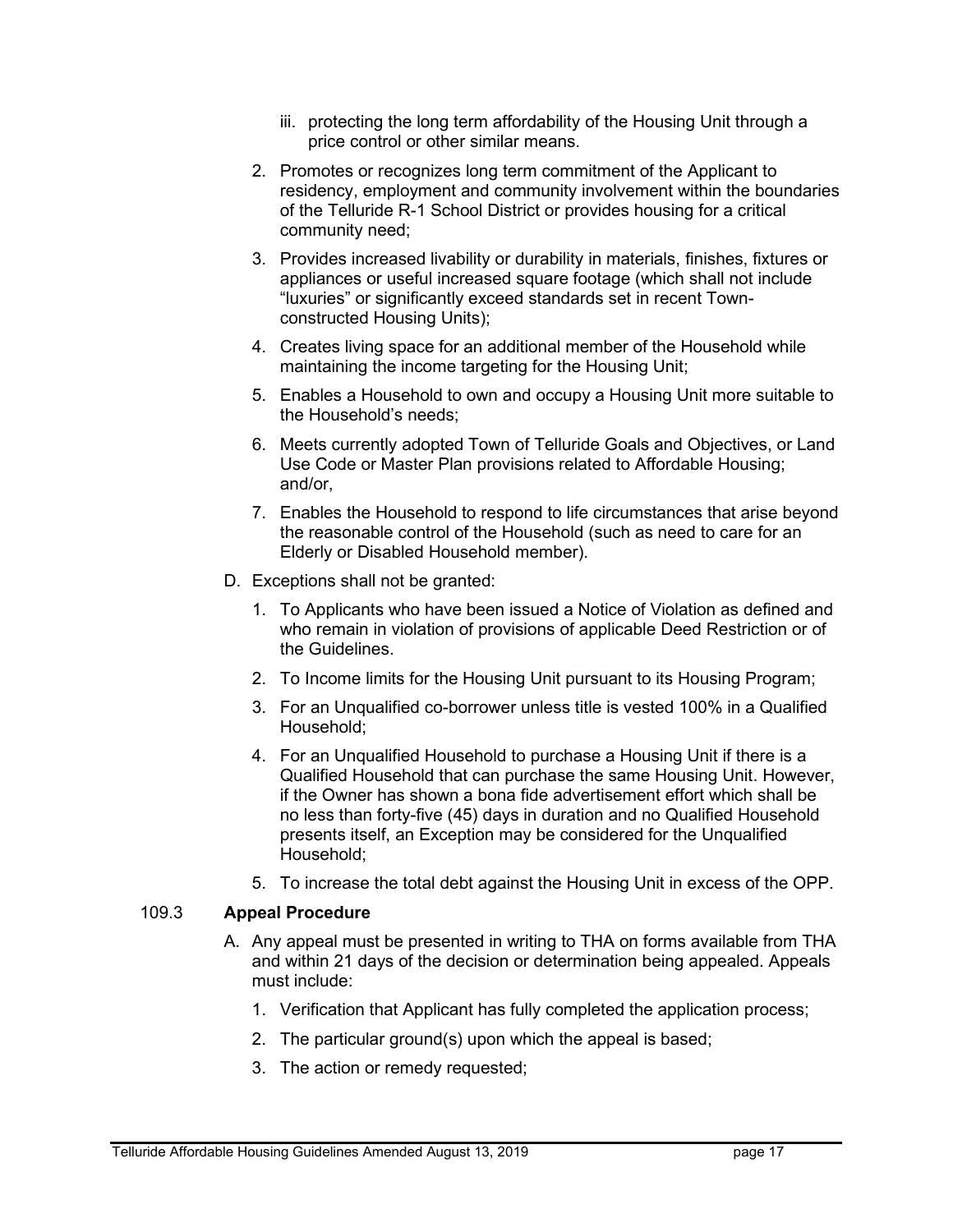iii. protecting the long term affordability of the Housing Unit through a price control or other similar means.

2. Promotes or recognizes long term commitment of the Applicant to residency, employment and community involvement within the boundaries of the Telluride R-1 School District or provides housing for a critical community need;
3. Provides increased livability or durability in materials, finishes, fixtures or appliances or useful increased square footage (which shall not include “luxuries” or significantly exceed standards set in recent Town-constructed Housing Units);
4. Creates living space for an additional member of the Household while maintaining the income targeting for the Housing Unit;
5. Enables a Household to own and occupy a Housing Unit more suitable to the Household’s needs;
6. Meets currently adopted Town of Telluride Goals and Objectives, or Land Use Code or Master Plan provisions related to Affordable Housing; and/or,
7. Enables the Household to respond to life circumstances that arise beyond the reasonable control of the Household (such as need to care for an Elderly or Disabled Household member).

D. Exceptions shall not be granted:

1. To Applicants who have been issued a Notice of Violation as defined and who remain in violation of provisions of applicable Deed Restriction or of the Guidelines.
2. To Income limits for the Housing Unit pursuant to its Housing Program;
3. For an Unqualified co-borrower unless title is vested 100% in a Qualified Household;
4. For an Unqualified Household to purchase a Housing Unit if there is a Qualified Household that can purchase the same Housing Unit. However, if the Owner has shown a bona fide advertisement effort which shall be no less than forty-five (45) days in duration and no Qualified Household presents itself, an Exception may be considered for the Unqualified Household;
5. To increase the total debt against the Housing Unit in excess of the OPP.

### 109.3 Appeal Procedure

A. Any appeal must be presented in writing to THA on forms available from THA and within 21 days of the decision or determination being appealed. Appeals must include:

1. Verification that Applicant has fully completed the application process;
2. The particular ground(s) upon which the appeal is based;
3. The action or remedy requested;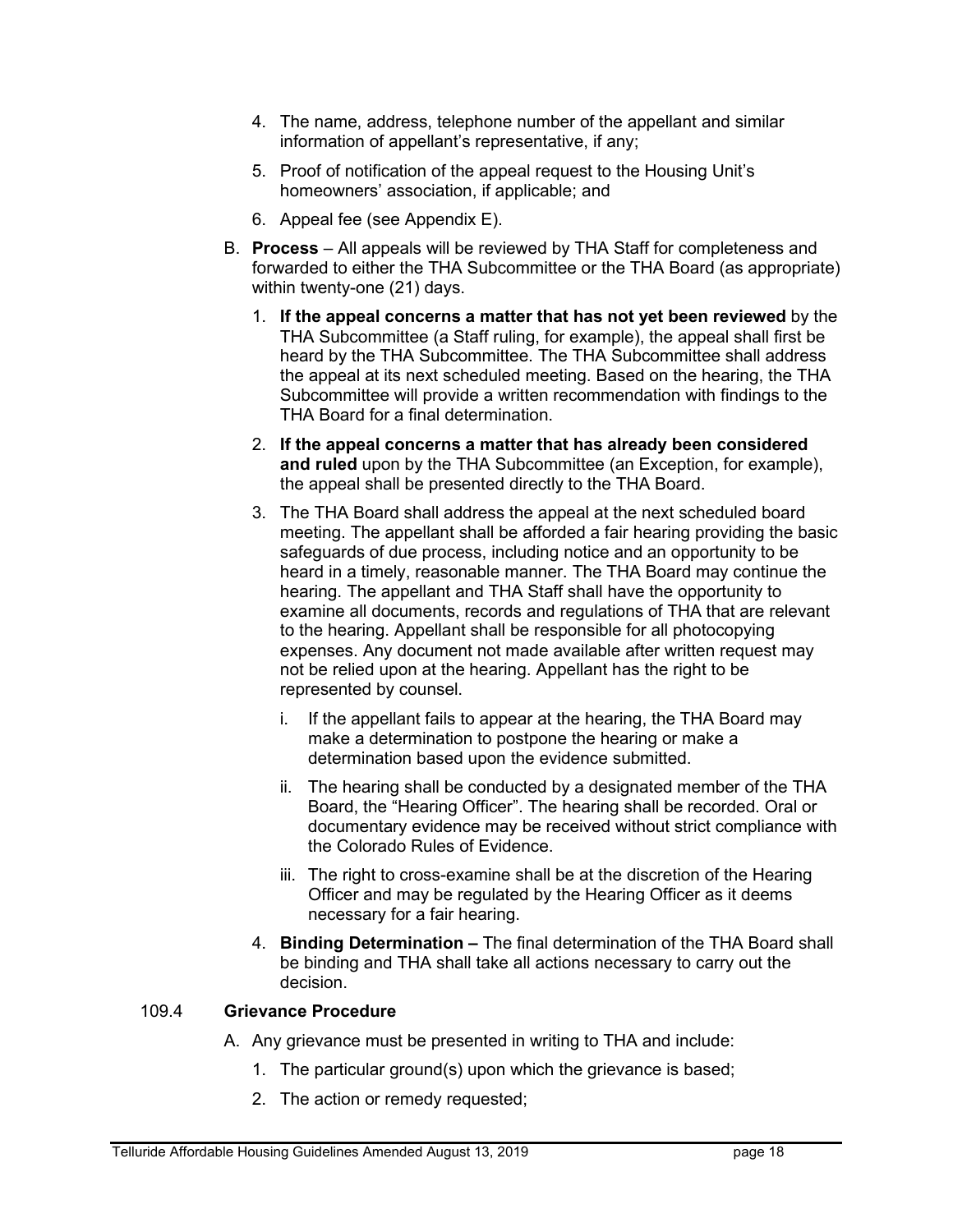4. The name, address, telephone number of the appellant and similar information of appellant's representative, if any;
5. Proof of notification of the appeal request to the Housing Unit's homeowners' association, if applicable; and
6. Appeal fee (see Appendix E).

B. **Process** – All appeals will be reviewed by THA Staff for completeness and forwarded to either the THA Subcommittee or the THA Board (as appropriate) within twenty-one (21) days.

1. **If the appeal concerns a matter that has not yet been reviewed** by the THA Subcommittee (a Staff ruling, for example), the appeal shall first be heard by the THA Subcommittee. The THA Subcommittee shall address the appeal at its next scheduled meeting. Based on the hearing, the THA Subcommittee will provide a written recommendation with findings to the THA Board for a final determination.
2. **If the appeal concerns a matter that has already been considered and ruled** upon by the THA Subcommittee (an Exception, for example), the appeal shall be presented directly to the THA Board.
3. The THA Board shall address the appeal at the next scheduled board meeting. The appellant shall be afforded a fair hearing providing the basic safeguards of due process, including notice and an opportunity to be heard in a timely, reasonable manner. The THA Board may continue the hearing. The appellant and THA Staff shall have the opportunity to examine all documents, records and regulations of THA that are relevant to the hearing. Appellant shall be responsible for all photocopying expenses. Any document not made available after written request may not be relied upon at the hearing. Appellant has the right to be represented by counsel.
   i. If the appellant fails to appear at the hearing, the THA Board may make a determination to postpone the hearing or make a determination based upon the evidence submitted.
   ii. The hearing shall be conducted by a designated member of the THA Board, the "Hearing Officer". The hearing shall be recorded. Oral or documentary evidence may be received without strict compliance with the Colorado Rules of Evidence.
   iii. The right to cross-examine shall be at the discretion of the Hearing Officer and may be regulated by the Hearing Officer as it deems necessary for a fair hearing.
4. **Binding Determination –** The final determination of the THA Board shall be binding and THA shall take all actions necessary to carry out the decision.

### 109.4 Grievance Procedure

A. Any grievance must be presented in writing to THA and include:

1. The particular ground(s) upon which the grievance is based;
2. The action or remedy requested;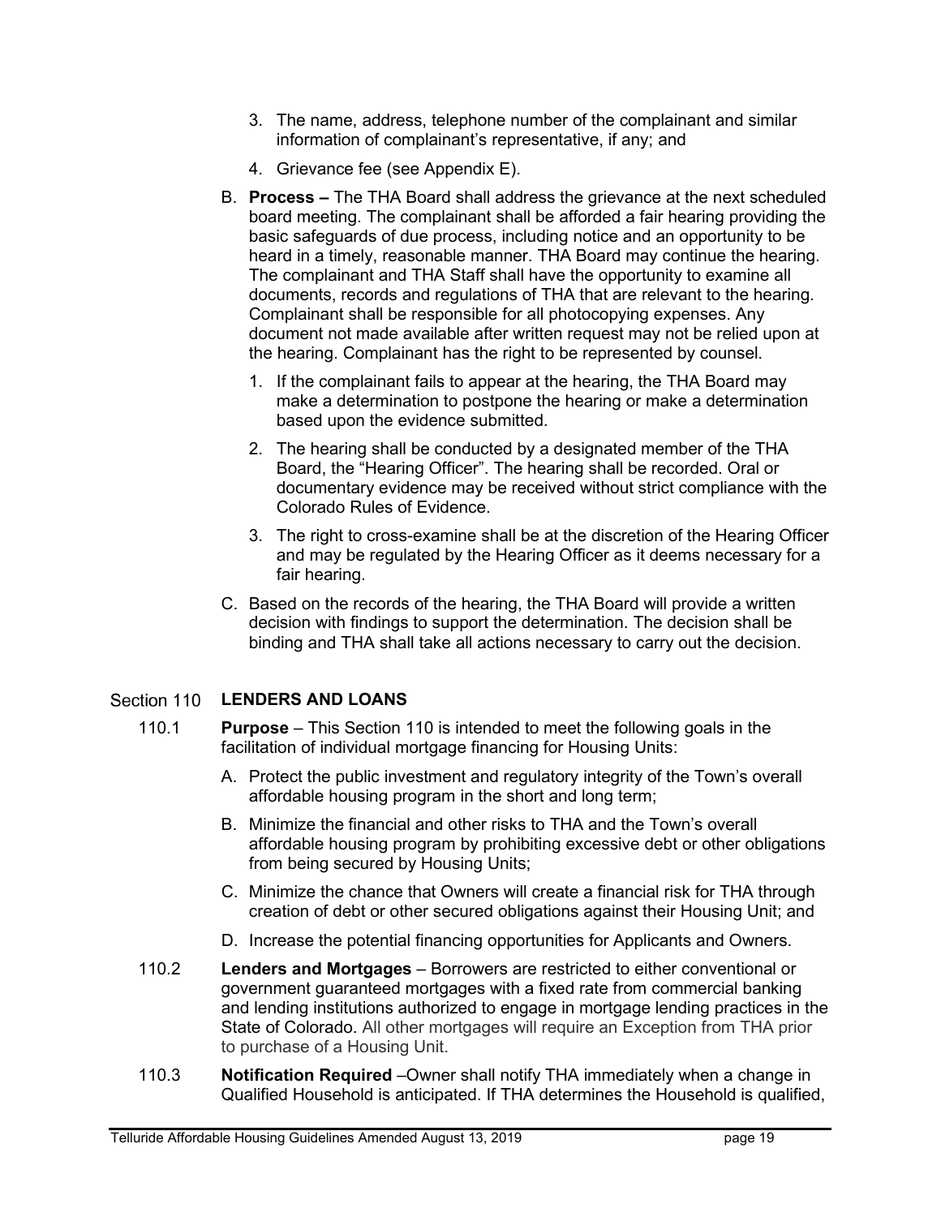3. The name, address, telephone number of the complainant and similar information of complainant's representative, if any; and

4. Grievance fee (see Appendix E).

B. **Process –** The THA Board shall address the grievance at the next scheduled board meeting. The complainant shall be afforded a fair hearing providing the basic safeguards of due process, including notice and an opportunity to be heard in a timely, reasonable manner. THA Board may continue the hearing. The complainant and THA Staff shall have the opportunity to examine all documents, records and regulations of THA that are relevant to the hearing. Complainant shall be responsible for all photocopying expenses. Any document not made available after written request may not be relied upon at the hearing. Complainant has the right to be represented by counsel.

   1. If the complainant fails to appear at the hearing, the THA Board may make a determination to postpone the hearing or make a determination based upon the evidence submitted.

   2. The hearing shall be conducted by a designated member of the THA Board, the "Hearing Officer". The hearing shall be recorded. Oral or documentary evidence may be received without strict compliance with the Colorado Rules of Evidence.

   3. The right to cross-examine shall be at the discretion of the Hearing Officer and may be regulated by the Hearing Officer as it deems necessary for a fair hearing.

C. Based on the records of the hearing, the THA Board will provide a written decision with findings to support the determination. The decision shall be binding and THA shall take all actions necessary to carry out the decision.

## Section 110 LENDERS AND LOANS

**110.1 Purpose** – This Section 110 is intended to meet the following goals in the facilitation of individual mortgage financing for Housing Units:

A. Protect the public investment and regulatory integrity of the Town's overall affordable housing program in the short and long term;

B. Minimize the financial and other risks to THA and the Town's overall affordable housing program by prohibiting excessive debt or other obligations from being secured by Housing Units;

C. Minimize the chance that Owners will create a financial risk for THA through creation of debt or other secured obligations against their Housing Unit; and

D. Increase the potential financing opportunities for Applicants and Owners.

**110.2 Lenders and Mortgages** – Borrowers are restricted to either conventional or government guaranteed mortgages with a fixed rate from commercial banking and lending institutions authorized to engage in mortgage lending practices in the State of Colorado. All other mortgages will require an Exception from THA prior to purchase of a Housing Unit.

**110.3 Notification Required** –Owner shall notify THA immediately when a change in Qualified Household is anticipated. If THA determines the Household is qualified,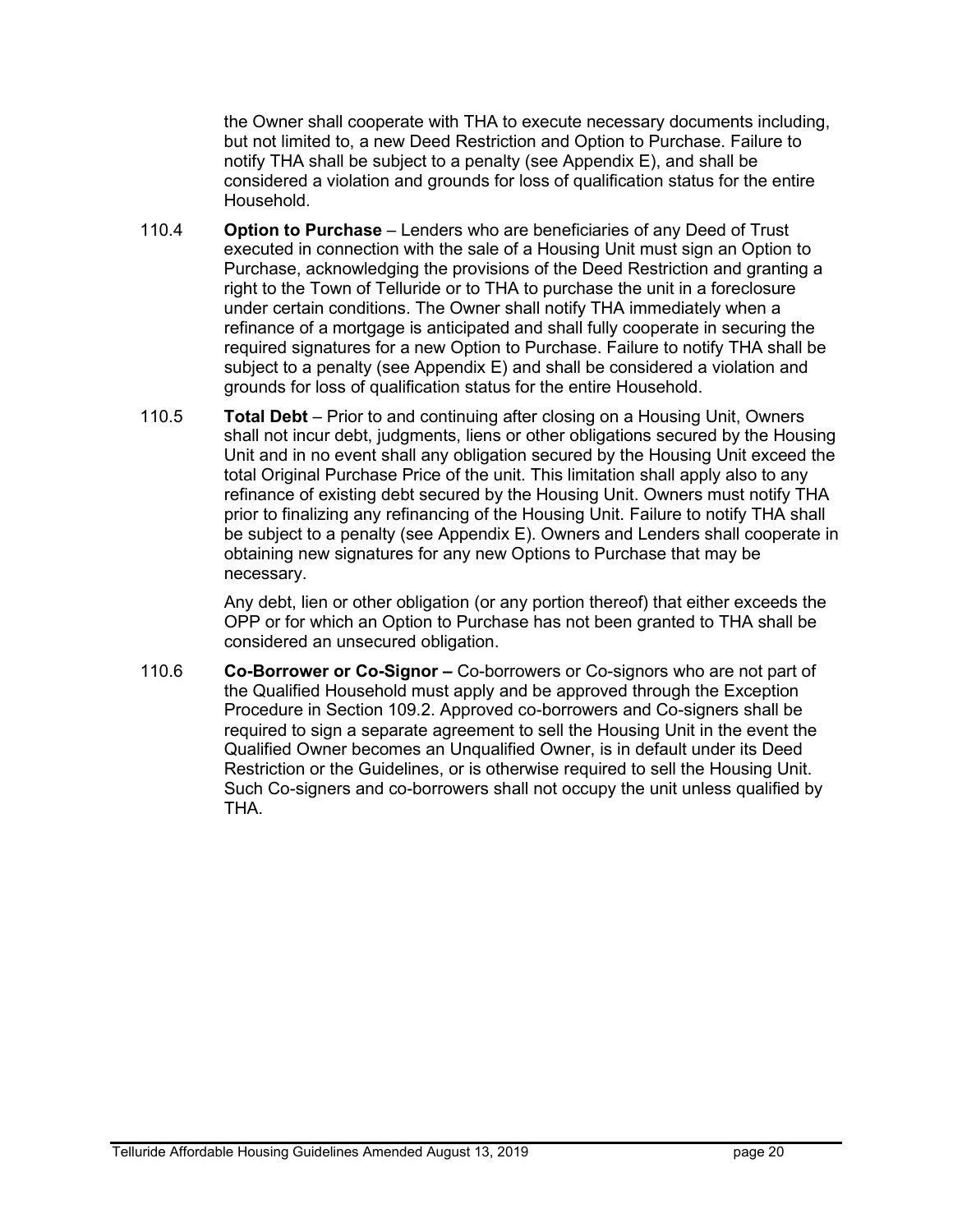the Owner shall cooperate with THA to execute necessary documents including, but not limited to, a new Deed Restriction and Option to Purchase. Failure to notify THA shall be subject to a penalty (see Appendix E), and shall be considered a violation and grounds for loss of qualification status for the entire Household.

110.4 **Option to Purchase** – Lenders who are beneficiaries of any Deed of Trust executed in connection with the sale of a Housing Unit must sign an Option to Purchase, acknowledging the provisions of the Deed Restriction and granting a right to the Town of Telluride or to THA to purchase the unit in a foreclosure under certain conditions. The Owner shall notify THA immediately when a refinance of a mortgage is anticipated and shall fully cooperate in securing the required signatures for a new Option to Purchase. Failure to notify THA shall be subject to a penalty (see Appendix E) and shall be considered a violation and grounds for loss of qualification status for the entire Household.

110.5 **Total Debt** – Prior to and continuing after closing on a Housing Unit, Owners shall not incur debt, judgments, liens or other obligations secured by the Housing Unit and in no event shall any obligation secured by the Housing Unit exceed the total Original Purchase Price of the unit. This limitation shall apply also to any refinance of existing debt secured by the Housing Unit. Owners must notify THA prior to finalizing any refinancing of the Housing Unit. Failure to notify THA shall be subject to a penalty (see Appendix E). Owners and Lenders shall cooperate in obtaining new signatures for any new Options to Purchase that may be necessary.

Any debt, lien or other obligation (or any portion thereof) that either exceeds the OPP or for which an Option to Purchase has not been granted to THA shall be considered an unsecured obligation.

110.6 **Co-Borrower or Co-Signor –** Co-borrowers or Co-signors who are not part of the Qualified Household must apply and be approved through the Exception Procedure in Section 109.2. Approved co-borrowers and Co-signers shall be required to sign a separate agreement to sell the Housing Unit in the event the Qualified Owner becomes an Unqualified Owner, is in default under its Deed Restriction or the Guidelines, or is otherwise required to sell the Housing Unit. Such Co-signers and co-borrowers shall not occupy the unit unless qualified by THA.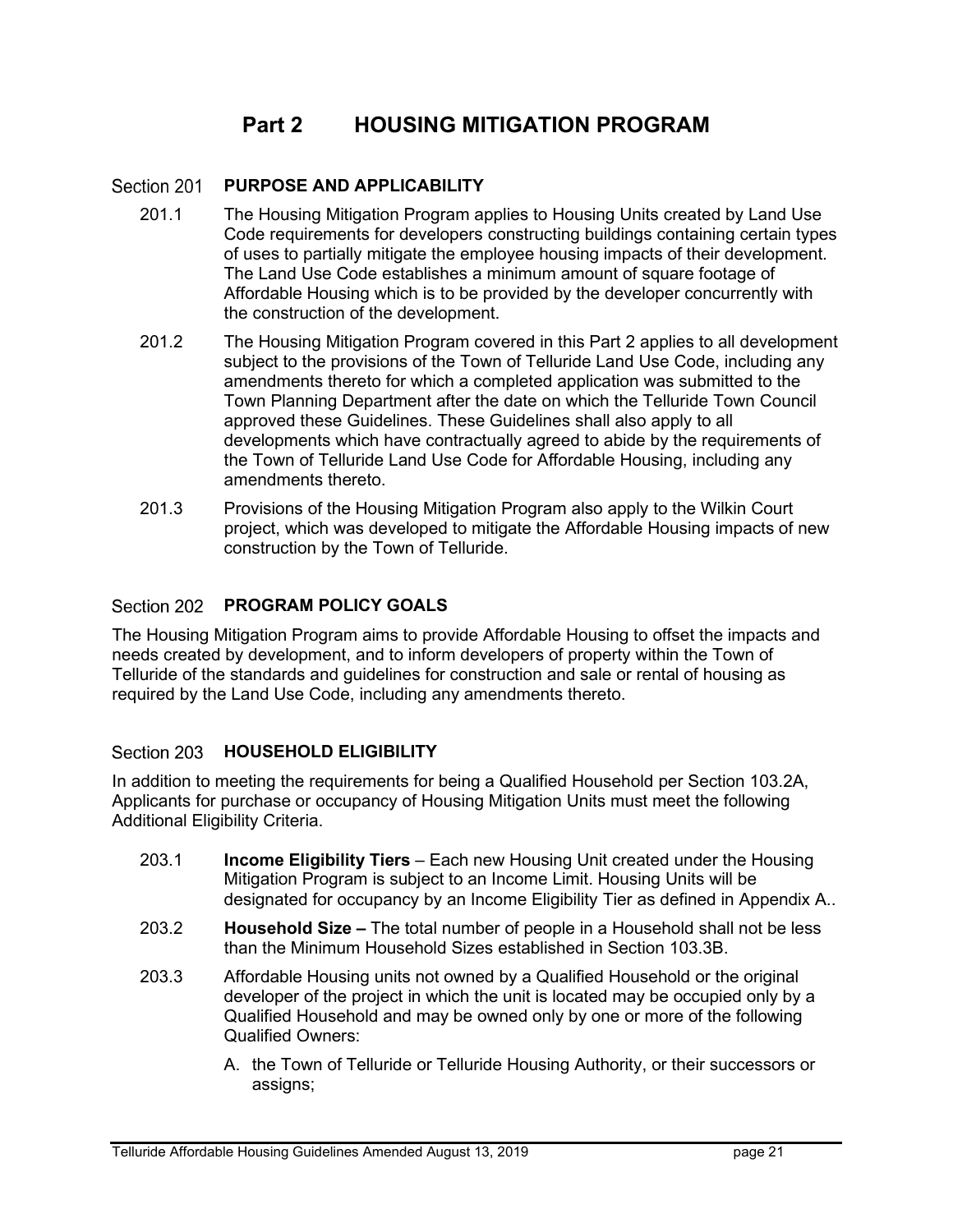# Part 2 HOUSING MITIGATION PROGRAM

## Section 201 PURPOSE AND APPLICABILITY

201.1 The Housing Mitigation Program applies to Housing Units created by Land Use Code requirements for developers constructing buildings containing certain types of uses to partially mitigate the employee housing impacts of their development. The Land Use Code establishes a minimum amount of square footage of Affordable Housing which is to be provided by the developer concurrently with the construction of the development.

201.2 The Housing Mitigation Program covered in this Part 2 applies to all development subject to the provisions of the Town of Telluride Land Use Code, including any amendments thereto for which a completed application was submitted to the Town Planning Department after the date on which the Telluride Town Council approved these Guidelines. These Guidelines shall also apply to all developments which have contractually agreed to abide by the requirements of the Town of Telluride Land Use Code for Affordable Housing, including any amendments thereto.

201.3 Provisions of the Housing Mitigation Program also apply to the Wilkin Court project, which was developed to mitigate the Affordable Housing impacts of new construction by the Town of Telluride.

## Section 202 PROGRAM POLICY GOALS

The Housing Mitigation Program aims to provide Affordable Housing to offset the impacts and needs created by development, and to inform developers of property within the Town of Telluride of the standards and guidelines for construction and sale or rental of housing as required by the Land Use Code, including any amendments thereto.

## Section 203 HOUSEHOLD ELIGIBILITY

In addition to meeting the requirements for being a Qualified Household per Section 103.2A, Applicants for purchase or occupancy of Housing Mitigation Units must meet the following Additional Eligibility Criteria.

203.1 **Income Eligibility Tiers** – Each new Housing Unit created under the Housing Mitigation Program is subject to an Income Limit. Housing Units will be designated for occupancy by an Income Eligibility Tier as defined in Appendix A..

203.2 **Household Size –** The total number of people in a Household shall not be less than the Minimum Household Sizes established in Section 103.3B.

203.3 Affordable Housing units not owned by a Qualified Household or the original developer of the project in which the unit is located may be occupied only by a Qualified Household and may be owned only by one or more of the following Qualified Owners:

A. the Town of Telluride or Telluride Housing Authority, or their successors or assigns;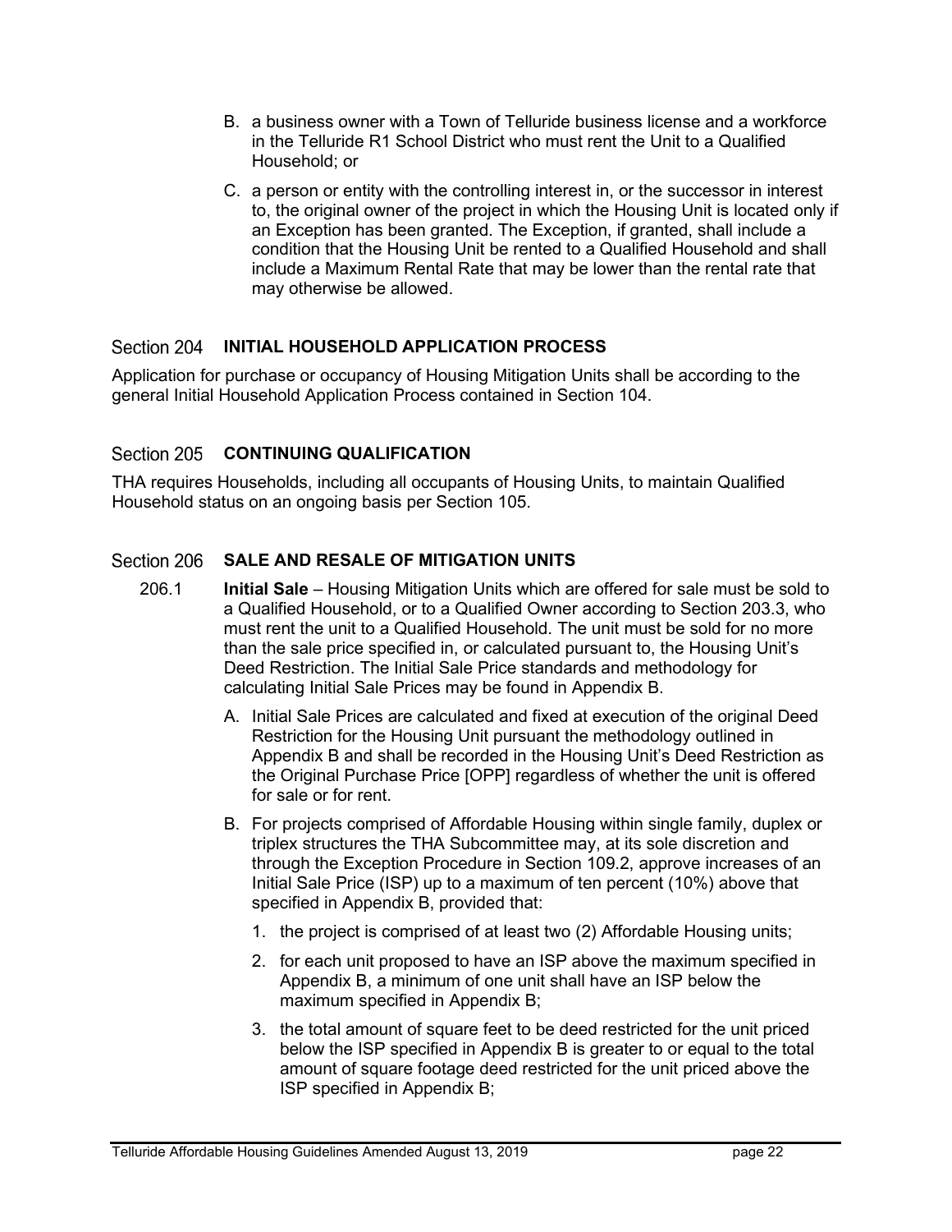B. a business owner with a Town of Telluride business license and a workforce in the Telluride R1 School District who must rent the Unit to a Qualified Household; or

C. a person or entity with the controlling interest in, or the successor in interest to, the original owner of the project in which the Housing Unit is located only if an Exception has been granted. The Exception, if granted, shall include a condition that the Housing Unit be rented to a Qualified Household and shall include a Maximum Rental Rate that may be lower than the rental rate that may otherwise be allowed.

## Section 204 INITIAL HOUSEHOLD APPLICATION PROCESS

Application for purchase or occupancy of Housing Mitigation Units shall be according to the general Initial Household Application Process contained in Section 104.

## Section 205 CONTINUING QUALIFICATION

THA requires Households, including all occupants of Housing Units, to maintain Qualified Household status on an ongoing basis per Section 105.

## Section 206 SALE AND RESALE OF MITIGATION UNITS

206.1 **Initial Sale** – Housing Mitigation Units which are offered for sale must be sold to a Qualified Household, or to a Qualified Owner according to Section 203.3, who must rent the unit to a Qualified Household. The unit must be sold for no more than the sale price specified in, or calculated pursuant to, the Housing Unit's Deed Restriction. The Initial Sale Price standards and methodology for calculating Initial Sale Prices may be found in Appendix B.

A. Initial Sale Prices are calculated and fixed at execution of the original Deed Restriction for the Housing Unit pursuant the methodology outlined in Appendix B and shall be recorded in the Housing Unit's Deed Restriction as the Original Purchase Price [OPP] regardless of whether the unit is offered for sale or for rent.

B. For projects comprised of Affordable Housing within single family, duplex or triplex structures the THA Subcommittee may, at its sole discretion and through the Exception Procedure in Section 109.2, approve increases of an Initial Sale Price (ISP) up to a maximum of ten percent (10%) above that specified in Appendix B, provided that:

1. the project is comprised of at least two (2) Affordable Housing units;
2. for each unit proposed to have an ISP above the maximum specified in Appendix B, a minimum of one unit shall have an ISP below the maximum specified in Appendix B;
3. the total amount of square feet to be deed restricted for the unit priced below the ISP specified in Appendix B is greater to or equal to the total amount of square footage deed restricted for the unit priced above the ISP specified in Appendix B;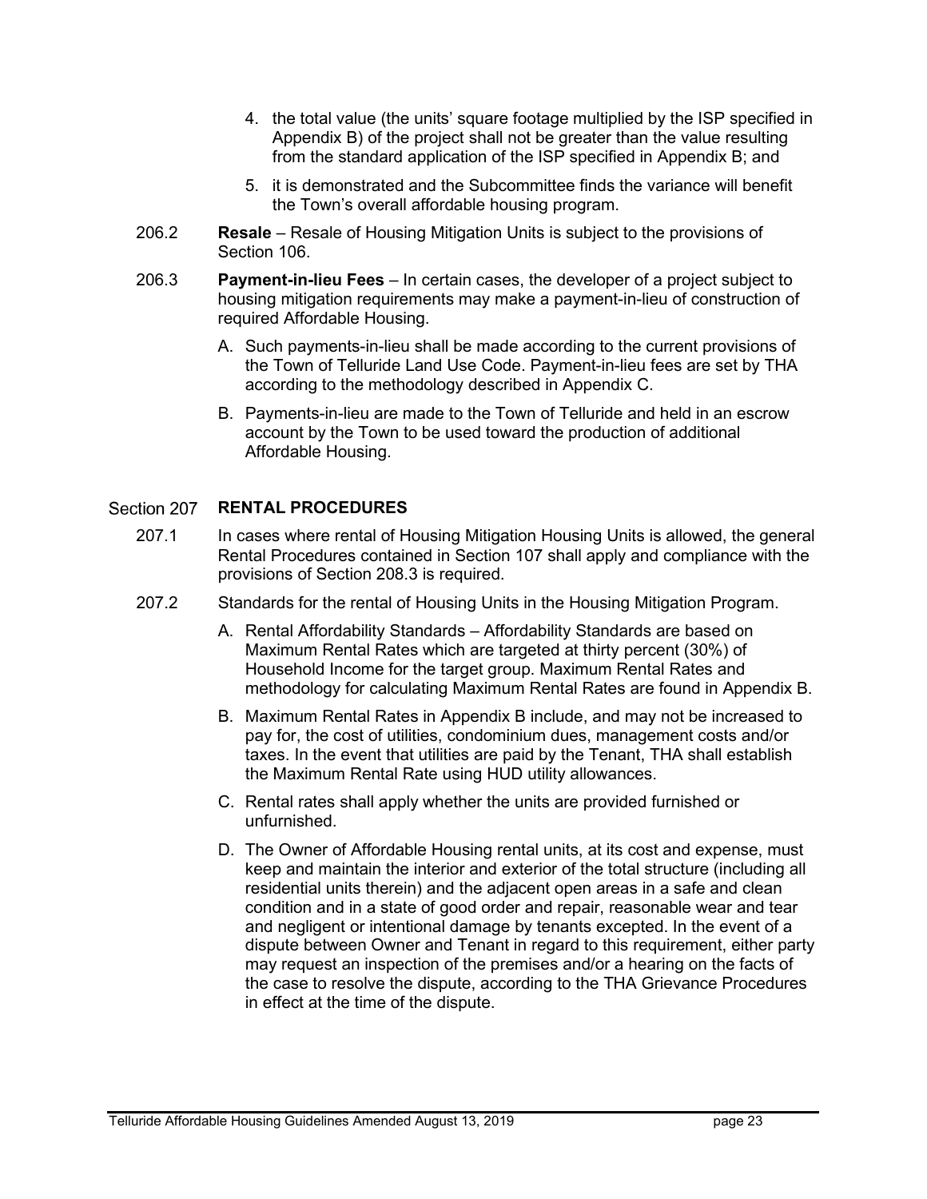4. the total value (the units' square footage multiplied by the ISP specified in Appendix B) of the project shall not be greater than the value resulting from the standard application of the ISP specified in Appendix B; and

5. it is demonstrated and the Subcommittee finds the variance will benefit the Town's overall affordable housing program.

206.2 **Resale** – Resale of Housing Mitigation Units is subject to the provisions of Section 106.

206.3 **Payment-in-lieu Fees** – In certain cases, the developer of a project subject to housing mitigation requirements may make a payment-in-lieu of construction of required Affordable Housing.

A. Such payments-in-lieu shall be made according to the current provisions of the Town of Telluride Land Use Code. Payment-in-lieu fees are set by THA according to the methodology described in Appendix C.

B. Payments-in-lieu are made to the Town of Telluride and held in an escrow account by the Town to be used toward the production of additional Affordable Housing.

## Section 207 RENTAL PROCEDURES

207.1 In cases where rental of Housing Mitigation Housing Units is allowed, the general Rental Procedures contained in Section 107 shall apply and compliance with the provisions of Section 208.3 is required.

207.2 Standards for the rental of Housing Units in the Housing Mitigation Program.

A. Rental Affordability Standards – Affordability Standards are based on Maximum Rental Rates which are targeted at thirty percent (30%) of Household Income for the target group. Maximum Rental Rates and methodology for calculating Maximum Rental Rates are found in Appendix B.

B. Maximum Rental Rates in Appendix B include, and may not be increased to pay for, the cost of utilities, condominium dues, management costs and/or taxes. In the event that utilities are paid by the Tenant, THA shall establish the Maximum Rental Rate using HUD utility allowances.

C. Rental rates shall apply whether the units are provided furnished or unfurnished.

D. The Owner of Affordable Housing rental units, at its cost and expense, must keep and maintain the interior and exterior of the total structure (including all residential units therein) and the adjacent open areas in a safe and clean condition and in a state of good order and repair, reasonable wear and tear and negligent or intentional damage by tenants excepted. In the event of a dispute between Owner and Tenant in regard to this requirement, either party may request an inspection of the premises and/or a hearing on the facts of the case to resolve the dispute, according to the THA Grievance Procedures in effect at the time of the dispute.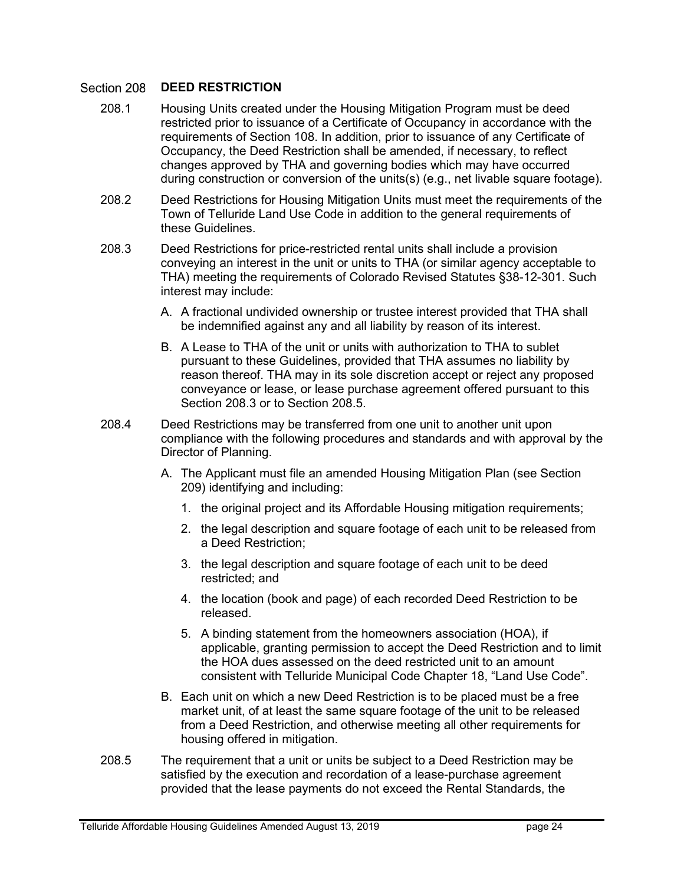## Section 208 DEED RESTRICTION

208.1 Housing Units created under the Housing Mitigation Program must be deed restricted prior to issuance of a Certificate of Occupancy in accordance with the requirements of Section 108. In addition, prior to issuance of any Certificate of Occupancy, the Deed Restriction shall be amended, if necessary, to reflect changes approved by THA and governing bodies which may have occurred during construction or conversion of the units(s) (e.g., net livable square footage).

208.2 Deed Restrictions for Housing Mitigation Units must meet the requirements of the Town of Telluride Land Use Code in addition to the general requirements of these Guidelines.

208.3 Deed Restrictions for price-restricted rental units shall include a provision conveying an interest in the unit or units to THA (or similar agency acceptable to THA) meeting the requirements of Colorado Revised Statutes §38-12-301. Such interest may include:

A. A fractional undivided ownership or trustee interest provided that THA shall be indemnified against any and all liability by reason of its interest.

B. A Lease to THA of the unit or units with authorization to THA to sublet pursuant to these Guidelines, provided that THA assumes no liability by reason thereof. THA may in its sole discretion accept or reject any proposed conveyance or lease, or lease purchase agreement offered pursuant to this Section 208.3 or to Section 208.5.

208.4 Deed Restrictions may be transferred from one unit to another unit upon compliance with the following procedures and standards and with approval by the Director of Planning.

A. The Applicant must file an amended Housing Mitigation Plan (see Section 209) identifying and including:

1. the original project and its Affordable Housing mitigation requirements;
2. the legal description and square footage of each unit to be released from a Deed Restriction;
3. the legal description and square footage of each unit to be deed restricted; and
4. the location (book and page) of each recorded Deed Restriction to be released.
5. A binding statement from the homeowners association (HOA), if applicable, granting permission to accept the Deed Restriction and to limit the HOA dues assessed on the deed restricted unit to an amount consistent with Telluride Municipal Code Chapter 18, "Land Use Code".

B. Each unit on which a new Deed Restriction is to be placed must be a free market unit, of at least the same square footage of the unit to be released from a Deed Restriction, and otherwise meeting all other requirements for housing offered in mitigation.

208.5 The requirement that a unit or units be subject to a Deed Restriction may be satisfied by the execution and recordation of a lease-purchase agreement provided that the lease payments do not exceed the Rental Standards, the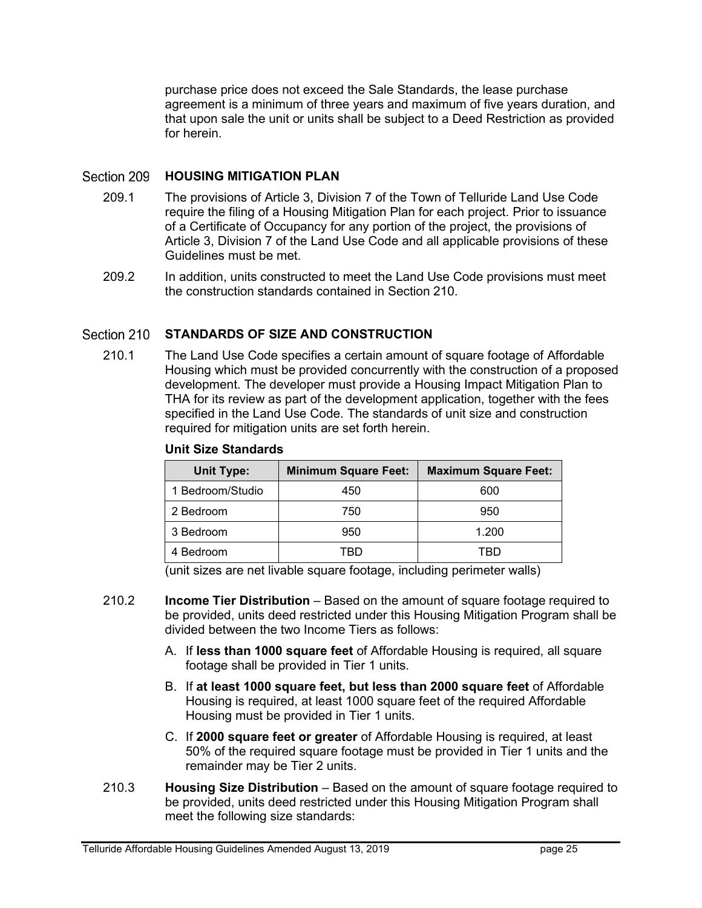purchase price does not exceed the Sale Standards, the lease purchase agreement is a minimum of three years and maximum of five years duration, and that upon sale the unit or units shall be subject to a Deed Restriction as provided for herein.

## Section 209 HOUSING MITIGATION PLAN

209.1 The provisions of Article 3, Division 7 of the Town of Telluride Land Use Code require the filing of a Housing Mitigation Plan for each project. Prior to issuance of a Certificate of Occupancy for any portion of the project, the provisions of Article 3, Division 7 of the Land Use Code and all applicable provisions of these Guidelines must be met.

209.2 In addition, units constructed to meet the Land Use Code provisions must meet the construction standards contained in Section 210.

## Section 210 STANDARDS OF SIZE AND CONSTRUCTION

210.1 The Land Use Code specifies a certain amount of square footage of Affordable Housing which must be provided concurrently with the construction of a proposed development. The developer must provide a Housing Impact Mitigation Plan to THA for its review as part of the development application, together with the fees specified in the Land Use Code. The standards of unit size and construction required for mitigation units are set forth herein.

**Unit Size Standards**

| Unit Type: | Minimum Square Feet: | Maximum Square Feet: |
|---|---|---|
| 1 Bedroom/Studio | 450 | 600 |
| 2 Bedroom | 750 | 950 |
| 3 Bedroom | 950 | 1.200 |
| 4 Bedroom | TBD | TBD |

(unit sizes are net livable square footage, including perimeter walls)

210.2 **Income Tier Distribution** – Based on the amount of square footage required to be provided, units deed restricted under this Housing Mitigation Program shall be divided between the two Income Tiers as follows:

A. If **less than 1000 square feet** of Affordable Housing is required, all square footage shall be provided in Tier 1 units.

B. If **at least 1000 square feet, but less than 2000 square feet** of Affordable Housing is required, at least 1000 square feet of the required Affordable Housing must be provided in Tier 1 units.

C. If **2000 square feet or greater** of Affordable Housing is required, at least 50% of the required square footage must be provided in Tier 1 units and the remainder may be Tier 2 units.

210.3 **Housing Size Distribution** – Based on the amount of square footage required to be provided, units deed restricted under this Housing Mitigation Program shall meet the following size standards: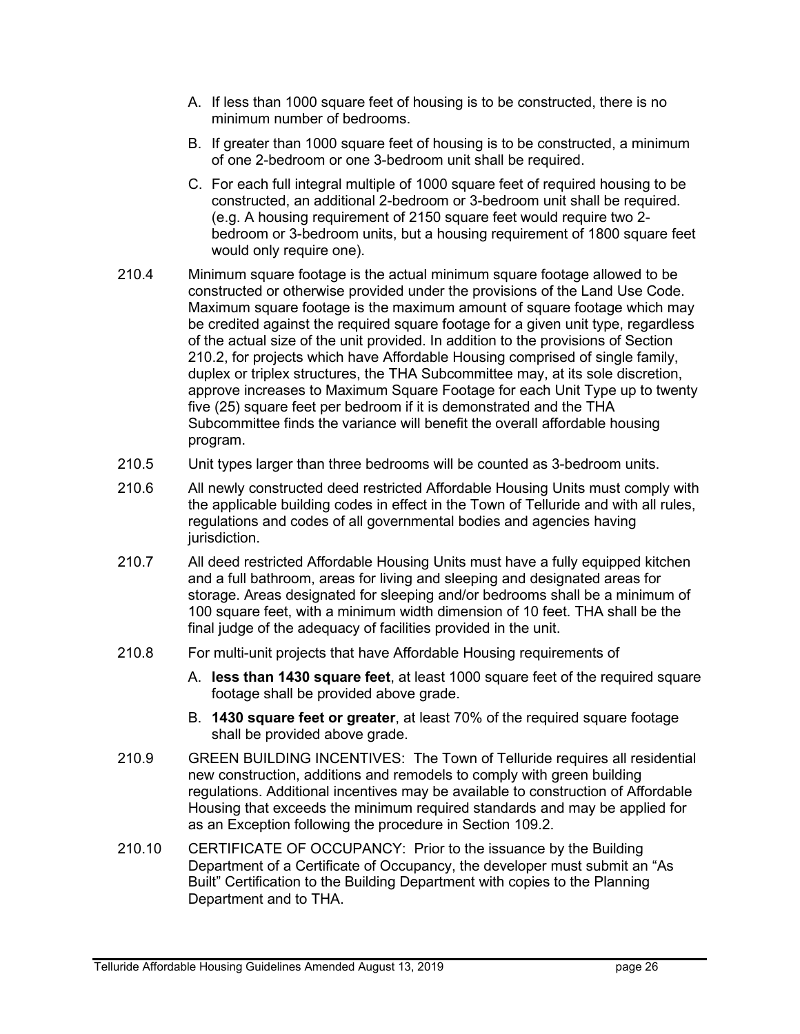A. If less than 1000 square feet of housing is to be constructed, there is no minimum number of bedrooms.

B. If greater than 1000 square feet of housing is to be constructed, a minimum of one 2-bedroom or one 3-bedroom unit shall be required.

C. For each full integral multiple of 1000 square feet of required housing to be constructed, an additional 2-bedroom or 3-bedroom unit shall be required. (e.g. A housing requirement of 2150 square feet would require two 2-bedroom or 3-bedroom units, but a housing requirement of 1800 square feet would only require one).

210.4 Minimum square footage is the actual minimum square footage allowed to be constructed or otherwise provided under the provisions of the Land Use Code. Maximum square footage is the maximum amount of square footage which may be credited against the required square footage for a given unit type, regardless of the actual size of the unit provided. In addition to the provisions of Section 210.2, for projects which have Affordable Housing comprised of single family, duplex or triplex structures, the THA Subcommittee may, at its sole discretion, approve increases to Maximum Square Footage for each Unit Type up to twenty five (25) square feet per bedroom if it is demonstrated and the THA Subcommittee finds the variance will benefit the overall affordable housing program.

210.5 Unit types larger than three bedrooms will be counted as 3-bedroom units.

210.6 All newly constructed deed restricted Affordable Housing Units must comply with the applicable building codes in effect in the Town of Telluride and with all rules, regulations and codes of all governmental bodies and agencies having jurisdiction.

210.7 All deed restricted Affordable Housing Units must have a fully equipped kitchen and a full bathroom, areas for living and sleeping and designated areas for storage. Areas designated for sleeping and/or bedrooms shall be a minimum of 100 square feet, with a minimum width dimension of 10 feet. THA shall be the final judge of the adequacy of facilities provided in the unit.

210.8 For multi-unit projects that have Affordable Housing requirements of

A. **less than 1430 square feet**, at least 1000 square feet of the required square footage shall be provided above grade.

B. **1430 square feet or greater**, at least 70% of the required square footage shall be provided above grade.

210.9 GREEN BUILDING INCENTIVES: The Town of Telluride requires all residential new construction, additions and remodels to comply with green building regulations. Additional incentives may be available to construction of Affordable Housing that exceeds the minimum required standards and may be applied for as an Exception following the procedure in Section 109.2.

210.10 CERTIFICATE OF OCCUPANCY: Prior to the issuance by the Building Department of a Certificate of Occupancy, the developer must submit an "As Built" Certification to the Building Department with copies to the Planning Department and to THA.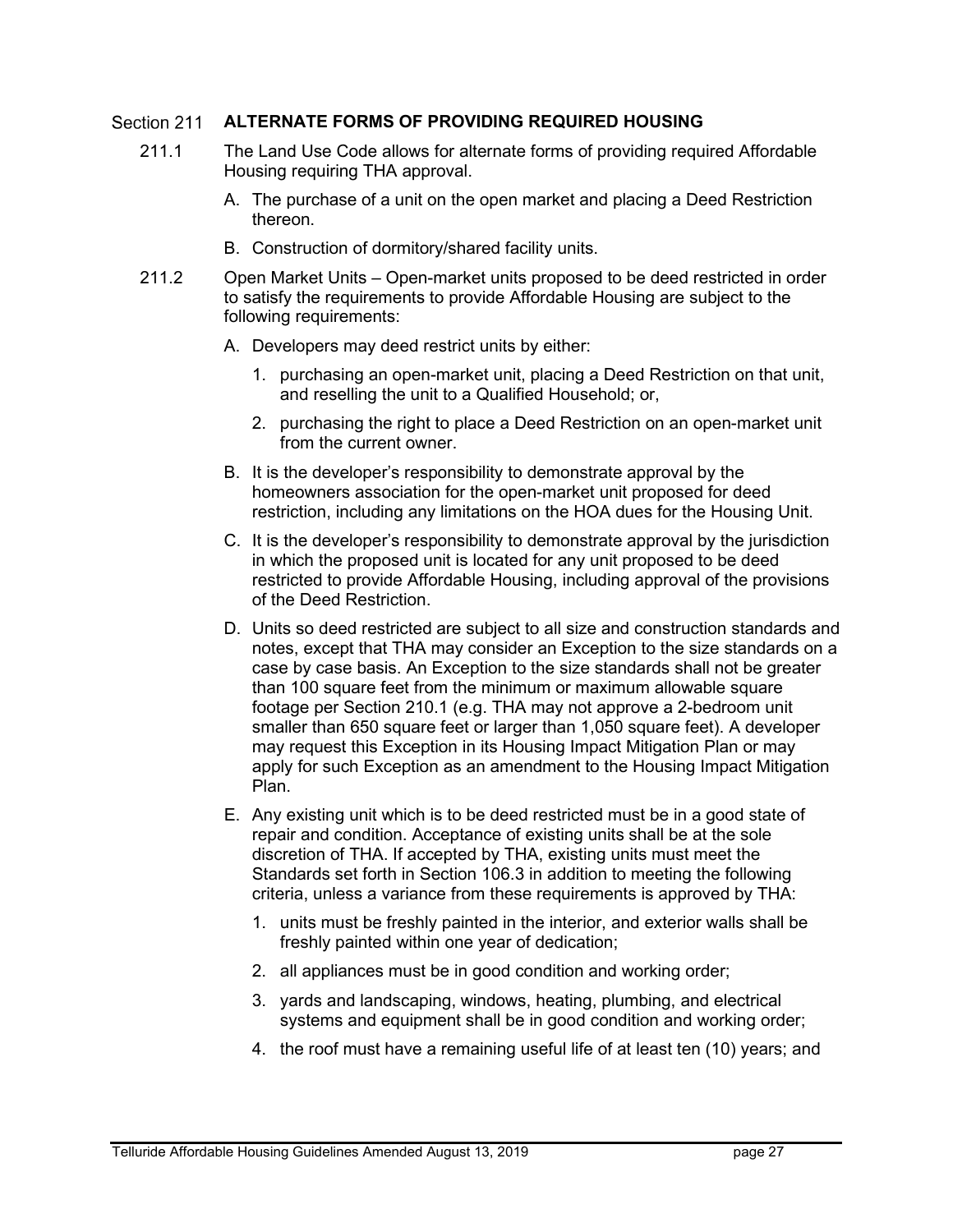## Section 211 ALTERNATE FORMS OF PROVIDING REQUIRED HOUSING

211.1 The Land Use Code allows for alternate forms of providing required Affordable Housing requiring THA approval.

A. The purchase of a unit on the open market and placing a Deed Restriction thereon.

B. Construction of dormitory/shared facility units.

211.2 Open Market Units – Open-market units proposed to be deed restricted in order to satisfy the requirements to provide Affordable Housing are subject to the following requirements:

A. Developers may deed restrict units by either:

1. purchasing an open-market unit, placing a Deed Restriction on that unit, and reselling the unit to a Qualified Household; or,
2. purchasing the right to place a Deed Restriction on an open-market unit from the current owner.

B. It is the developer's responsibility to demonstrate approval by the homeowners association for the open-market unit proposed for deed restriction, including any limitations on the HOA dues for the Housing Unit.

C. It is the developer's responsibility to demonstrate approval by the jurisdiction in which the proposed unit is located for any unit proposed to be deed restricted to provide Affordable Housing, including approval of the provisions of the Deed Restriction.

D. Units so deed restricted are subject to all size and construction standards and notes, except that THA may consider an Exception to the size standards on a case by case basis. An Exception to the size standards shall not be greater than 100 square feet from the minimum or maximum allowable square footage per Section 210.1 (e.g. THA may not approve a 2-bedroom unit smaller than 650 square feet or larger than 1,050 square feet). A developer may request this Exception in its Housing Impact Mitigation Plan or may apply for such Exception as an amendment to the Housing Impact Mitigation Plan.

E. Any existing unit which is to be deed restricted must be in a good state of repair and condition. Acceptance of existing units shall be at the sole discretion of THA. If accepted by THA, existing units must meet the Standards set forth in Section 106.3 in addition to meeting the following criteria, unless a variance from these requirements is approved by THA:

1. units must be freshly painted in the interior, and exterior walls shall be freshly painted within one year of dedication;
2. all appliances must be in good condition and working order;
3. yards and landscaping, windows, heating, plumbing, and electrical systems and equipment shall be in good condition and working order;
4. the roof must have a remaining useful life of at least ten (10) years; and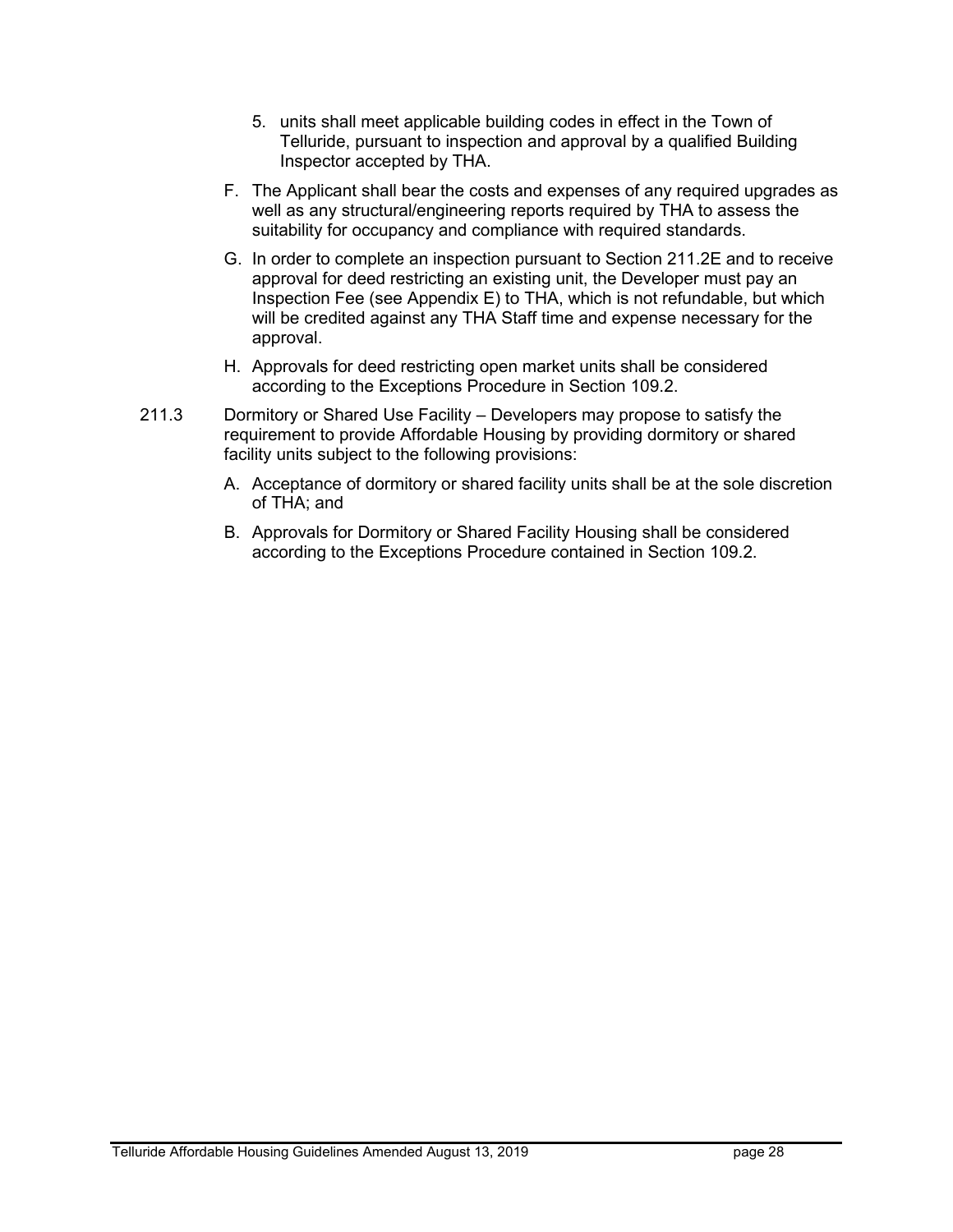5. units shall meet applicable building codes in effect in the Town of Telluride, pursuant to inspection and approval by a qualified Building Inspector accepted by THA.

F. The Applicant shall bear the costs and expenses of any required upgrades as well as any structural/engineering reports required by THA to assess the suitability for occupancy and compliance with required standards.

G. In order to complete an inspection pursuant to Section 211.2E and to receive approval for deed restricting an existing unit, the Developer must pay an Inspection Fee (see Appendix E) to THA, which is not refundable, but which will be credited against any THA Staff time and expense necessary for the approval.

H. Approvals for deed restricting open market units shall be considered according to the Exceptions Procedure in Section 109.2.

211.3 Dormitory or Shared Use Facility – Developers may propose to satisfy the requirement to provide Affordable Housing by providing dormitory or shared facility units subject to the following provisions:

A. Acceptance of dormitory or shared facility units shall be at the sole discretion of THA; and

B. Approvals for Dormitory or Shared Facility Housing shall be considered according to the Exceptions Procedure contained in Section 109.2.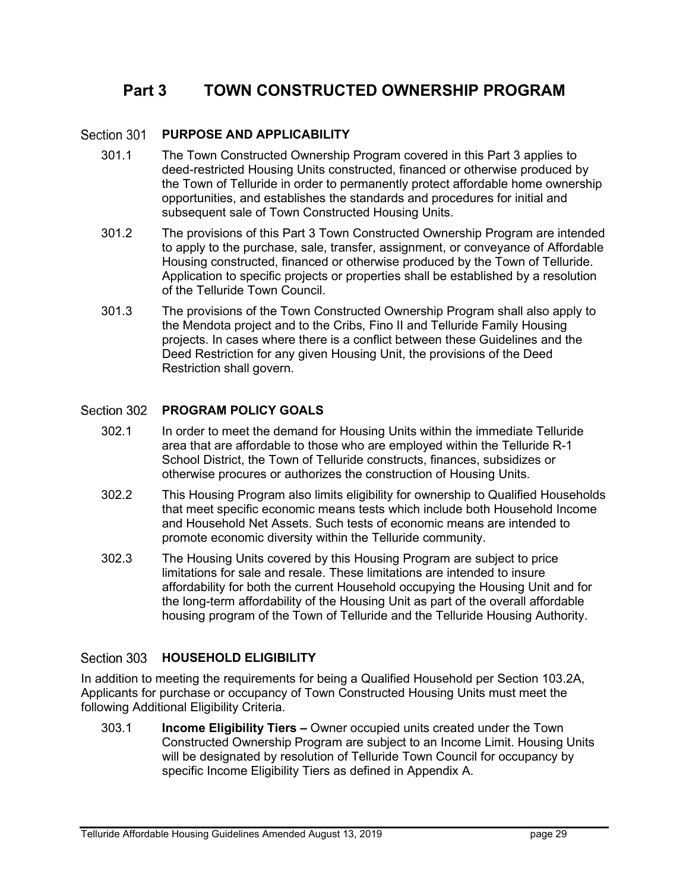# Part 3 TOWN CONSTRUCTED OWNERSHIP PROGRAM

## Section 301 PURPOSE AND APPLICABILITY

301.1 The Town Constructed Ownership Program covered in this Part 3 applies to deed-restricted Housing Units constructed, financed or otherwise produced by the Town of Telluride in order to permanently protect affordable home ownership opportunities, and establishes the standards and procedures for initial and subsequent sale of Town Constructed Housing Units.

301.2 The provisions of this Part 3 Town Constructed Ownership Program are intended to apply to the purchase, sale, transfer, assignment, or conveyance of Affordable Housing constructed, financed or otherwise produced by the Town of Telluride. Application to specific projects or properties shall be established by a resolution of the Telluride Town Council.

301.3 The provisions of the Town Constructed Ownership Program shall also apply to the Mendota project and to the Cribs, Fino II and Telluride Family Housing projects. In cases where there is a conflict between these Guidelines and the Deed Restriction for any given Housing Unit, the provisions of the Deed Restriction shall govern.

## Section 302 PROGRAM POLICY GOALS

302.1 In order to meet the demand for Housing Units within the immediate Telluride area that are affordable to those who are employed within the Telluride R-1 School District, the Town of Telluride constructs, finances, subsidizes or otherwise procures or authorizes the construction of Housing Units.

302.2 This Housing Program also limits eligibility for ownership to Qualified Households that meet specific economic means tests which include both Household Income and Household Net Assets. Such tests of economic means are intended to promote economic diversity within the Telluride community.

302.3 The Housing Units covered by this Housing Program are subject to price limitations for sale and resale. These limitations are intended to insure affordability for both the current Household occupying the Housing Unit and for the long-term affordability of the Housing Unit as part of the overall affordable housing program of the Town of Telluride and the Telluride Housing Authority.

## Section 303 HOUSEHOLD ELIGIBILITY

In addition to meeting the requirements for being a Qualified Household per Section 103.2A, Applicants for purchase or occupancy of Town Constructed Housing Units must meet the following Additional Eligibility Criteria.

303.1 **Income Eligibility Tiers –** Owner occupied units created under the Town Constructed Ownership Program are subject to an Income Limit. Housing Units will be designated by resolution of Telluride Town Council for occupancy by specific Income Eligibility Tiers as defined in Appendix A.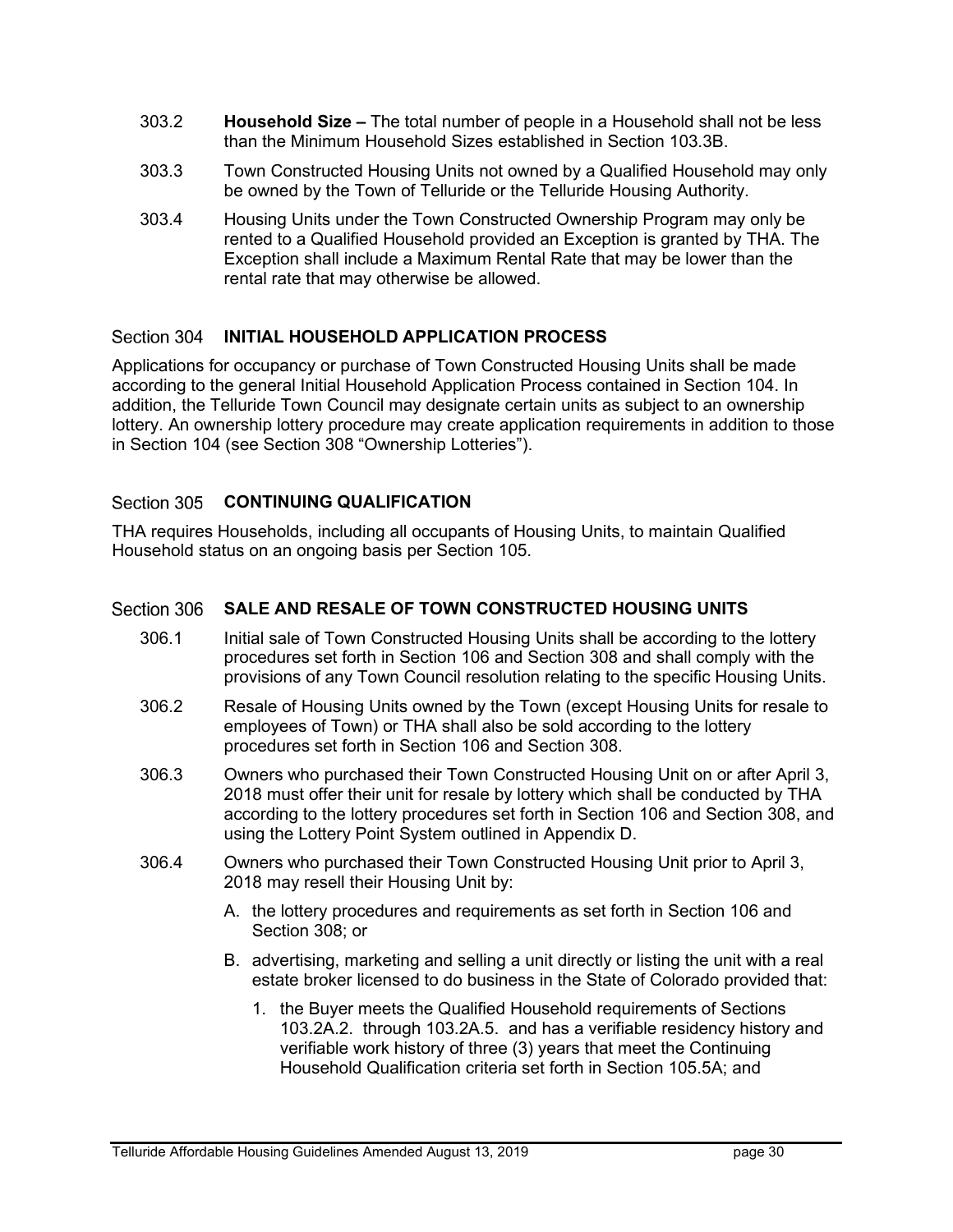303.2 **Household Size –** The total number of people in a Household shall not be less than the Minimum Household Sizes established in Section 103.3B.

303.3 Town Constructed Housing Units not owned by a Qualified Household may only be owned by the Town of Telluride or the Telluride Housing Authority.

303.4 Housing Units under the Town Constructed Ownership Program may only be rented to a Qualified Household provided an Exception is granted by THA. The Exception shall include a Maximum Rental Rate that may be lower than the rental rate that may otherwise be allowed.

## Section 304 INITIAL HOUSEHOLD APPLICATION PROCESS

Applications for occupancy or purchase of Town Constructed Housing Units shall be made according to the general Initial Household Application Process contained in Section 104. In addition, the Telluride Town Council may designate certain units as subject to an ownership lottery. An ownership lottery procedure may create application requirements in addition to those in Section 104 (see Section 308 "Ownership Lotteries").

## Section 305 CONTINUING QUALIFICATION

THA requires Households, including all occupants of Housing Units, to maintain Qualified Household status on an ongoing basis per Section 105.

## Section 306 SALE AND RESALE OF TOWN CONSTRUCTED HOUSING UNITS

306.1 Initial sale of Town Constructed Housing Units shall be according to the lottery procedures set forth in Section 106 and Section 308 and shall comply with the provisions of any Town Council resolution relating to the specific Housing Units.

306.2 Resale of Housing Units owned by the Town (except Housing Units for resale to employees of Town) or THA shall also be sold according to the lottery procedures set forth in Section 106 and Section 308.

306.3 Owners who purchased their Town Constructed Housing Unit on or after April 3, 2018 must offer their unit for resale by lottery which shall be conducted by THA according to the lottery procedures set forth in Section 106 and Section 308, and using the Lottery Point System outlined in Appendix D.

306.4 Owners who purchased their Town Constructed Housing Unit prior to April 3, 2018 may resell their Housing Unit by:

A. the lottery procedures and requirements as set forth in Section 106 and Section 308; or

B. advertising, marketing and selling a unit directly or listing the unit with a real estate broker licensed to do business in the State of Colorado provided that:

1. the Buyer meets the Qualified Household requirements of Sections 103.2A.2. through 103.2A.5. and has a verifiable residency history and verifiable work history of three (3) years that meet the Continuing Household Qualification criteria set forth in Section 105.5A; and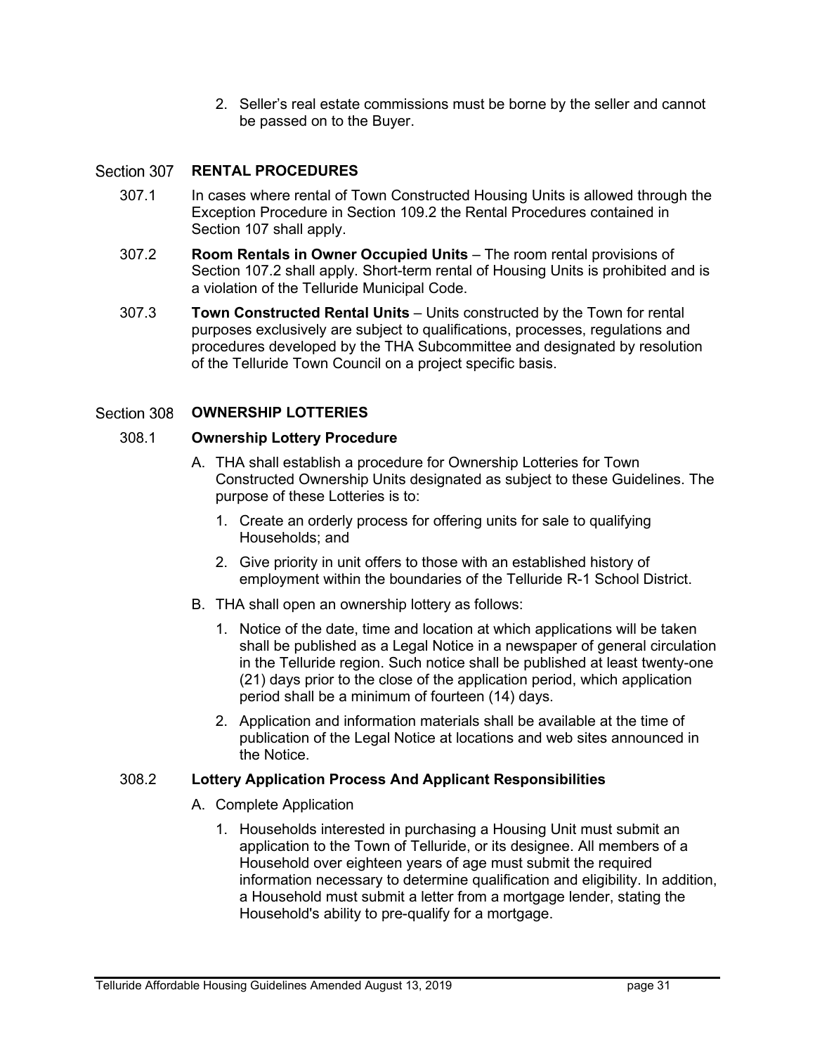2. Seller's real estate commissions must be borne by the seller and cannot be passed on to the Buyer.

## Section 307 RENTAL PROCEDURES

307.1 In cases where rental of Town Constructed Housing Units is allowed through the Exception Procedure in Section 109.2 the Rental Procedures contained in Section 107 shall apply.

307.2 **Room Rentals in Owner Occupied Units** – The room rental provisions of Section 107.2 shall apply. Short-term rental of Housing Units is prohibited and is a violation of the Telluride Municipal Code.

307.3 **Town Constructed Rental Units** – Units constructed by the Town for rental purposes exclusively are subject to qualifications, processes, regulations and procedures developed by the THA Subcommittee and designated by resolution of the Telluride Town Council on a project specific basis.

## Section 308 OWNERSHIP LOTTERIES

### 308.1 Ownership Lottery Procedure

A. THA shall establish a procedure for Ownership Lotteries for Town Constructed Ownership Units designated as subject to these Guidelines. The purpose of these Lotteries is to:

1. Create an orderly process for offering units for sale to qualifying Households; and
2. Give priority in unit offers to those with an established history of employment within the boundaries of the Telluride R-1 School District.

B. THA shall open an ownership lottery as follows:

1. Notice of the date, time and location at which applications will be taken shall be published as a Legal Notice in a newspaper of general circulation in the Telluride region. Such notice shall be published at least twenty-one (21) days prior to the close of the application period, which application period shall be a minimum of fourteen (14) days.
2. Application and information materials shall be available at the time of publication of the Legal Notice at locations and web sites announced in the Notice.

### 308.2 Lottery Application Process And Applicant Responsibilities

A. Complete Application

1. Households interested in purchasing a Housing Unit must submit an application to the Town of Telluride, or its designee. All members of a Household over eighteen years of age must submit the required information necessary to determine qualification and eligibility. In addition, a Household must submit a letter from a mortgage lender, stating the Household's ability to pre-qualify for a mortgage.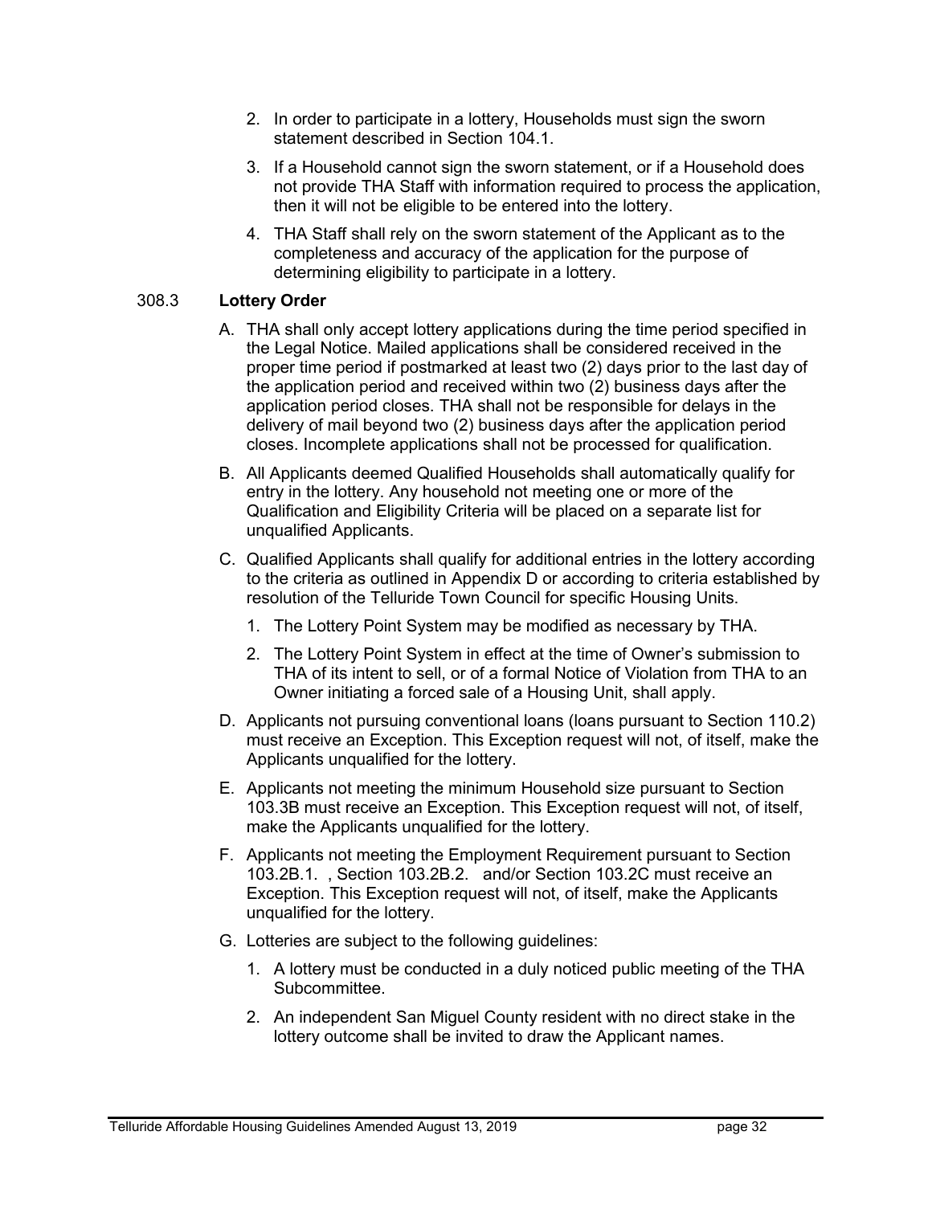2. In order to participate in a lottery, Households must sign the sworn statement described in Section 104.1.
3. If a Household cannot sign the sworn statement, or if a Household does not provide THA Staff with information required to process the application, then it will not be eligible to be entered into the lottery.
4. THA Staff shall rely on the sworn statement of the Applicant as to the completeness and accuracy of the application for the purpose of determining eligibility to participate in a lottery.

308.3 **Lottery Order**

A. THA shall only accept lottery applications during the time period specified in the Legal Notice. Mailed applications shall be considered received in the proper time period if postmarked at least two (2) days prior to the last day of the application period and received within two (2) business days after the application period closes. THA shall not be responsible for delays in the delivery of mail beyond two (2) business days after the application period closes. Incomplete applications shall not be processed for qualification.

B. All Applicants deemed Qualified Households shall automatically qualify for entry in the lottery. Any household not meeting one or more of the Qualification and Eligibility Criteria will be placed on a separate list for unqualified Applicants.

C. Qualified Applicants shall qualify for additional entries in the lottery according to the criteria as outlined in Appendix D or according to criteria established by resolution of the Telluride Town Council for specific Housing Units.

   1. The Lottery Point System may be modified as necessary by THA.
   2. The Lottery Point System in effect at the time of Owner's submission to THA of its intent to sell, or of a formal Notice of Violation from THA to an Owner initiating a forced sale of a Housing Unit, shall apply.

D. Applicants not pursuing conventional loans (loans pursuant to Section 110.2) must receive an Exception. This Exception request will not, of itself, make the Applicants unqualified for the lottery.

E. Applicants not meeting the minimum Household size pursuant to Section 103.3B must receive an Exception. This Exception request will not, of itself, make the Applicants unqualified for the lottery.

F. Applicants not meeting the Employment Requirement pursuant to Section 103.2B.1. , Section 103.2B.2. and/or Section 103.2C must receive an Exception. This Exception request will not, of itself, make the Applicants unqualified for the lottery.

G. Lotteries are subject to the following guidelines:

   1. A lottery must be conducted in a duly noticed public meeting of the THA Subcommittee.
   2. An independent San Miguel County resident with no direct stake in the lottery outcome shall be invited to draw the Applicant names.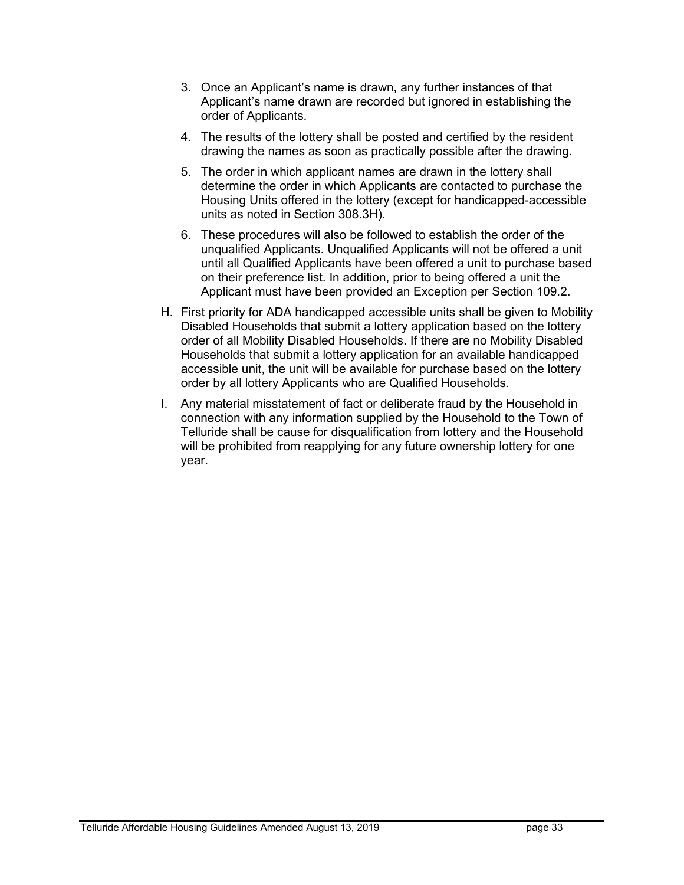3. Once an Applicant's name is drawn, any further instances of that Applicant's name drawn are recorded but ignored in establishing the order of Applicants.

4. The results of the lottery shall be posted and certified by the resident drawing the names as soon as practically possible after the drawing.

5. The order in which applicant names are drawn in the lottery shall determine the order in which Applicants are contacted to purchase the Housing Units offered in the lottery (except for handicapped-accessible units as noted in Section 308.3H).

6. These procedures will also be followed to establish the order of the unqualified Applicants. Unqualified Applicants will not be offered a unit until all Qualified Applicants have been offered a unit to purchase based on their preference list. In addition, prior to being offered a unit the Applicant must have been provided an Exception per Section 109.2.

H. First priority for ADA handicapped accessible units shall be given to Mobility Disabled Households that submit a lottery application based on the lottery order of all Mobility Disabled Households. If there are no Mobility Disabled Households that submit a lottery application for an available handicapped accessible unit, the unit will be available for purchase based on the lottery order by all lottery Applicants who are Qualified Households.

I. Any material misstatement of fact or deliberate fraud by the Household in connection with any information supplied by the Household to the Town of Telluride shall be cause for disqualification from lottery and the Household will be prohibited from reapplying for any future ownership lottery for one year.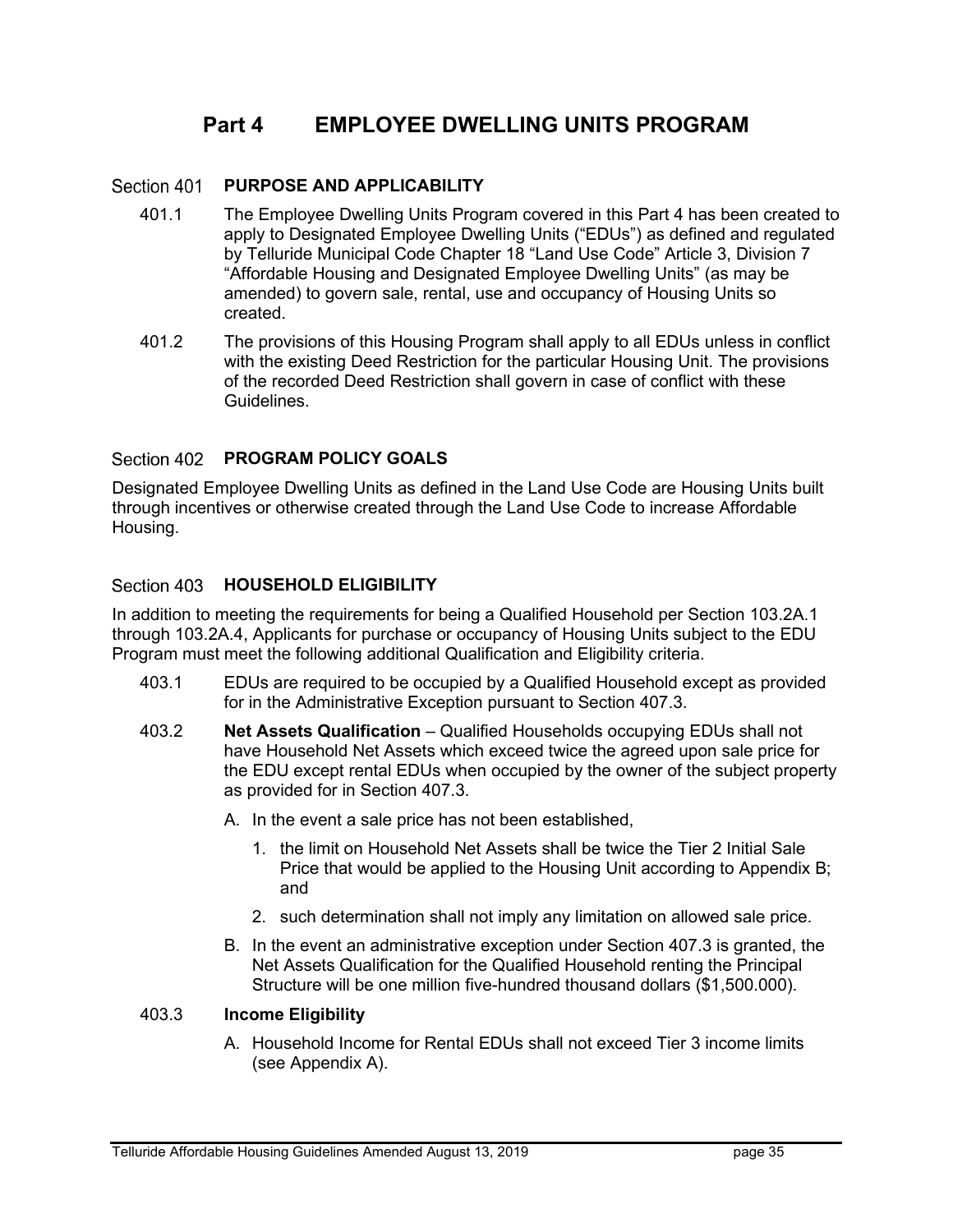# Part 4 EMPLOYEE DWELLING UNITS PROGRAM

## Section 401 PURPOSE AND APPLICABILITY

401.1 The Employee Dwelling Units Program covered in this Part 4 has been created to apply to Designated Employee Dwelling Units ("EDUs") as defined and regulated by Telluride Municipal Code Chapter 18 "Land Use Code" Article 3, Division 7 "Affordable Housing and Designated Employee Dwelling Units" (as may be amended) to govern sale, rental, use and occupancy of Housing Units so created.

401.2 The provisions of this Housing Program shall apply to all EDUs unless in conflict with the existing Deed Restriction for the particular Housing Unit. The provisions of the recorded Deed Restriction shall govern in case of conflict with these Guidelines.

## Section 402 PROGRAM POLICY GOALS

Designated Employee Dwelling Units as defined in the Land Use Code are Housing Units built through incentives or otherwise created through the Land Use Code to increase Affordable Housing.

## Section 403 HOUSEHOLD ELIGIBILITY

In addition to meeting the requirements for being a Qualified Household per Section 103.2A.1 through 103.2A.4, Applicants for purchase or occupancy of Housing Units subject to the EDU Program must meet the following additional Qualification and Eligibility criteria.

403.1 EDUs are required to be occupied by a Qualified Household except as provided for in the Administrative Exception pursuant to Section 407.3.

403.2 **Net Assets Qualification** – Qualified Households occupying EDUs shall not have Household Net Assets which exceed twice the agreed upon sale price for the EDU except rental EDUs when occupied by the owner of the subject property as provided for in Section 407.3.

A. In the event a sale price has not been established,

1. the limit on Household Net Assets shall be twice the Tier 2 Initial Sale Price that would be applied to the Housing Unit according to Appendix B; and
2. such determination shall not imply any limitation on allowed sale price.

B. In the event an administrative exception under Section 407.3 is granted, the Net Assets Qualification for the Qualified Household renting the Principal Structure will be one million five-hundred thousand dollars ($1,500.000).

### 403.3 Income Eligibility

A. Household Income for Rental EDUs shall not exceed Tier 3 income limits (see Appendix A).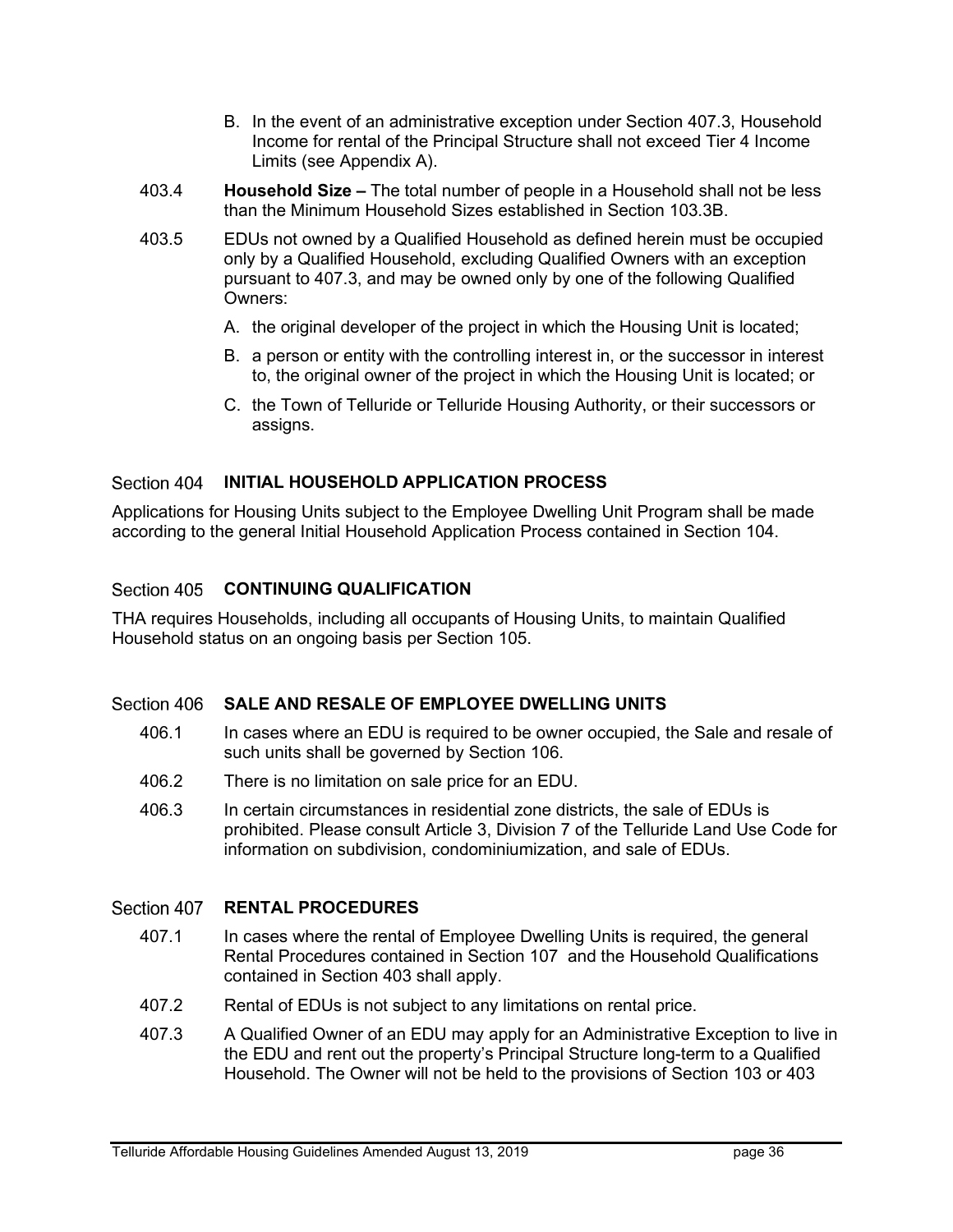B. In the event of an administrative exception under Section 407.3, Household Income for rental of the Principal Structure shall not exceed Tier 4 Income Limits (see Appendix A).

403.4 **Household Size –** The total number of people in a Household shall not be less than the Minimum Household Sizes established in Section 103.3B.

403.5 EDUs not owned by a Qualified Household as defined herein must be occupied only by a Qualified Household, excluding Qualified Owners with an exception pursuant to 407.3, and may be owned only by one of the following Qualified Owners:

A. the original developer of the project in which the Housing Unit is located;

B. a person or entity with the controlling interest in, or the successor in interest to, the original owner of the project in which the Housing Unit is located; or

C. the Town of Telluride or Telluride Housing Authority, or their successors or assigns.

## Section 404 **INITIAL HOUSEHOLD APPLICATION PROCESS**

Applications for Housing Units subject to the Employee Dwelling Unit Program shall be made according to the general Initial Household Application Process contained in Section 104.

## Section 405 **CONTINUING QUALIFICATION**

THA requires Households, including all occupants of Housing Units, to maintain Qualified Household status on an ongoing basis per Section 105.

## Section 406 **SALE AND RESALE OF EMPLOYEE DWELLING UNITS**

406.1 In cases where an EDU is required to be owner occupied, the Sale and resale of such units shall be governed by Section 106.

406.2 There is no limitation on sale price for an EDU.

406.3 In certain circumstances in residential zone districts, the sale of EDUs is prohibited. Please consult Article 3, Division 7 of the Telluride Land Use Code for information on subdivision, condominiumization, and sale of EDUs.

## Section 407 **RENTAL PROCEDURES**

407.1 In cases where the rental of Employee Dwelling Units is required, the general Rental Procedures contained in Section 107 and the Household Qualifications contained in Section 403 shall apply.

407.2 Rental of EDUs is not subject to any limitations on rental price.

407.3 A Qualified Owner of an EDU may apply for an Administrative Exception to live in the EDU and rent out the property's Principal Structure long-term to a Qualified Household. The Owner will not be held to the provisions of Section 103 or 403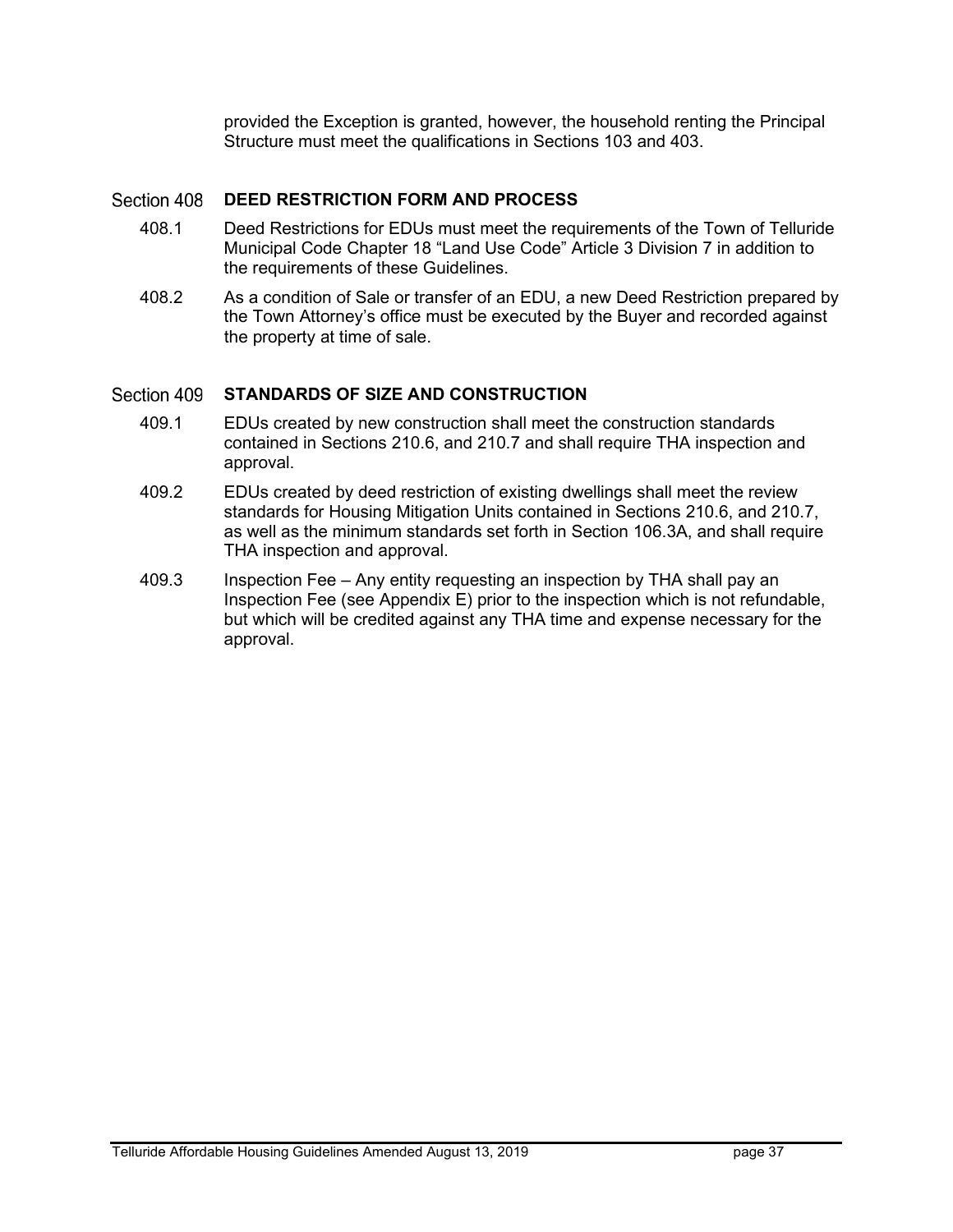provided the Exception is granted, however, the household renting the Principal Structure must meet the qualifications in Sections 103 and 403.

## Section 408 DEED RESTRICTION FORM AND PROCESS

408.1 Deed Restrictions for EDUs must meet the requirements of the Town of Telluride Municipal Code Chapter 18 "Land Use Code" Article 3 Division 7 in addition to the requirements of these Guidelines.

408.2 As a condition of Sale or transfer of an EDU, a new Deed Restriction prepared by the Town Attorney's office must be executed by the Buyer and recorded against the property at time of sale.

## Section 409 STANDARDS OF SIZE AND CONSTRUCTION

409.1 EDUs created by new construction shall meet the construction standards contained in Sections 210.6, and 210.7 and shall require THA inspection and approval.

409.2 EDUs created by deed restriction of existing dwellings shall meet the review standards for Housing Mitigation Units contained in Sections 210.6, and 210.7, as well as the minimum standards set forth in Section 106.3A, and shall require THA inspection and approval.

409.3 Inspection Fee – Any entity requesting an inspection by THA shall pay an Inspection Fee (see Appendix E) prior to the inspection which is not refundable, but which will be credited against any THA time and expense necessary for the approval.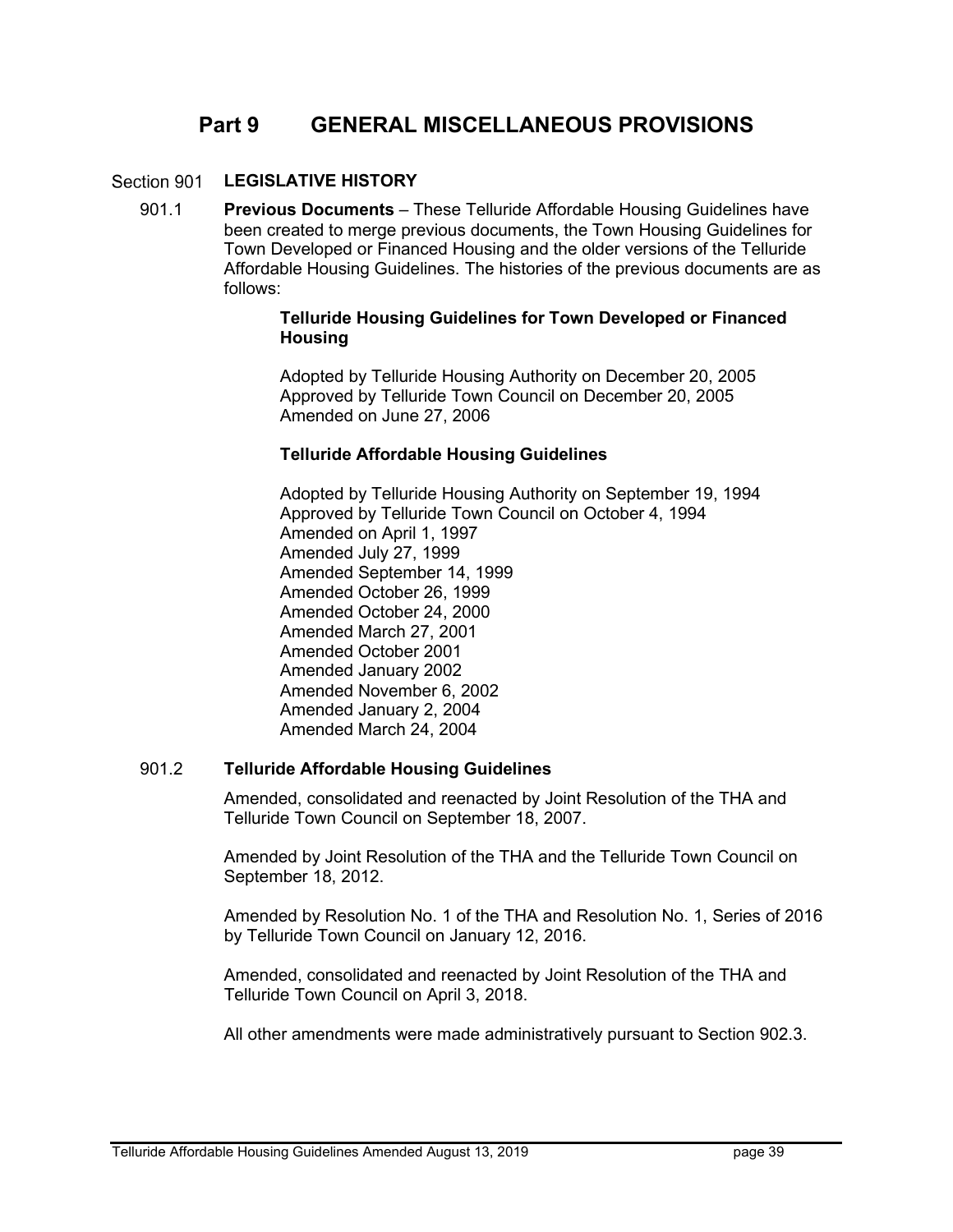# Part 9 GENERAL MISCELLANEOUS PROVISIONS

## Section 901 LEGISLATIVE HISTORY

901.1 **Previous Documents** – These Telluride Affordable Housing Guidelines have been created to merge previous documents, the Town Housing Guidelines for Town Developed or Financed Housing and the older versions of the Telluride Affordable Housing Guidelines. The histories of the previous documents are as follows:

**Telluride Housing Guidelines for Town Developed or Financed Housing**

Adopted by Telluride Housing Authority on December 20, 2005
Approved by Telluride Town Council on December 20, 2005
Amended on June 27, 2006

**Telluride Affordable Housing Guidelines**

Adopted by Telluride Housing Authority on September 19, 1994
Approved by Telluride Town Council on October 4, 1994
Amended on April 1, 1997
Amended July 27, 1999
Amended September 14, 1999
Amended October 26, 1999
Amended October 24, 2000
Amended March 27, 2001
Amended October 2001
Amended January 2002
Amended November 6, 2002
Amended January 2, 2004
Amended March 24, 2004

901.2 **Telluride Affordable Housing Guidelines**

Amended, consolidated and reenacted by Joint Resolution of the THA and Telluride Town Council on September 18, 2007.

Amended by Joint Resolution of the THA and the Telluride Town Council on September 18, 2012.

Amended by Resolution No. 1 of the THA and Resolution No. 1, Series of 2016 by Telluride Town Council on January 12, 2016.

Amended, consolidated and reenacted by Joint Resolution of the THA and Telluride Town Council on April 3, 2018.

All other amendments were made administratively pursuant to Section 902.3.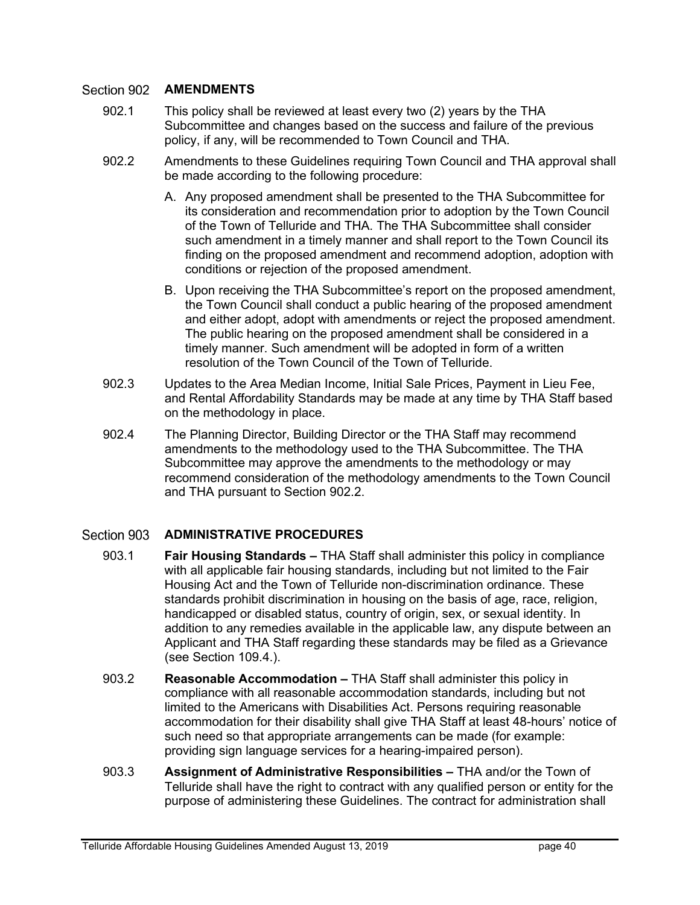## Section 902 AMENDMENTS

902.1 This policy shall be reviewed at least every two (2) years by the THA Subcommittee and changes based on the success and failure of the previous policy, if any, will be recommended to Town Council and THA.

902.2 Amendments to these Guidelines requiring Town Council and THA approval shall be made according to the following procedure:

A. Any proposed amendment shall be presented to the THA Subcommittee for its consideration and recommendation prior to adoption by the Town Council of the Town of Telluride and THA. The THA Subcommittee shall consider such amendment in a timely manner and shall report to the Town Council its finding on the proposed amendment and recommend adoption, adoption with conditions or rejection of the proposed amendment.

B. Upon receiving the THA Subcommittee's report on the proposed amendment, the Town Council shall conduct a public hearing of the proposed amendment and either adopt, adopt with amendments or reject the proposed amendment. The public hearing on the proposed amendment shall be considered in a timely manner. Such amendment will be adopted in form of a written resolution of the Town Council of the Town of Telluride.

902.3 Updates to the Area Median Income, Initial Sale Prices, Payment in Lieu Fee, and Rental Affordability Standards may be made at any time by THA Staff based on the methodology in place.

902.4 The Planning Director, Building Director or the THA Staff may recommend amendments to the methodology used to the THA Subcommittee. The THA Subcommittee may approve the amendments to the methodology or may recommend consideration of the methodology amendments to the Town Council and THA pursuant to Section 902.2.

## Section 903 ADMINISTRATIVE PROCEDURES

903.1 **Fair Housing Standards –** THA Staff shall administer this policy in compliance with all applicable fair housing standards, including but not limited to the Fair Housing Act and the Town of Telluride non-discrimination ordinance. These standards prohibit discrimination in housing on the basis of age, race, religion, handicapped or disabled status, country of origin, sex, or sexual identity. In addition to any remedies available in the applicable law, any dispute between an Applicant and THA Staff regarding these standards may be filed as a Grievance (see Section 109.4.).

903.2 **Reasonable Accommodation –** THA Staff shall administer this policy in compliance with all reasonable accommodation standards, including but not limited to the Americans with Disabilities Act. Persons requiring reasonable accommodation for their disability shall give THA Staff at least 48-hours' notice of such need so that appropriate arrangements can be made (for example: providing sign language services for a hearing-impaired person).

903.3 **Assignment of Administrative Responsibilities –** THA and/or the Town of Telluride shall have the right to contract with any qualified person or entity for the purpose of administering these Guidelines. The contract for administration shall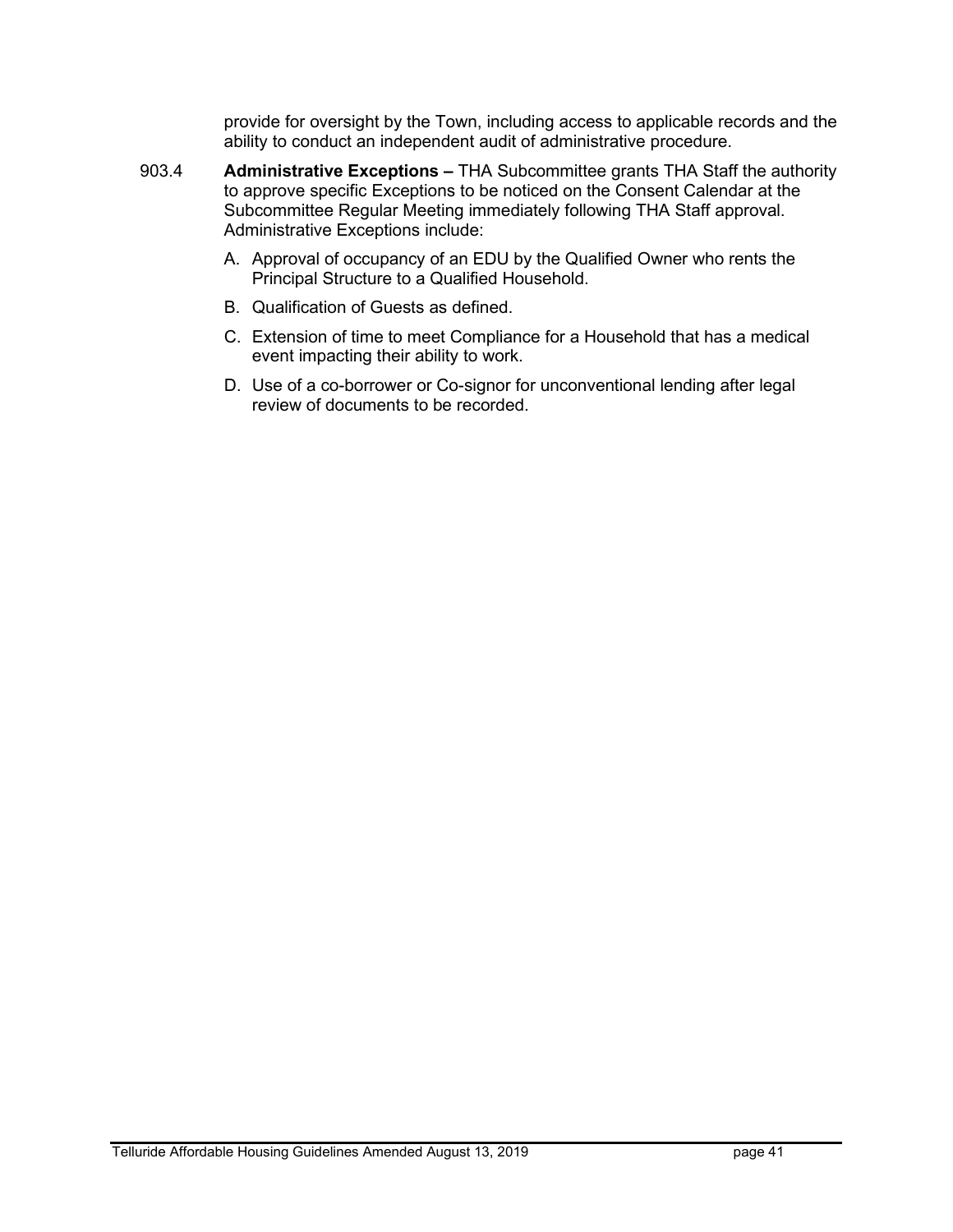provide for oversight by the Town, including access to applicable records and the ability to conduct an independent audit of administrative procedure.

903.4 **Administrative Exceptions –** THA Subcommittee grants THA Staff the authority to approve specific Exceptions to be noticed on the Consent Calendar at the Subcommittee Regular Meeting immediately following THA Staff approval. Administrative Exceptions include:

A. Approval of occupancy of an EDU by the Qualified Owner who rents the Principal Structure to a Qualified Household.

B. Qualification of Guests as defined.

C. Extension of time to meet Compliance for a Household that has a medical event impacting their ability to work.

D. Use of a co-borrower or Co-signor for unconventional lending after legal review of documents to be recorded.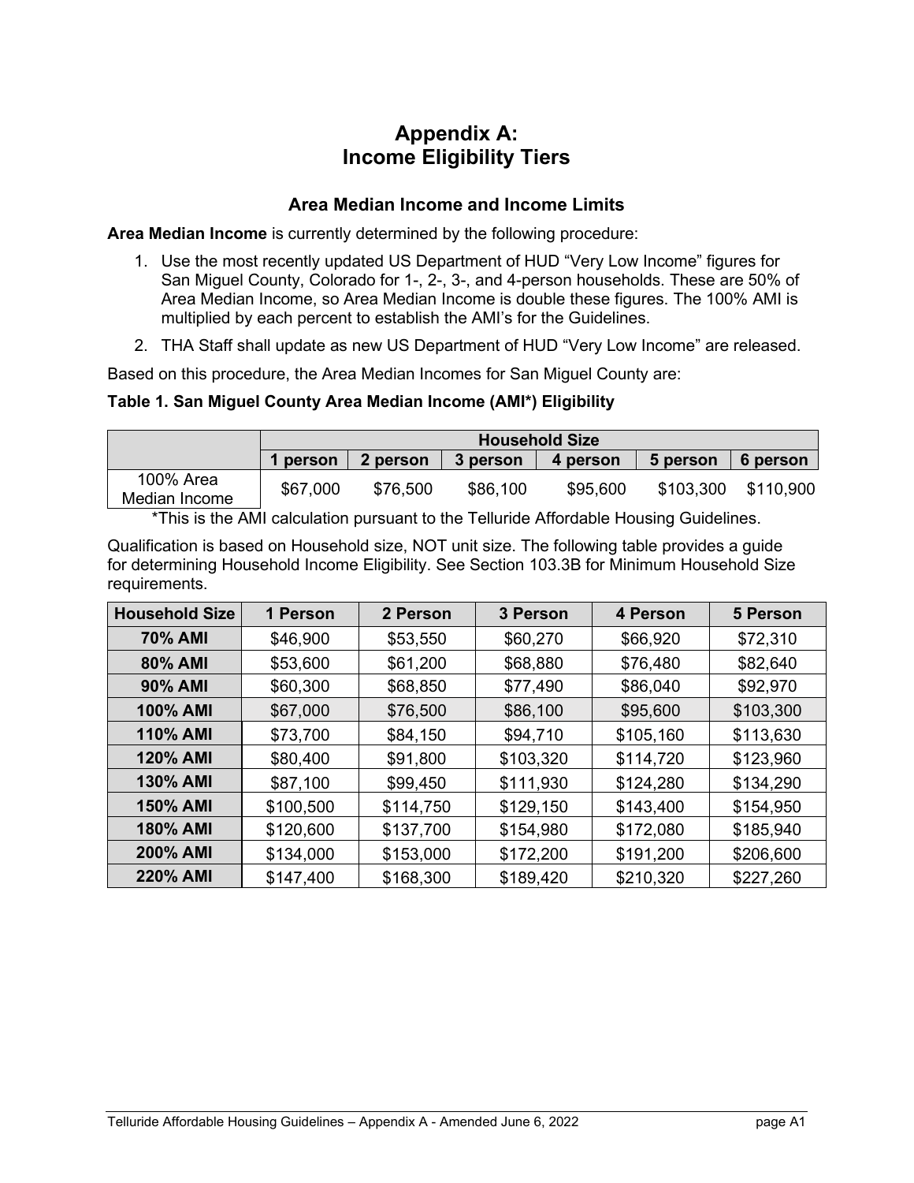# Appendix A:
# Income Eligibility Tiers

## Area Median Income and Income Limits

**Area Median Income** is currently determined by the following procedure:

1. Use the most recently updated US Department of HUD "Very Low Income" figures for San Miguel County, Colorado for 1-, 2-, 3-, and 4-person households. These are 50% of Area Median Income, so Area Median Income is double these figures. The 100% AMI is multiplied by each percent to establish the AMI's for the Guidelines.
2. THA Staff shall update as new US Department of HUD "Very Low Income" are released.

Based on this procedure, the Area Median Incomes for San Miguel County are:

**Table 1. San Miguel County Area Median Income (AMI*) Eligibility**

| | Household Size | | | | | |
|---|---|---|---|---|---|---|
| | 1 person | 2 person | 3 person | 4 person | 5 person | 6 person |
| 100% Area Median Income | $67,000 | $76,500 | $86,100 | $95,600 | $103,300 | $110,900 |

*This is the AMI calculation pursuant to the Telluride Affordable Housing Guidelines.

Qualification is based on Household size, NOT unit size. The following table provides a guide for determining Household Income Eligibility. See Section 103.3B for Minimum Household Size requirements.

| Household Size | 1 Person | 2 Person | 3 Person | 4 Person | 5 Person |
|---|---|---|---|---|---|
| **70% AMI** | $46,900 | $53,550 | $60,270 | $66,920 | $72,310 |
| **80% AMI** | $53,600 | $61,200 | $68,880 | $76,480 | $82,640 |
| **90% AMI** | $60,300 | $68,850 | $77,490 | $86,040 | $92,970 |
| **100% AMI** | $67,000 | $76,500 | $86,100 | $95,600 | $103,300 |
| **110% AMI** | $73,700 | $84,150 | $94,710 | $105,160 | $113,630 |
| **120% AMI** | $80,400 | $91,800 | $103,320 | $114,720 | $123,960 |
| **130% AMI** | $87,100 | $99,450 | $111,930 | $124,280 | $134,290 |
| **150% AMI** | $100,500 | $114,750 | $129,150 | $143,400 | $154,950 |
| **180% AMI** | $120,600 | $137,700 | $154,980 | $172,080 | $185,940 |
| **200% AMI** | $134,000 | $153,000 | $172,200 | $191,200 | $206,600 |
| **220% AMI** | $147,400 | $168,300 | $189,420 | $210,320 | $227,260 |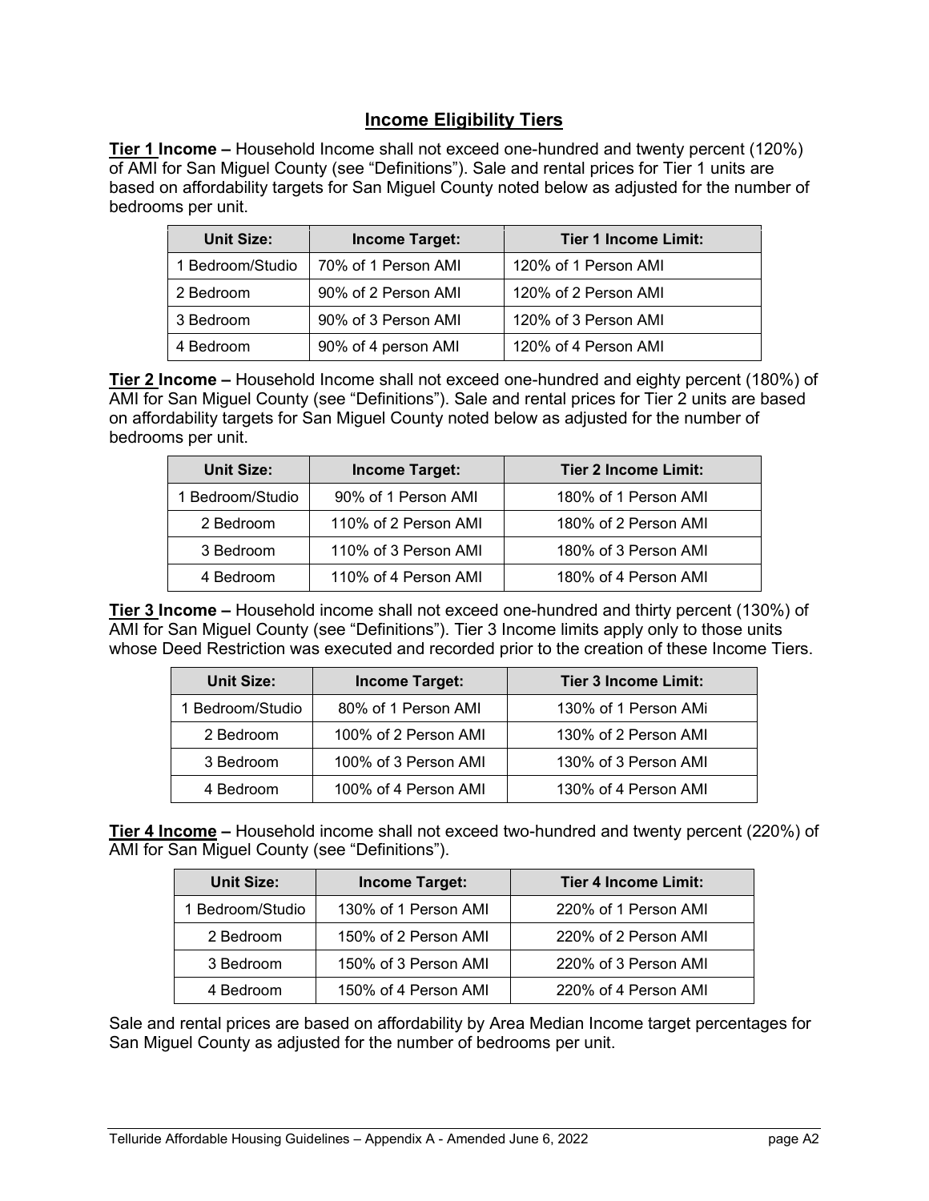## Income Eligibility Tiers

**Tier 1 Income –** Household Income shall not exceed one-hundred and twenty percent (120%) of AMI for San Miguel County (see "Definitions"). Sale and rental prices for Tier 1 units are based on affordability targets for San Miguel County noted below as adjusted for the number of bedrooms per unit.

| Unit Size: | Income Target: | Tier 1 Income Limit: |
|---|---|---|
| 1 Bedroom/Studio | 70% of 1 Person AMI | 120% of 1 Person AMI |
| 2 Bedroom | 90% of 2 Person AMI | 120% of 2 Person AMI |
| 3 Bedroom | 90% of 3 Person AMI | 120% of 3 Person AMI |
| 4 Bedroom | 90% of 4 person AMI | 120% of 4 Person AMI |

**Tier 2 Income –** Household Income shall not exceed one-hundred and eighty percent (180%) of AMI for San Miguel County (see "Definitions"). Sale and rental prices for Tier 2 units are based on affordability targets for San Miguel County noted below as adjusted for the number of bedrooms per unit.

| Unit Size: | Income Target: | Tier 2 Income Limit: |
|---|---|---|
| 1 Bedroom/Studio | 90% of 1 Person AMI | 180% of 1 Person AMI |
| 2 Bedroom | 110% of 2 Person AMI | 180% of 2 Person AMI |
| 3 Bedroom | 110% of 3 Person AMI | 180% of 3 Person AMI |
| 4 Bedroom | 110% of 4 Person AMI | 180% of 4 Person AMI |

**Tier 3 Income –** Household income shall not exceed one-hundred and thirty percent (130%) of AMI for San Miguel County (see "Definitions"). Tier 3 Income limits apply only to those units whose Deed Restriction was executed and recorded prior to the creation of these Income Tiers.

| Unit Size: | Income Target: | Tier 3 Income Limit: |
|---|---|---|
| 1 Bedroom/Studio | 80% of 1 Person AMI | 130% of 1 Person AMi |
| 2 Bedroom | 100% of 2 Person AMI | 130% of 2 Person AMI |
| 3 Bedroom | 100% of 3 Person AMI | 130% of 3 Person AMI |
| 4 Bedroom | 100% of 4 Person AMI | 130% of 4 Person AMI |

**Tier 4 Income –** Household income shall not exceed two-hundred and twenty percent (220%) of AMI for San Miguel County (see "Definitions").

| Unit Size: | Income Target: | Tier 4 Income Limit: |
|---|---|---|
| 1 Bedroom/Studio | 130% of 1 Person AMI | 220% of 1 Person AMI |
| 2 Bedroom | 150% of 2 Person AMI | 220% of 2 Person AMI |
| 3 Bedroom | 150% of 3 Person AMI | 220% of 3 Person AMI |
| 4 Bedroom | 150% of 4 Person AMI | 220% of 4 Person AMI |

Sale and rental prices are based on affordability by Area Median Income target percentages for San Miguel County as adjusted for the number of bedrooms per unit.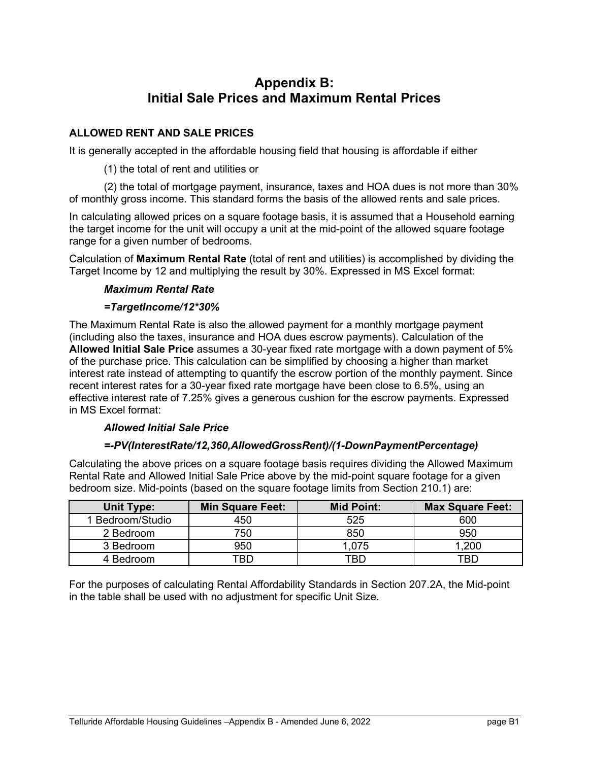# Appendix B: Initial Sale Prices and Maximum Rental Prices

## ALLOWED RENT AND SALE PRICES

It is generally accepted in the affordable housing field that housing is affordable if either

(1) the total of rent and utilities or

(2) the total of mortgage payment, insurance, taxes and HOA dues is not more than 30% of monthly gross income. This standard forms the basis of the allowed rents and sale prices.

In calculating allowed prices on a square footage basis, it is assumed that a Household earning the target income for the unit will occupy a unit at the mid-point of the allowed square footage range for a given number of bedrooms.

Calculation of **Maximum Rental Rate** (total of rent and utilities) is accomplished by dividing the Target Income by 12 and multiplying the result by 30%. Expressed in MS Excel format:

***Maximum Rental Rate***

***=TargetIncome/12*30%***

The Maximum Rental Rate is also the allowed payment for a monthly mortgage payment (including also the taxes, insurance and HOA dues escrow payments). Calculation of the **Allowed Initial Sale Price** assumes a 30-year fixed rate mortgage with a down payment of 5% of the purchase price. This calculation can be simplified by choosing a higher than market interest rate instead of attempting to quantify the escrow portion of the monthly payment. Since recent interest rates for a 30-year fixed rate mortgage have been close to 6.5%, using an effective interest rate of 7.25% gives a generous cushion for the escrow payments. Expressed in MS Excel format:

***Allowed Initial Sale Price***

***=-PV(InterestRate/12,360,AllowedGrossRent)/(1-DownPaymentPercentage)***

Calculating the above prices on a square footage basis requires dividing the Allowed Maximum Rental Rate and Allowed Initial Sale Price above by the mid-point square footage for a given bedroom size. Mid-points (based on the square footage limits from Section 210.1) are:

| Unit Type: | Min Square Feet: | Mid Point: | Max Square Feet: |
|---|---|---|---|
| 1 Bedroom/Studio | 450 | 525 | 600 |
| 2 Bedroom | 750 | 850 | 950 |
| 3 Bedroom | 950 | 1,075 | 1,200 |
| 4 Bedroom | TBD | TBD | TBD |

For the purposes of calculating Rental Affordability Standards in Section 207.2A, the Mid-point in the table shall be used with no adjustment for specific Unit Size.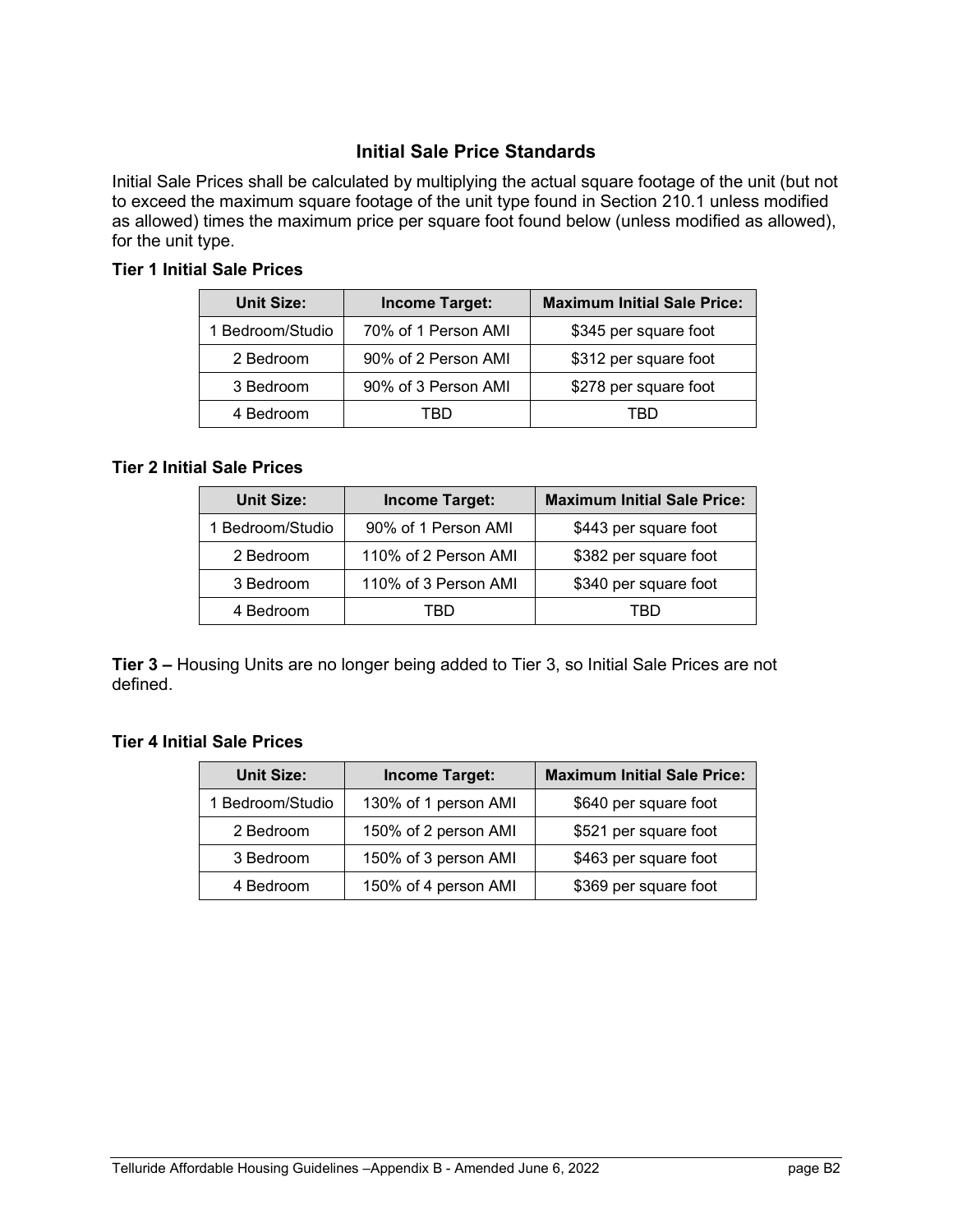## Initial Sale Price Standards

Initial Sale Prices shall be calculated by multiplying the actual square footage of the unit (but not to exceed the maximum square footage of the unit type found in Section 210.1 unless modified as allowed) times the maximum price per square foot found below (unless modified as allowed), for the unit type.

**Tier 1 Initial Sale Prices**

| Unit Size: | Income Target: | Maximum Initial Sale Price: |
|---|---|---|
| 1 Bedroom/Studio | 70% of 1 Person AMI | $345 per square foot |
| 2 Bedroom | 90% of 2 Person AMI | $312 per square foot |
| 3 Bedroom | 90% of 3 Person AMI | $278 per square foot |
| 4 Bedroom | TBD | TBD |

**Tier 2 Initial Sale Prices**

| Unit Size: | Income Target: | Maximum Initial Sale Price: |
|---|---|---|
| 1 Bedroom/Studio | 90% of 1 Person AMI | $443 per square foot |
| 2 Bedroom | 110% of 2 Person AMI | $382 per square foot |
| 3 Bedroom | 110% of 3 Person AMI | $340 per square foot |
| 4 Bedroom | TBD | TBD |

**Tier 3 –** Housing Units are no longer being added to Tier 3, so Initial Sale Prices are not defined.

**Tier 4 Initial Sale Prices**

| Unit Size: | Income Target: | Maximum Initial Sale Price: |
|---|---|---|
| 1 Bedroom/Studio | 130% of 1 person AMI | $640 per square foot |
| 2 Bedroom | 150% of 2 person AMI | $521 per square foot |
| 3 Bedroom | 150% of 3 person AMI | $463 per square foot |
| 4 Bedroom | 150% of 4 person AMI | $369 per square foot |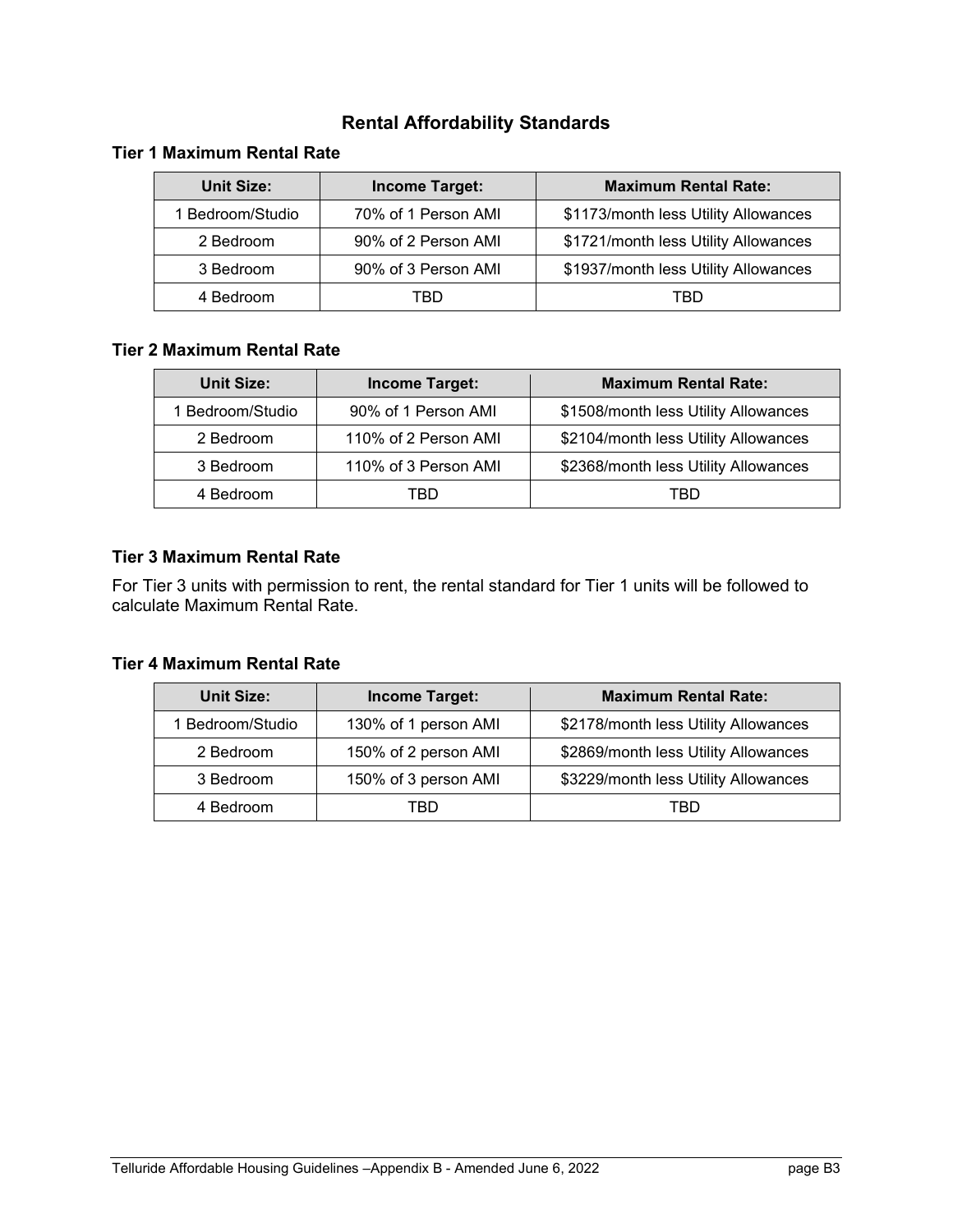# Rental Affordability Standards

## Tier 1 Maximum Rental Rate

| Unit Size: | Income Target: | Maximum Rental Rate: |
|---|---|---|
| 1 Bedroom/Studio | 70% of 1 Person AMI | $1173/month less Utility Allowances |
| 2 Bedroom | 90% of 2 Person AMI | $1721/month less Utility Allowances |
| 3 Bedroom | 90% of 3 Person AMI | $1937/month less Utility Allowances |
| 4 Bedroom | TBD | TBD |

## Tier 2 Maximum Rental Rate

| Unit Size: | Income Target: | Maximum Rental Rate: |
|---|---|---|
| 1 Bedroom/Studio | 90% of 1 Person AMI | $1508/month less Utility Allowances |
| 2 Bedroom | 110% of 2 Person AMI | $2104/month less Utility Allowances |
| 3 Bedroom | 110% of 3 Person AMI | $2368/month less Utility Allowances |
| 4 Bedroom | TBD | TBD |

## Tier 3 Maximum Rental Rate

For Tier 3 units with permission to rent, the rental standard for Tier 1 units will be followed to calculate Maximum Rental Rate.

## Tier 4 Maximum Rental Rate

| Unit Size: | Income Target: | Maximum Rental Rate: |
|---|---|---|
| 1 Bedroom/Studio | 130% of 1 person AMI | $2178/month less Utility Allowances |
| 2 Bedroom | 150% of 2 person AMI | $2869/month less Utility Allowances |
| 3 Bedroom | 150% of 3 person AMI | $3229/month less Utility Allowances |
| 4 Bedroom | TBD | TBD |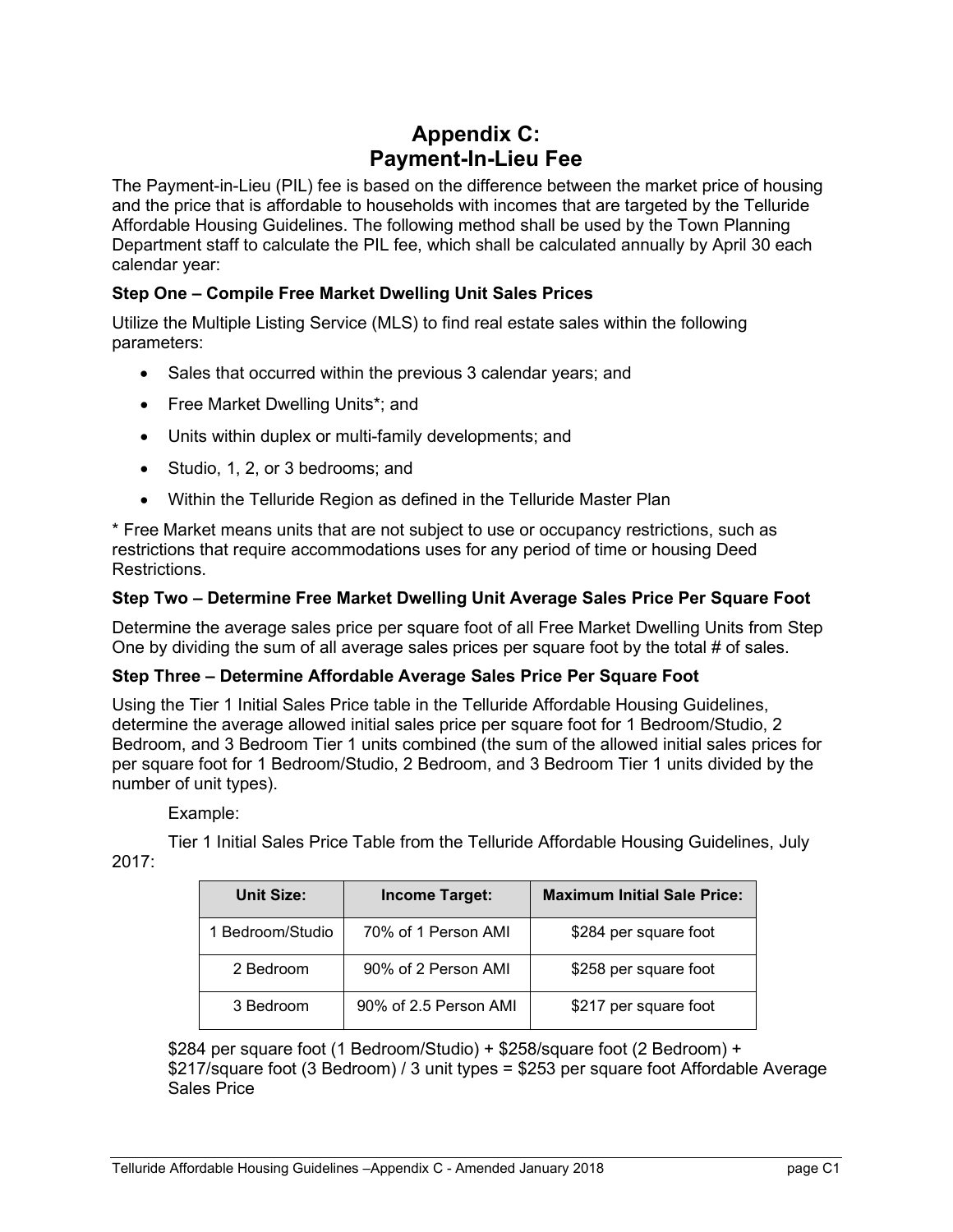# Appendix C:
# Payment-In-Lieu Fee

The Payment-in-Lieu (PIL) fee is based on the difference between the market price of housing and the price that is affordable to households with incomes that are targeted by the Telluride Affordable Housing Guidelines. The following method shall be used by the Town Planning Department staff to calculate the PIL fee, which shall be calculated annually by April 30 each calendar year:

**Step One – Compile Free Market Dwelling Unit Sales Prices**

Utilize the Multiple Listing Service (MLS) to find real estate sales within the following parameters:

- Sales that occurred within the previous 3 calendar years; and
- Free Market Dwelling Units*; and
- Units within duplex or multi-family developments; and
- Studio, 1, 2, or 3 bedrooms; and
- Within the Telluride Region as defined in the Telluride Master Plan

* Free Market means units that are not subject to use or occupancy restrictions, such as restrictions that require accommodations uses for any period of time or housing Deed Restrictions.

**Step Two – Determine Free Market Dwelling Unit Average Sales Price Per Square Foot**

Determine the average sales price per square foot of all Free Market Dwelling Units from Step One by dividing the sum of all average sales prices per square foot by the total # of sales.

**Step Three – Determine Affordable Average Sales Price Per Square Foot**

Using the Tier 1 Initial Sales Price table in the Telluride Affordable Housing Guidelines, determine the average allowed initial sales price per square foot for 1 Bedroom/Studio, 2 Bedroom, and 3 Bedroom Tier 1 units combined (the sum of the allowed initial sales prices for per square foot for 1 Bedroom/Studio, 2 Bedroom, and 3 Bedroom Tier 1 units divided by the number of unit types).

Example:

Tier 1 Initial Sales Price Table from the Telluride Affordable Housing Guidelines, July 2017:

| Unit Size: | Income Target: | Maximum Initial Sale Price: |
|---|---|---|
| 1 Bedroom/Studio | 70% of 1 Person AMI | $284 per square foot |
| 2 Bedroom | 90% of 2 Person AMI | $258 per square foot |
| 3 Bedroom | 90% of 2.5 Person AMI | $217 per square foot |

$284 per square foot (1 Bedroom/Studio) + $258/square foot (2 Bedroom) + $217/square foot (3 Bedroom) / 3 unit types = $253 per square foot Affordable Average Sales Price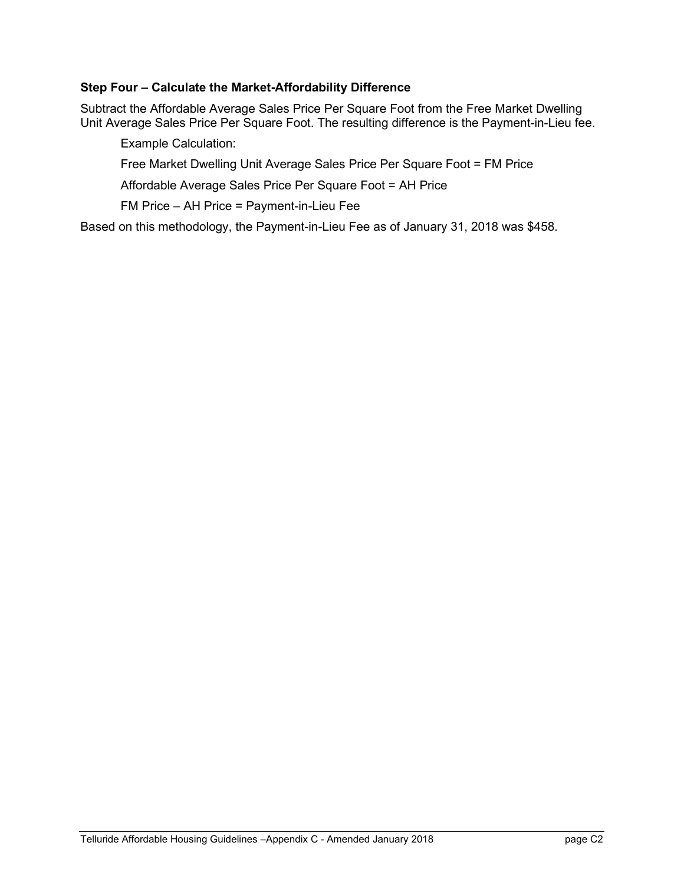**Step Four – Calculate the Market-Affordability Difference**

Subtract the Affordable Average Sales Price Per Square Foot from the Free Market Dwelling Unit Average Sales Price Per Square Foot. The resulting difference is the Payment-in-Lieu fee.

Example Calculation:

Free Market Dwelling Unit Average Sales Price Per Square Foot = FM Price

Affordable Average Sales Price Per Square Foot = AH Price

FM Price – AH Price = Payment-in-Lieu Fee

Based on this methodology, the Payment-in-Lieu Fee as of January 31, 2018 was $458.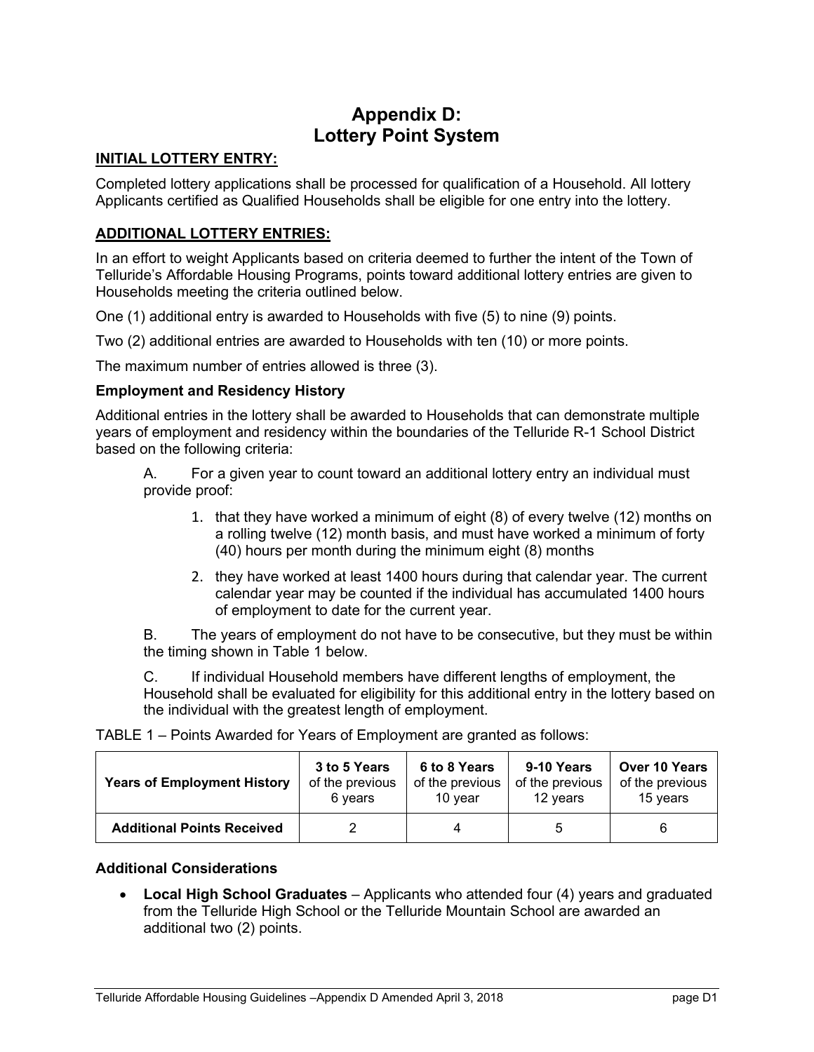# Appendix D:
# Lottery Point System

**INITIAL LOTTERY ENTRY:**

Completed lottery applications shall be processed for qualification of a Household. All lottery Applicants certified as Qualified Households shall be eligible for one entry into the lottery.

**ADDITIONAL LOTTERY ENTRIES:**

In an effort to weight Applicants based on criteria deemed to further the intent of the Town of Telluride's Affordable Housing Programs, points toward additional lottery entries are given to Households meeting the criteria outlined below.

One (1) additional entry is awarded to Households with five (5) to nine (9) points.

Two (2) additional entries are awarded to Households with ten (10) or more points.

The maximum number of entries allowed is three (3).

### Employment and Residency History

Additional entries in the lottery shall be awarded to Households that can demonstrate multiple years of employment and residency within the boundaries of the Telluride R-1 School District based on the following criteria:

A. For a given year to count toward an additional lottery entry an individual must provide proof:

1. that they have worked a minimum of eight (8) of every twelve (12) months on a rolling twelve (12) month basis, and must have worked a minimum of forty (40) hours per month during the minimum eight (8) months
2. they have worked at least 1400 hours during that calendar year. The current calendar year may be counted if the individual has accumulated 1400 hours of employment to date for the current year.

B. The years of employment do not have to be consecutive, but they must be within the timing shown in Table 1 below.

C. If individual Household members have different lengths of employment, the Household shall be evaluated for eligibility for this additional entry in the lottery based on the individual with the greatest length of employment.

TABLE 1 – Points Awarded for Years of Employment are granted as follows:

| **Years of Employment History** | **3 to 5 Years** of the previous 6 years | **6 to 8 Years** of the previous 10 year | **9-10 Years** of the previous 12 years | **Over 10 Years** of the previous 15 years |
|---|---|---|---|---|
| **Additional Points Received** | 2 | 4 | 5 | 6 |

### Additional Considerations

- **Local High School Graduates** – Applicants who attended four (4) years and graduated from the Telluride High School or the Telluride Mountain School are awarded an additional two (2) points.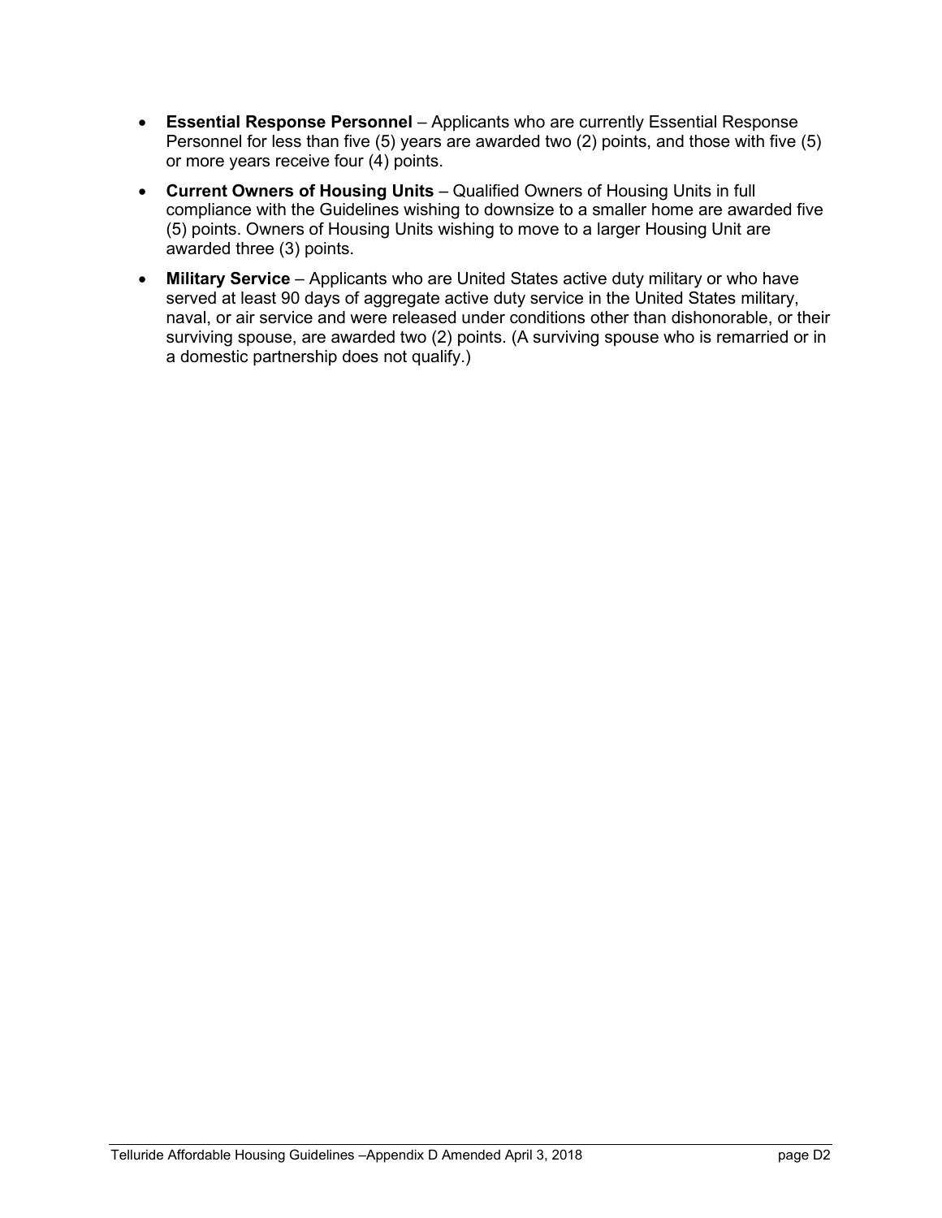- **Essential Response Personnel** – Applicants who are currently Essential Response Personnel for less than five (5) years are awarded two (2) points, and those with five (5) or more years receive four (4) points.
- **Current Owners of Housing Units** – Qualified Owners of Housing Units in full compliance with the Guidelines wishing to downsize to a smaller home are awarded five (5) points. Owners of Housing Units wishing to move to a larger Housing Unit are awarded three (3) points.
- **Military Service** – Applicants who are United States active duty military or who have served at least 90 days of aggregate active duty service in the United States military, naval, or air service and were released under conditions other than dishonorable, or their surviving spouse, are awarded two (2) points. (A surviving spouse who is remarried or in a domestic partnership does not qualify.)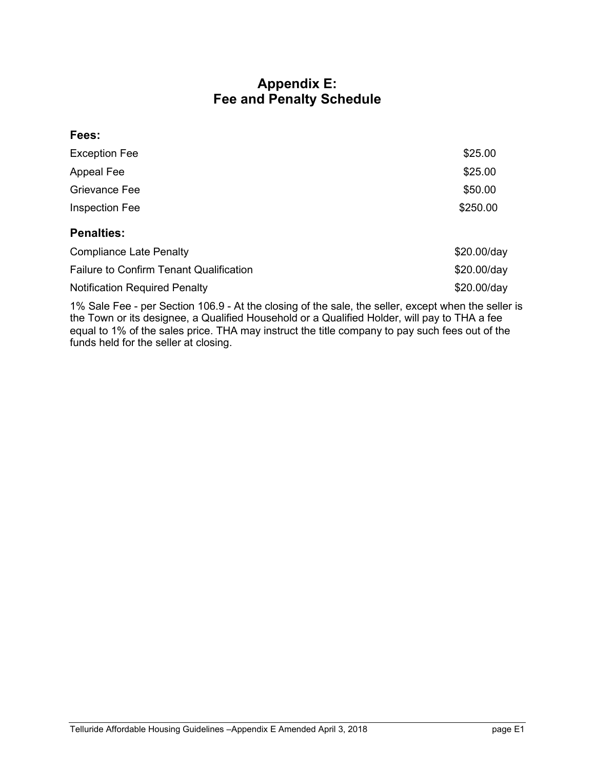# Appendix E:
# Fee and Penalty Schedule

## Fees:

| | |
|---|---|
| Exception Fee | $25.00 |
| Appeal Fee | $25.00 |
| Grievance Fee | $50.00 |
| Inspection Fee | $250.00 |

## Penalties:

| | |
|---|---|
| Compliance Late Penalty | $20.00/day |
| Failure to Confirm Tenant Qualification | $20.00/day |
| Notification Required Penalty | $20.00/day |

1% Sale Fee - per Section 106.9 - At the closing of the sale, the seller, except when the seller is the Town or its designee, a Qualified Household or a Qualified Holder, will pay to THA a fee equal to 1% of the sales price. THA may instruct the title company to pay such fees out of the funds held for the seller at closing.